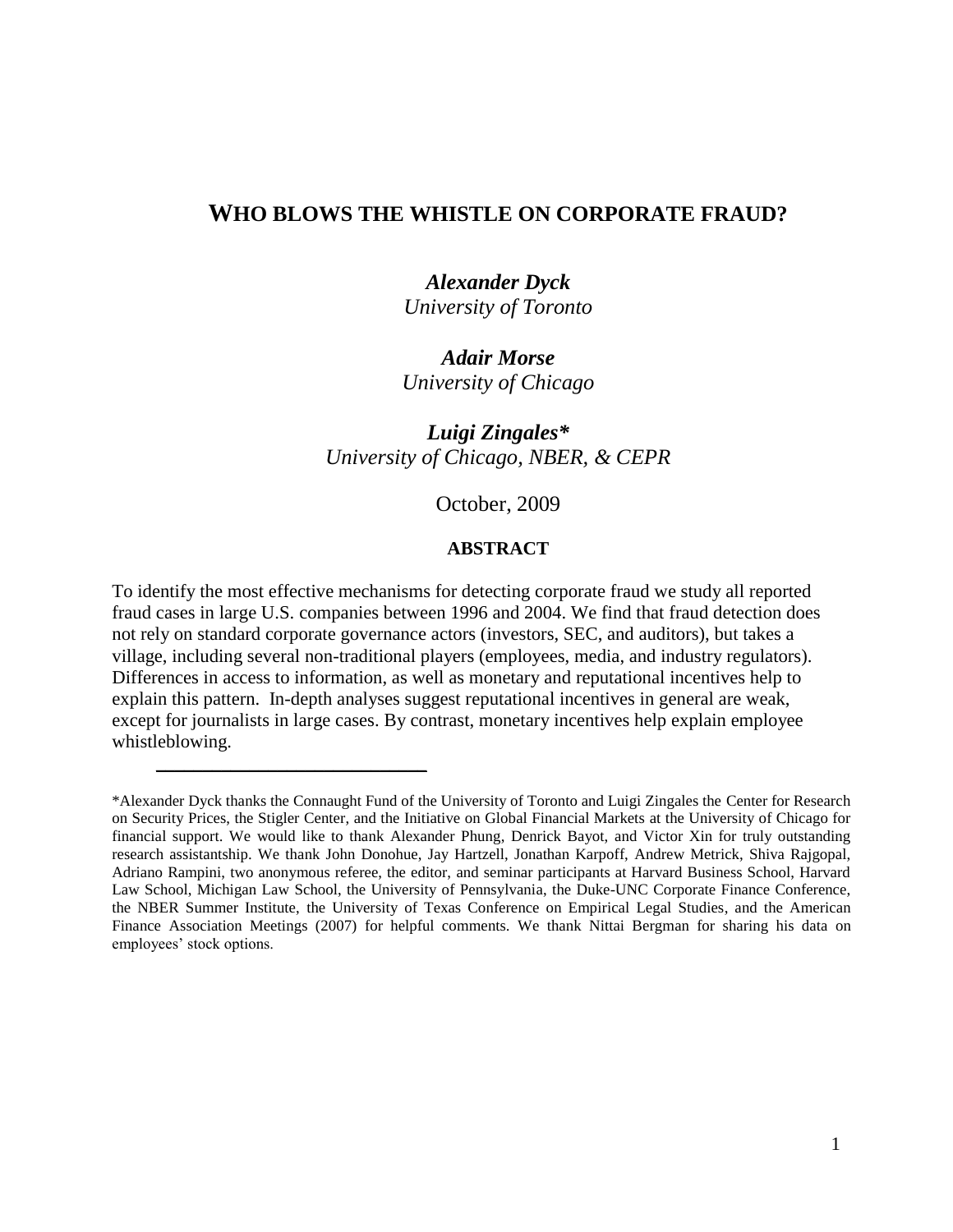# WHO BLOWS THE WHISTLE ON CORPORATE FRAUD?

***Alexander Dyck***
*University of Toronto*

***Adair Morse***
*University of Chicago*

***Luigi Zingales\****
*University of Chicago, NBER, & CEPR*

October, 2009

**ABSTRACT**

To identify the most effective mechanisms for detecting corporate fraud we study all reported fraud cases in large U.S. companies between 1996 and 2004. We find that fraud detection does not rely on standard corporate governance actors (investors, SEC, and auditors), but takes a village, including several non-traditional players (employees, media, and industry regulators). Differences in access to information, as well as monetary and reputational incentives help to explain this pattern. In-depth analyses suggest reputational incentives in general are weak, except for journalists in large cases. By contrast, monetary incentives help explain employee whistleblowing.

---

*Alexander Dyck thanks the Connaught Fund of the University of Toronto and Luigi Zingales the Center for Research on Security Prices, the Stigler Center, and the Initiative on Global Financial Markets at the University of Chicago for financial support. We would like to thank Alexander Phung, Denrick Bayot, and Victor Xin for truly outstanding research assistantship. We thank John Donohue, Jay Hartzell, Jonathan Karpoff, Andrew Metrick, Shiva Rajgopal, Adriano Rampini, two anonymous referee, the editor, and seminar participants at Harvard Business School, Harvard Law School, Michigan Law School, the University of Pennsylvania, the Duke-UNC Corporate Finance Conference, the NBER Summer Institute, the University of Texas Conference on Empirical Legal Studies, and the American Finance Association Meetings (2007) for helpful comments. We thank Nittai Bergman for sharing his data on employees' stock options.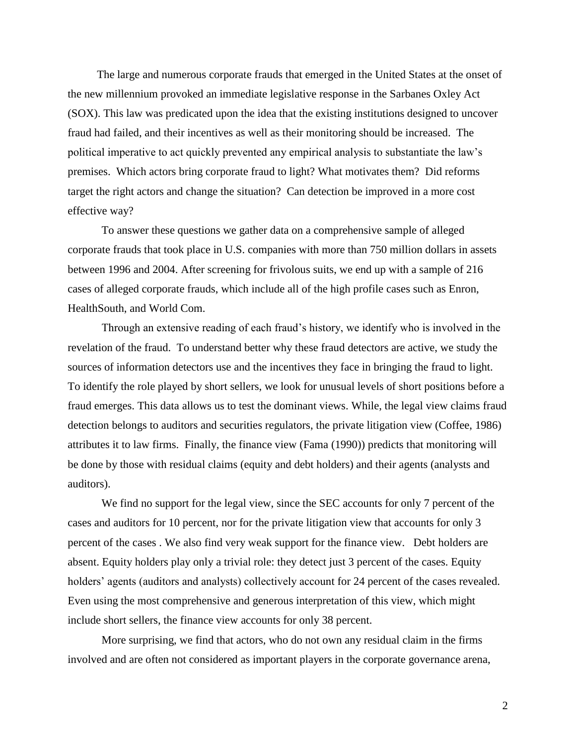The large and numerous corporate frauds that emerged in the United States at the onset of the new millennium provoked an immediate legislative response in the Sarbanes Oxley Act (SOX). This law was predicated upon the idea that the existing institutions designed to uncover fraud had failed, and their incentives as well as their monitoring should be increased. The political imperative to act quickly prevented any empirical analysis to substantiate the law's premises. Which actors bring corporate fraud to light? What motivates them? Did reforms target the right actors and change the situation? Can detection be improved in a more cost effective way?

To answer these questions we gather data on a comprehensive sample of alleged corporate frauds that took place in U.S. companies with more than 750 million dollars in assets between 1996 and 2004. After screening for frivolous suits, we end up with a sample of 216 cases of alleged corporate frauds, which include all of the high profile cases such as Enron, HealthSouth, and World Com.

Through an extensive reading of each fraud's history, we identify who is involved in the revelation of the fraud. To understand better why these fraud detectors are active, we study the sources of information detectors use and the incentives they face in bringing the fraud to light. To identify the role played by short sellers, we look for unusual levels of short positions before a fraud emerges. This data allows us to test the dominant views. While, the legal view claims fraud detection belongs to auditors and securities regulators, the private litigation view (Coffee, 1986) attributes it to law firms. Finally, the finance view (Fama (1990)) predicts that monitoring will be done by those with residual claims (equity and debt holders) and their agents (analysts and auditors).

We find no support for the legal view, since the SEC accounts for only 7 percent of the cases and auditors for 10 percent, nor for the private litigation view that accounts for only 3 percent of the cases . We also find very weak support for the finance view. Debt holders are absent. Equity holders play only a trivial role: they detect just 3 percent of the cases. Equity holders' agents (auditors and analysts) collectively account for 24 percent of the cases revealed. Even using the most comprehensive and generous interpretation of this view, which might include short sellers, the finance view accounts for only 38 percent.

More surprising, we find that actors, who do not own any residual claim in the firms involved and are often not considered as important players in the corporate governance arena,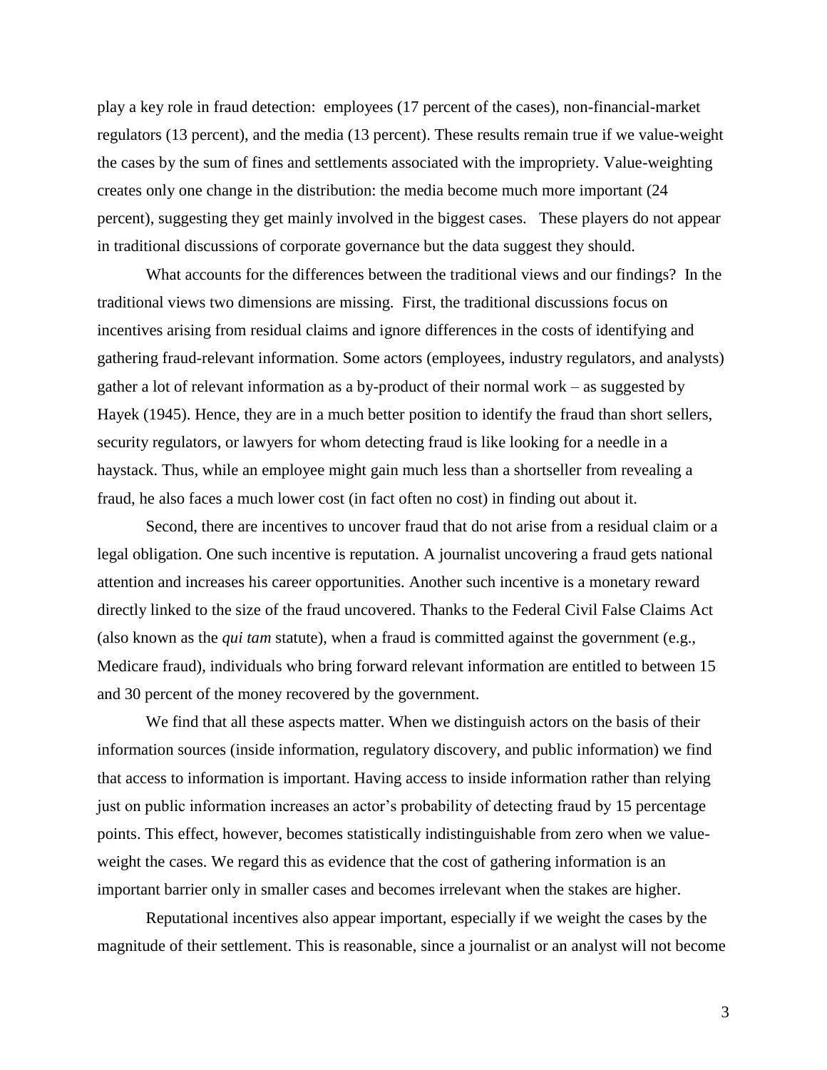play a key role in fraud detection: employees (17 percent of the cases), non-financial-market regulators (13 percent), and the media (13 percent). These results remain true if we value-weight the cases by the sum of fines and settlements associated with the impropriety. Value-weighting creates only one change in the distribution: the media become much more important (24 percent), suggesting they get mainly involved in the biggest cases. These players do not appear in traditional discussions of corporate governance but the data suggest they should.

What accounts for the differences between the traditional views and our findings? In the traditional views two dimensions are missing. First, the traditional discussions focus on incentives arising from residual claims and ignore differences in the costs of identifying and gathering fraud-relevant information. Some actors (employees, industry regulators, and analysts) gather a lot of relevant information as a by-product of their normal work – as suggested by Hayek (1945). Hence, they are in a much better position to identify the fraud than short sellers, security regulators, or lawyers for whom detecting fraud is like looking for a needle in a haystack. Thus, while an employee might gain much less than a shortseller from revealing a fraud, he also faces a much lower cost (in fact often no cost) in finding out about it.

Second, there are incentives to uncover fraud that do not arise from a residual claim or a legal obligation. One such incentive is reputation. A journalist uncovering a fraud gets national attention and increases his career opportunities. Another such incentive is a monetary reward directly linked to the size of the fraud uncovered. Thanks to the Federal Civil False Claims Act (also known as the *qui tam* statute), when a fraud is committed against the government (e.g., Medicare fraud), individuals who bring forward relevant information are entitled to between 15 and 30 percent of the money recovered by the government.

We find that all these aspects matter. When we distinguish actors on the basis of their information sources (inside information, regulatory discovery, and public information) we find that access to information is important. Having access to inside information rather than relying just on public information increases an actor's probability of detecting fraud by 15 percentage points. This effect, however, becomes statistically indistinguishable from zero when we value-weight the cases. We regard this as evidence that the cost of gathering information is an important barrier only in smaller cases and becomes irrelevant when the stakes are higher.

Reputational incentives also appear important, especially if we weight the cases by the magnitude of their settlement. This is reasonable, since a journalist or an analyst will not become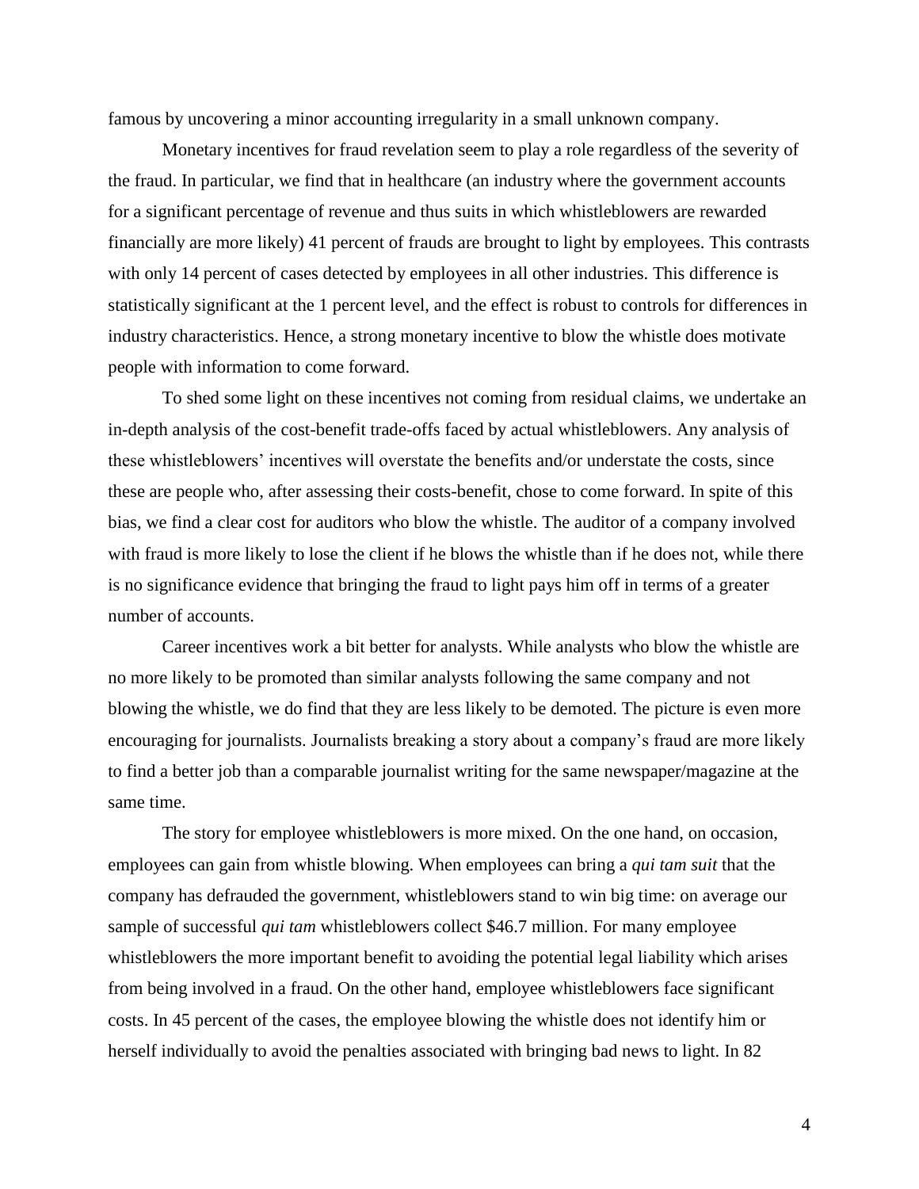famous by uncovering a minor accounting irregularity in a small unknown company.

Monetary incentives for fraud revelation seem to play a role regardless of the severity of the fraud. In particular, we find that in healthcare (an industry where the government accounts for a significant percentage of revenue and thus suits in which whistleblowers are rewarded financially are more likely) 41 percent of frauds are brought to light by employees. This contrasts with only 14 percent of cases detected by employees in all other industries. This difference is statistically significant at the 1 percent level, and the effect is robust to controls for differences in industry characteristics. Hence, a strong monetary incentive to blow the whistle does motivate people with information to come forward.

To shed some light on these incentives not coming from residual claims, we undertake an in-depth analysis of the cost-benefit trade-offs faced by actual whistleblowers. Any analysis of these whistleblowers' incentives will overstate the benefits and/or understate the costs, since these are people who, after assessing their costs-benefit, chose to come forward. In spite of this bias, we find a clear cost for auditors who blow the whistle. The auditor of a company involved with fraud is more likely to lose the client if he blows the whistle than if he does not, while there is no significance evidence that bringing the fraud to light pays him off in terms of a greater number of accounts.

Career incentives work a bit better for analysts. While analysts who blow the whistle are no more likely to be promoted than similar analysts following the same company and not blowing the whistle, we do find that they are less likely to be demoted. The picture is even more encouraging for journalists. Journalists breaking a story about a company's fraud are more likely to find a better job than a comparable journalist writing for the same newspaper/magazine at the same time.

The story for employee whistleblowers is more mixed. On the one hand, on occasion, employees can gain from whistle blowing. When employees can bring a *qui tam suit* that the company has defrauded the government, whistleblowers stand to win big time: on average our sample of successful *qui tam* whistleblowers collect $46.7 million. For many employee whistleblowers the more important benefit to avoiding the potential legal liability which arises from being involved in a fraud. On the other hand, employee whistleblowers face significant costs. In 45 percent of the cases, the employee blowing the whistle does not identify him or herself individually to avoid the penalties associated with bringing bad news to light. In 82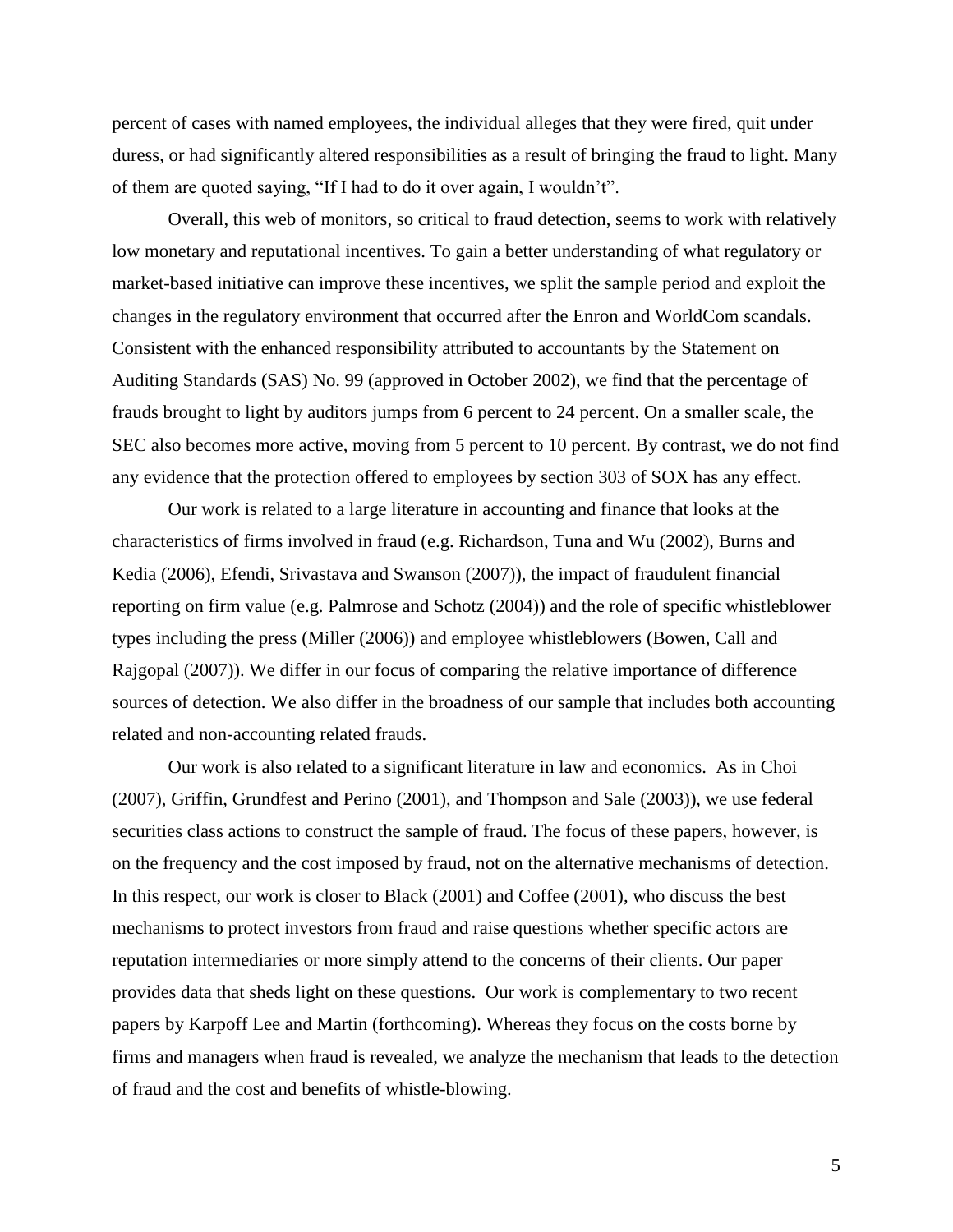percent of cases with named employees, the individual alleges that they were fired, quit under duress, or had significantly altered responsibilities as a result of bringing the fraud to light. Many of them are quoted saying, "If I had to do it over again, I wouldn't".

Overall, this web of monitors, so critical to fraud detection, seems to work with relatively low monetary and reputational incentives. To gain a better understanding of what regulatory or market-based initiative can improve these incentives, we split the sample period and exploit the changes in the regulatory environment that occurred after the Enron and WorldCom scandals. Consistent with the enhanced responsibility attributed to accountants by the Statement on Auditing Standards (SAS) No. 99 (approved in October 2002), we find that the percentage of frauds brought to light by auditors jumps from 6 percent to 24 percent. On a smaller scale, the SEC also becomes more active, moving from 5 percent to 10 percent. By contrast, we do not find any evidence that the protection offered to employees by section 303 of SOX has any effect.

Our work is related to a large literature in accounting and finance that looks at the characteristics of firms involved in fraud (e.g. Richardson, Tuna and Wu (2002), Burns and Kedia (2006), Efendi, Srivastava and Swanson (2007)), the impact of fraudulent financial reporting on firm value (e.g. Palmrose and Schotz (2004)) and the role of specific whistleblower types including the press (Miller (2006)) and employee whistleblowers (Bowen, Call and Rajgopal (2007)). We differ in our focus of comparing the relative importance of difference sources of detection. We also differ in the broadness of our sample that includes both accounting related and non-accounting related frauds.

Our work is also related to a significant literature in law and economics. As in Choi (2007), Griffin, Grundfest and Perino (2001), and Thompson and Sale (2003)), we use federal securities class actions to construct the sample of fraud. The focus of these papers, however, is on the frequency and the cost imposed by fraud, not on the alternative mechanisms of detection. In this respect, our work is closer to Black (2001) and Coffee (2001), who discuss the best mechanisms to protect investors from fraud and raise questions whether specific actors are reputation intermediaries or more simply attend to the concerns of their clients. Our paper provides data that sheds light on these questions. Our work is complementary to two recent papers by Karpoff Lee and Martin (forthcoming). Whereas they focus on the costs borne by firms and managers when fraud is revealed, we analyze the mechanism that leads to the detection of fraud and the cost and benefits of whistle-blowing.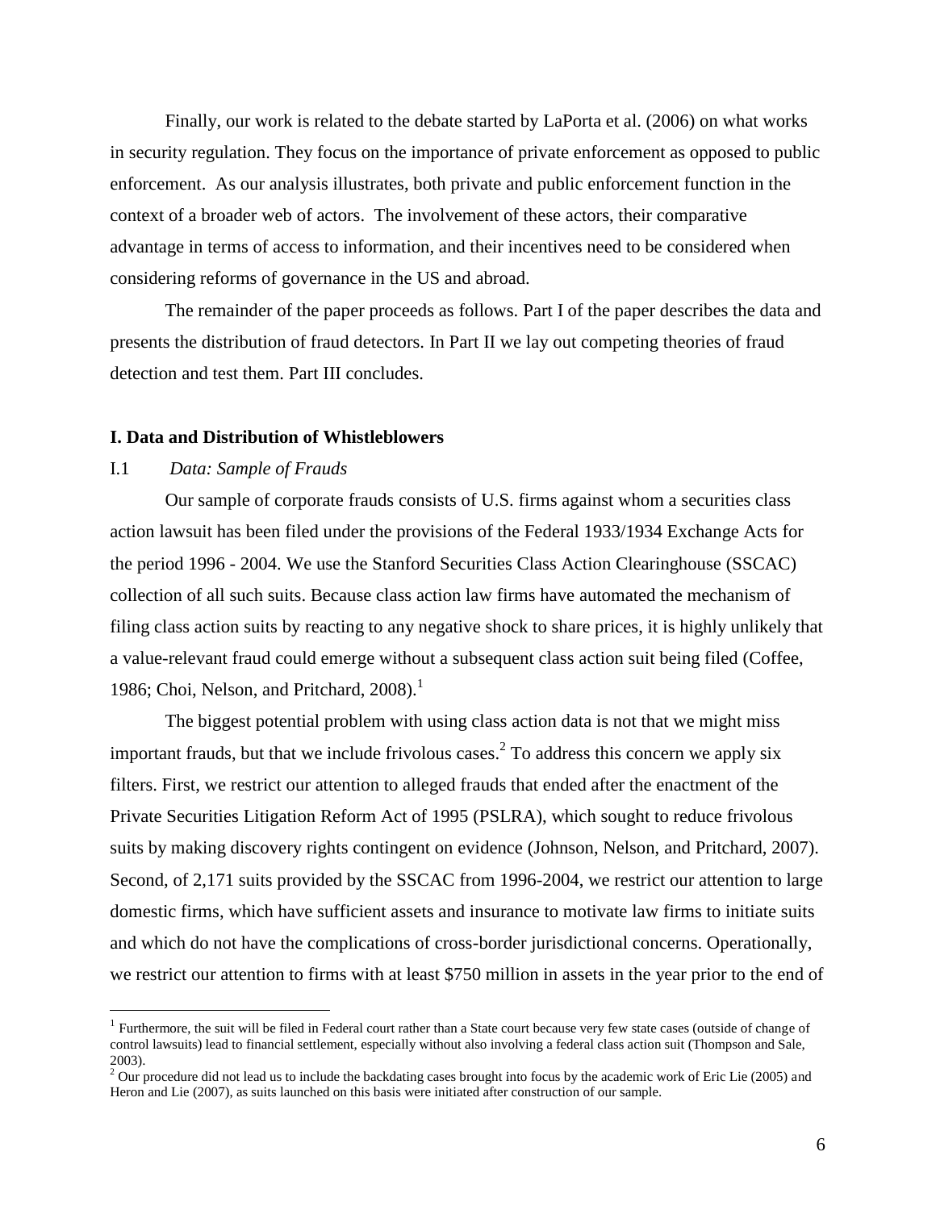Finally, our work is related to the debate started by LaPorta et al. (2006) on what works in security regulation. They focus on the importance of private enforcement as opposed to public enforcement. As our analysis illustrates, both private and public enforcement function in the context of a broader web of actors. The involvement of these actors, their comparative advantage in terms of access to information, and their incentives need to be considered when considering reforms of governance in the US and abroad.

The remainder of the paper proceeds as follows. Part I of the paper describes the data and presents the distribution of fraud detectors. In Part II we lay out competing theories of fraud detection and test them. Part III concludes.

## I. Data and Distribution of Whistleblowers

### I.1 *Data: Sample of Frauds*

Our sample of corporate frauds consists of U.S. firms against whom a securities class action lawsuit has been filed under the provisions of the Federal 1933/1934 Exchange Acts for the period 1996 - 2004. We use the Stanford Securities Class Action Clearinghouse (SSCAC) collection of all such suits. Because class action law firms have automated the mechanism of filing class action suits by reacting to any negative shock to share prices, it is highly unlikely that a value-relevant fraud could emerge without a subsequent class action suit being filed (Coffee, 1986; Choi, Nelson, and Pritchard, 2008).[1]

The biggest potential problem with using class action data is not that we might miss important frauds, but that we include frivolous cases.[2] To address this concern we apply six filters. First, we restrict our attention to alleged frauds that ended after the enactment of the Private Securities Litigation Reform Act of 1995 (PSLRA), which sought to reduce frivolous suits by making discovery rights contingent on evidence (Johnson, Nelson, and Pritchard, 2007). Second, of 2,171 suits provided by the SSCAC from 1996-2004, we restrict our attention to large domestic firms, which have sufficient assets and insurance to motivate law firms to initiate suits and which do not have the complications of cross-border jurisdictional concerns. Operationally, we restrict our attention to firms with at least $750 million in assets in the year prior to the end of

---

[1] Furthermore, the suit will be filed in Federal court rather than a State court because very few state cases (outside of change of control lawsuits) lead to financial settlement, especially without also involving a federal class action suit (Thompson and Sale, 2003).

[2] Our procedure did not lead us to include the backdating cases brought into focus by the academic work of Eric Lie (2005) and Heron and Lie (2007), as suits launched on this basis were initiated after construction of our sample.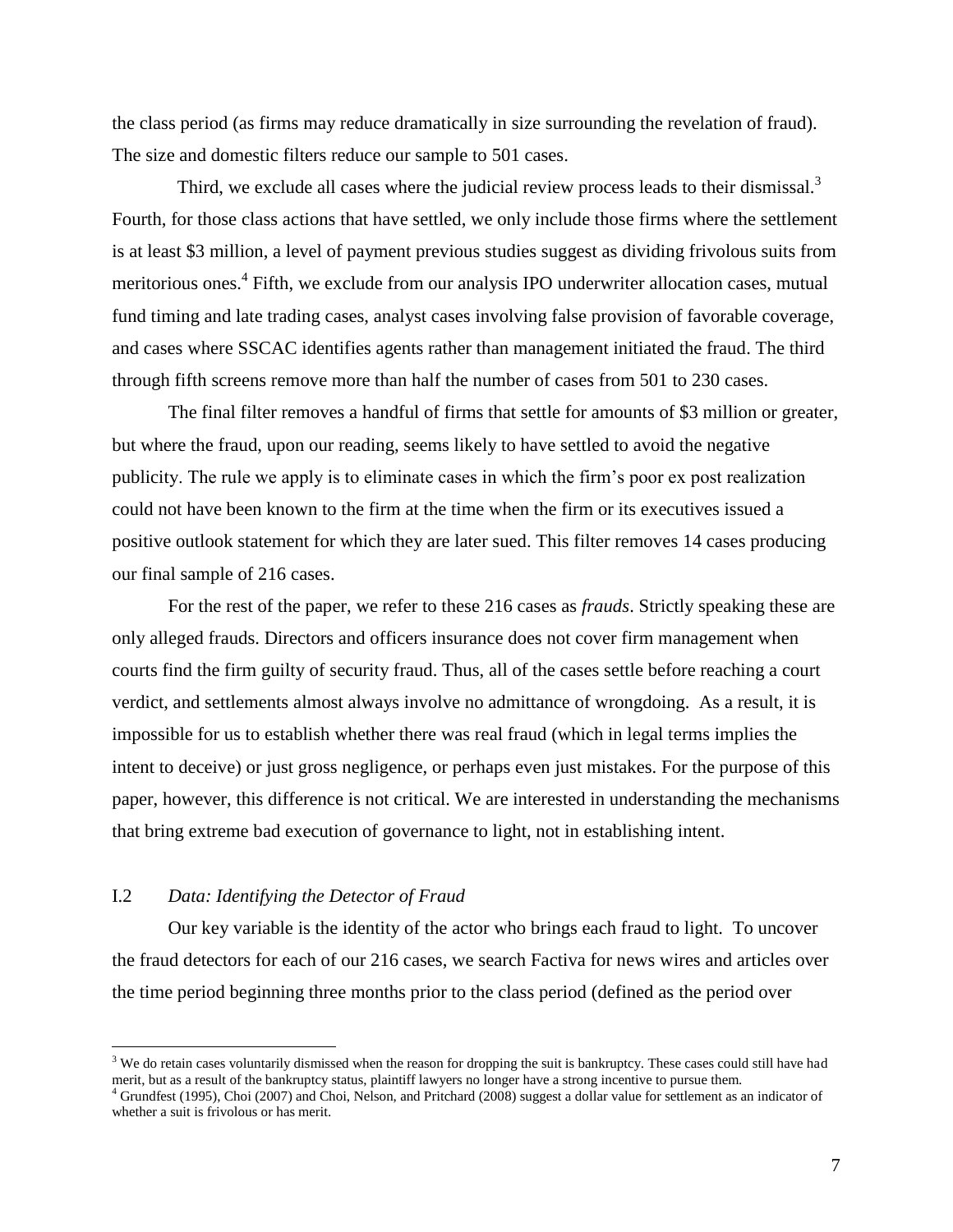the class period (as firms may reduce dramatically in size surrounding the revelation of fraud). The size and domestic filters reduce our sample to 501 cases.

Third, we exclude all cases where the judicial review process leads to their dismissal.[3] Fourth, for those class actions that have settled, we only include those firms where the settlement is at least \$3 million, a level of payment previous studies suggest as dividing frivolous suits from meritorious ones.[4] Fifth, we exclude from our analysis IPO underwriter allocation cases, mutual fund timing and late trading cases, analyst cases involving false provision of favorable coverage, and cases where SSCAC identifies agents rather than management initiated the fraud. The third through fifth screens remove more than half the number of cases from 501 to 230 cases.

The final filter removes a handful of firms that settle for amounts of \$3 million or greater, but where the fraud, upon our reading, seems likely to have settled to avoid the negative publicity. The rule we apply is to eliminate cases in which the firm's poor ex post realization could not have been known to the firm at the time when the firm or its executives issued a positive outlook statement for which they are later sued. This filter removes 14 cases producing our final sample of 216 cases.

For the rest of the paper, we refer to these 216 cases as *frauds*. Strictly speaking these are only alleged frauds. Directors and officers insurance does not cover firm management when courts find the firm guilty of security fraud. Thus, all of the cases settle before reaching a court verdict, and settlements almost always involve no admittance of wrongdoing. As a result, it is impossible for us to establish whether there was real fraud (which in legal terms implies the intent to deceive) or just gross negligence, or perhaps even just mistakes. For the purpose of this paper, however, this difference is not critical. We are interested in understanding the mechanisms that bring extreme bad execution of governance to light, not in establishing intent.

### I.2 *Data: Identifying the Detector of Fraud*

Our key variable is the identity of the actor who brings each fraud to light. To uncover the fraud detectors for each of our 216 cases, we search Factiva for news wires and articles over the time period beginning three months prior to the class period (defined as the period over

---

[3] We do retain cases voluntarily dismissed when the reason for dropping the suit is bankruptcy. These cases could still have had merit, but as a result of the bankruptcy status, plaintiff lawyers no longer have a strong incentive to pursue them.

[4] Grundfest (1995), Choi (2007) and Choi, Nelson, and Pritchard (2008) suggest a dollar value for settlement as an indicator of whether a suit is frivolous or has merit.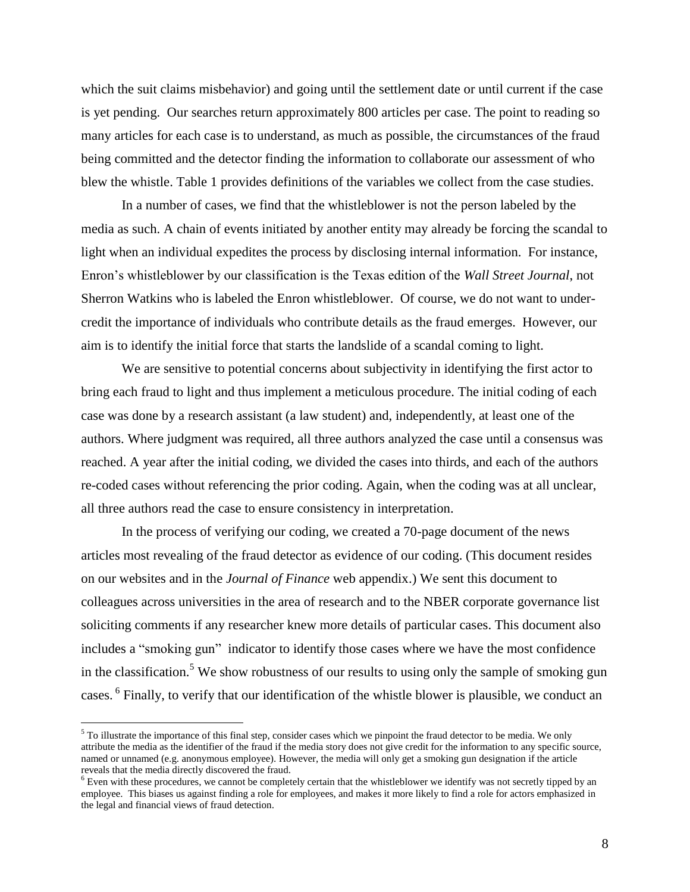which the suit claims misbehavior) and going until the settlement date or until current if the case is yet pending. Our searches return approximately 800 articles per case. The point to reading so many articles for each case is to understand, as much as possible, the circumstances of the fraud being committed and the detector finding the information to collaborate our assessment of who blew the whistle. Table 1 provides definitions of the variables we collect from the case studies.

In a number of cases, we find that the whistleblower is not the person labeled by the media as such. A chain of events initiated by another entity may already be forcing the scandal to light when an individual expedites the process by disclosing internal information. For instance, Enron's whistleblower by our classification is the Texas edition of the *Wall Street Journal*, not Sherron Watkins who is labeled the Enron whistleblower. Of course, we do not want to under-credit the importance of individuals who contribute details as the fraud emerges. However, our aim is to identify the initial force that starts the landslide of a scandal coming to light.

We are sensitive to potential concerns about subjectivity in identifying the first actor to bring each fraud to light and thus implement a meticulous procedure. The initial coding of each case was done by a research assistant (a law student) and, independently, at least one of the authors. Where judgment was required, all three authors analyzed the case until a consensus was reached. A year after the initial coding, we divided the cases into thirds, and each of the authors re-coded cases without referencing the prior coding. Again, when the coding was at all unclear, all three authors read the case to ensure consistency in interpretation.

In the process of verifying our coding, we created a 70-page document of the news articles most revealing of the fraud detector as evidence of our coding. (This document resides on our websites and in the *Journal of Finance* web appendix.) We sent this document to colleagues across universities in the area of research and to the NBER corporate governance list soliciting comments if any researcher knew more details of particular cases. This document also includes a "smoking gun" indicator to identify those cases where we have the most confidence in the classification.[5] We show robustness of our results to using only the sample of smoking gun cases.[6] Finally, to verify that our identification of the whistle blower is plausible, we conduct an

---

[5] To illustrate the importance of this final step, consider cases which we pinpoint the fraud detector to be media. We only attribute the media as the identifier of the fraud if the media story does not give credit for the information to any specific source, named or unnamed (e.g. anonymous employee). However, the media will only get a smoking gun designation if the article reveals that the media directly discovered the fraud.

[6] Even with these procedures, we cannot be completely certain that the whistleblower we identify was not secretly tipped by an employee. This biases us against finding a role for employees, and makes it more likely to find a role for actors emphasized in the legal and financial views of fraud detection.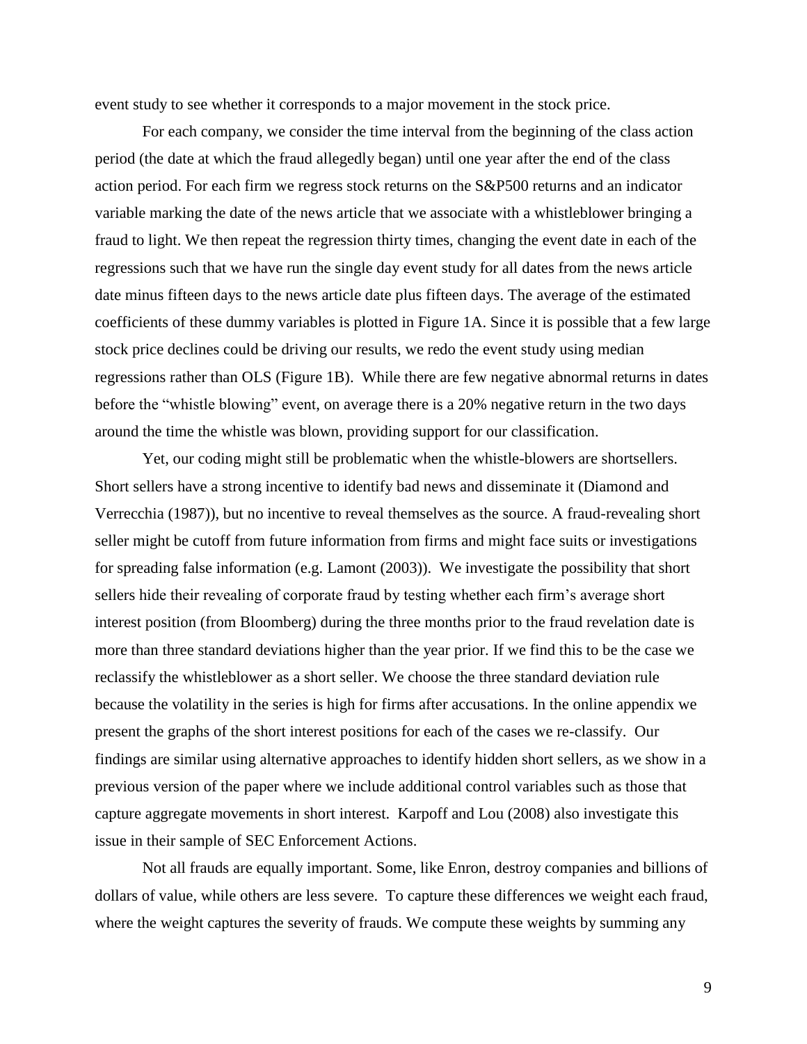event study to see whether it corresponds to a major movement in the stock price.

For each company, we consider the time interval from the beginning of the class action period (the date at which the fraud allegedly began) until one year after the end of the class action period. For each firm we regress stock returns on the S&P500 returns and an indicator variable marking the date of the news article that we associate with a whistleblower bringing a fraud to light. We then repeat the regression thirty times, changing the event date in each of the regressions such that we have run the single day event study for all dates from the news article date minus fifteen days to the news article date plus fifteen days. The average of the estimated coefficients of these dummy variables is plotted in Figure 1A. Since it is possible that a few large stock price declines could be driving our results, we redo the event study using median regressions rather than OLS (Figure 1B). While there are few negative abnormal returns in dates before the "whistle blowing" event, on average there is a 20% negative return in the two days around the time the whistle was blown, providing support for our classification.

Yet, our coding might still be problematic when the whistle-blowers are shortsellers. Short sellers have a strong incentive to identify bad news and disseminate it (Diamond and Verrecchia (1987)), but no incentive to reveal themselves as the source. A fraud-revealing short seller might be cutoff from future information from firms and might face suits or investigations for spreading false information (e.g. Lamont (2003)). We investigate the possibility that short sellers hide their revealing of corporate fraud by testing whether each firm's average short interest position (from Bloomberg) during the three months prior to the fraud revelation date is more than three standard deviations higher than the year prior. If we find this to be the case we reclassify the whistleblower as a short seller. We choose the three standard deviation rule because the volatility in the series is high for firms after accusations. In the online appendix we present the graphs of the short interest positions for each of the cases we re-classify. Our findings are similar using alternative approaches to identify hidden short sellers, as we show in a previous version of the paper where we include additional control variables such as those that capture aggregate movements in short interest. Karpoff and Lou (2008) also investigate this issue in their sample of SEC Enforcement Actions.

Not all frauds are equally important. Some, like Enron, destroy companies and billions of dollars of value, while others are less severe. To capture these differences we weight each fraud, where the weight captures the severity of frauds. We compute these weights by summing any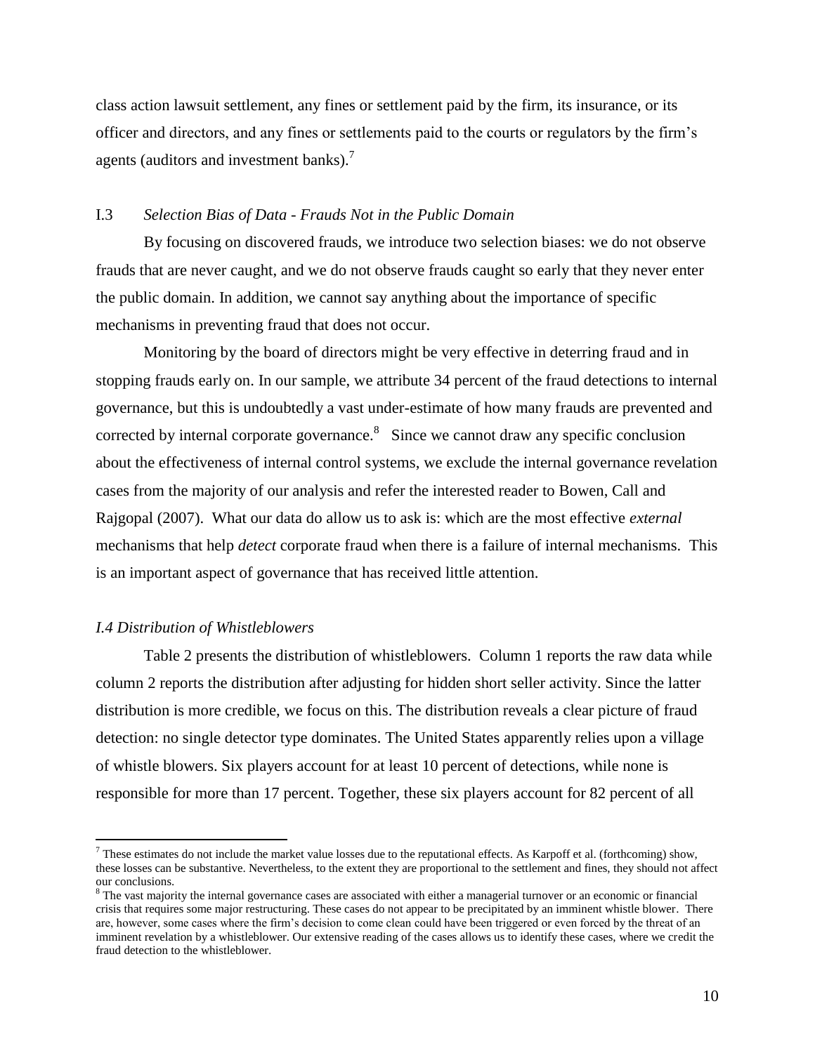class action lawsuit settlement, any fines or settlement paid by the firm, its insurance, or its officer and directors, and any fines or settlements paid to the courts or regulators by the firm's agents (auditors and investment banks).[7]

### I.3 *Selection Bias of Data - Frauds Not in the Public Domain*

By focusing on discovered frauds, we introduce two selection biases: we do not observe frauds that are never caught, and we do not observe frauds caught so early that they never enter the public domain. In addition, we cannot say anything about the importance of specific mechanisms in preventing fraud that does not occur.

Monitoring by the board of directors might be very effective in deterring fraud and in stopping frauds early on. In our sample, we attribute 34 percent of the fraud detections to internal governance, but this is undoubtedly a vast under-estimate of how many frauds are prevented and corrected by internal corporate governance.[8] Since we cannot draw any specific conclusion about the effectiveness of internal control systems, we exclude the internal governance revelation cases from the majority of our analysis and refer the interested reader to Bowen, Call and Rajgopal (2007). What our data do allow us to ask is: which are the most effective *external* mechanisms that help *detect* corporate fraud when there is a failure of internal mechanisms. This is an important aspect of governance that has received little attention.

### *I.4 Distribution of Whistleblowers*

Table 2 presents the distribution of whistleblowers. Column 1 reports the raw data while column 2 reports the distribution after adjusting for hidden short seller activity. Since the latter distribution is more credible, we focus on this. The distribution reveals a clear picture of fraud detection: no single detector type dominates. The United States apparently relies upon a village of whistle blowers. Six players account for at least 10 percent of detections, while none is responsible for more than 17 percent. Together, these six players account for 82 percent of all

---

[7] These estimates do not include the market value losses due to the reputational effects. As Karpoff et al. (forthcoming) show, these losses can be substantive. Nevertheless, to the extent they are proportional to the settlement and fines, they should not affect our conclusions.

[8] The vast majority the internal governance cases are associated with either a managerial turnover or an economic or financial crisis that requires some major restructuring. These cases do not appear to be precipitated by an imminent whistle blower. There are, however, some cases where the firm's decision to come clean could have been triggered or even forced by the threat of an imminent revelation by a whistleblower. Our extensive reading of the cases allows us to identify these cases, where we credit the fraud detection to the whistleblower.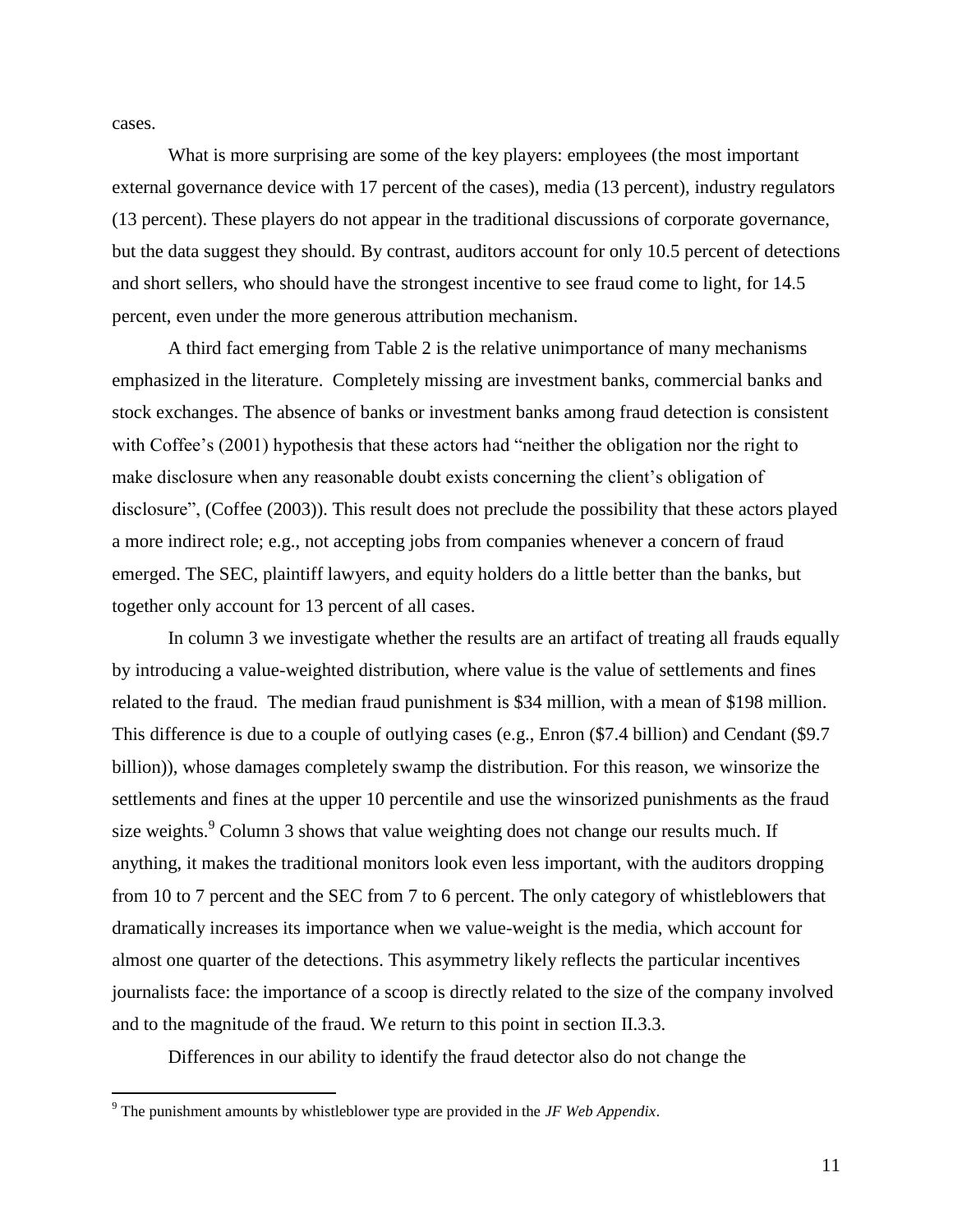cases.

What is more surprising are some of the key players: employees (the most important external governance device with 17 percent of the cases), media (13 percent), industry regulators (13 percent). These players do not appear in the traditional discussions of corporate governance, but the data suggest they should. By contrast, auditors account for only 10.5 percent of detections and short sellers, who should have the strongest incentive to see fraud come to light, for 14.5 percent, even under the more generous attribution mechanism.

A third fact emerging from Table 2 is the relative unimportance of many mechanisms emphasized in the literature. Completely missing are investment banks, commercial banks and stock exchanges. The absence of banks or investment banks among fraud detection is consistent with Coffee's (2001) hypothesis that these actors had "neither the obligation nor the right to make disclosure when any reasonable doubt exists concerning the client's obligation of disclosure", (Coffee (2003)). This result does not preclude the possibility that these actors played a more indirect role; e.g., not accepting jobs from companies whenever a concern of fraud emerged. The SEC, plaintiff lawyers, and equity holders do a little better than the banks, but together only account for 13 percent of all cases.

In column 3 we investigate whether the results are an artifact of treating all frauds equally by introducing a value-weighted distribution, where value is the value of settlements and fines related to the fraud. The median fraud punishment is $34 million, with a mean of $198 million. This difference is due to a couple of outlying cases (e.g., Enron ($7.4 billion) and Cendant ($9.7 billion)), whose damages completely swamp the distribution. For this reason, we winsorize the settlements and fines at the upper 10 percentile and use the winsorized punishments as the fraud size weights.[9] Column 3 shows that value weighting does not change our results much. If anything, it makes the traditional monitors look even less important, with the auditors dropping from 10 to 7 percent and the SEC from 7 to 6 percent. The only category of whistleblowers that dramatically increases its importance when we value-weight is the media, which account for almost one quarter of the detections. This asymmetry likely reflects the particular incentives journalists face: the importance of a scoop is directly related to the size of the company involved and to the magnitude of the fraud. We return to this point in section II.3.3.

Differences in our ability to identify the fraud detector also do not change the

[9] The punishment amounts by whistleblower type are provided in the *JF Web Appendix*.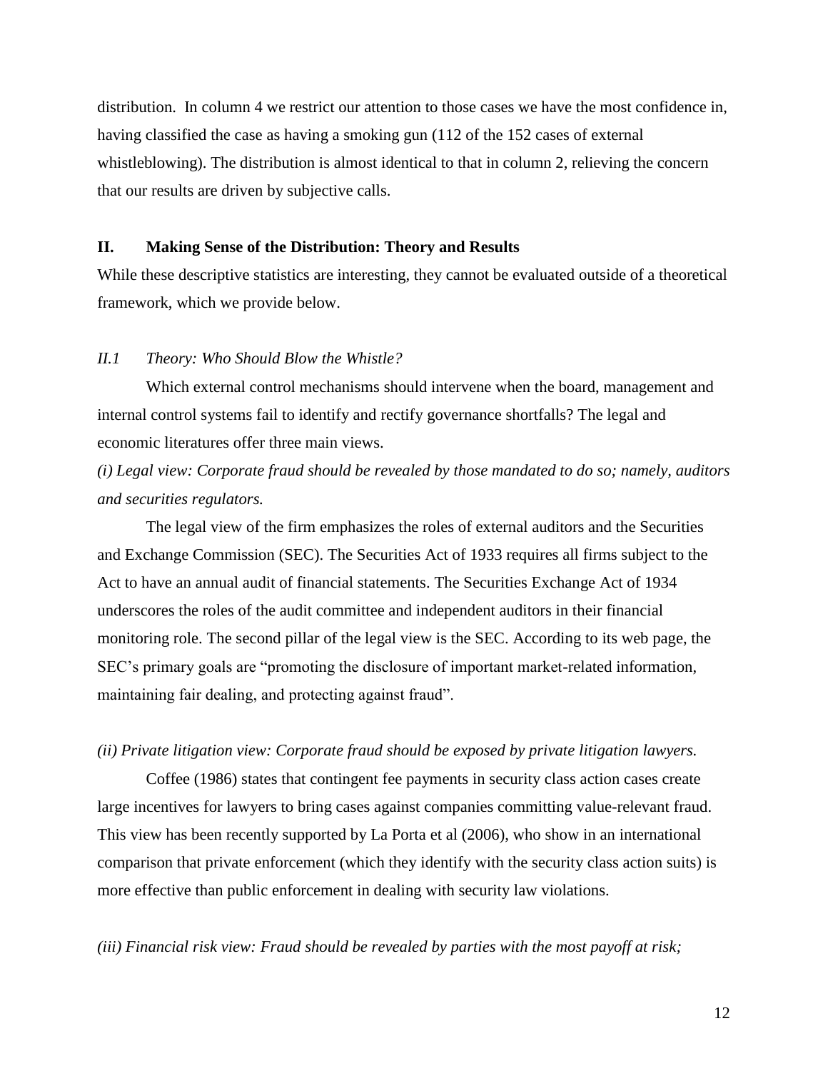distribution. In column 4 we restrict our attention to those cases we have the most confidence in, having classified the case as having a smoking gun (112 of the 152 cases of external whistleblowing). The distribution is almost identical to that in column 2, relieving the concern that our results are driven by subjective calls.

## II. Making Sense of the Distribution: Theory and Results

While these descriptive statistics are interesting, they cannot be evaluated outside of a theoretical framework, which we provide below.

### *II.1 Theory: Who Should Blow the Whistle?*

Which external control mechanisms should intervene when the board, management and internal control systems fail to identify and rectify governance shortfalls? The legal and economic literatures offer three main views.

*(i) Legal view: Corporate fraud should be revealed by those mandated to do so; namely, auditors and securities regulators.*

The legal view of the firm emphasizes the roles of external auditors and the Securities and Exchange Commission (SEC). The Securities Act of 1933 requires all firms subject to the Act to have an annual audit of financial statements. The Securities Exchange Act of 1934 underscores the roles of the audit committee and independent auditors in their financial monitoring role. The second pillar of the legal view is the SEC. According to its web page, the SEC's primary goals are "promoting the disclosure of important market-related information, maintaining fair dealing, and protecting against fraud".

*(ii) Private litigation view: Corporate fraud should be exposed by private litigation lawyers.*

Coffee (1986) states that contingent fee payments in security class action cases create large incentives for lawyers to bring cases against companies committing value-relevant fraud. This view has been recently supported by La Porta et al (2006), who show in an international comparison that private enforcement (which they identify with the security class action suits) is more effective than public enforcement in dealing with security law violations.

*(iii) Financial risk view: Fraud should be revealed by parties with the most payoff at risk;*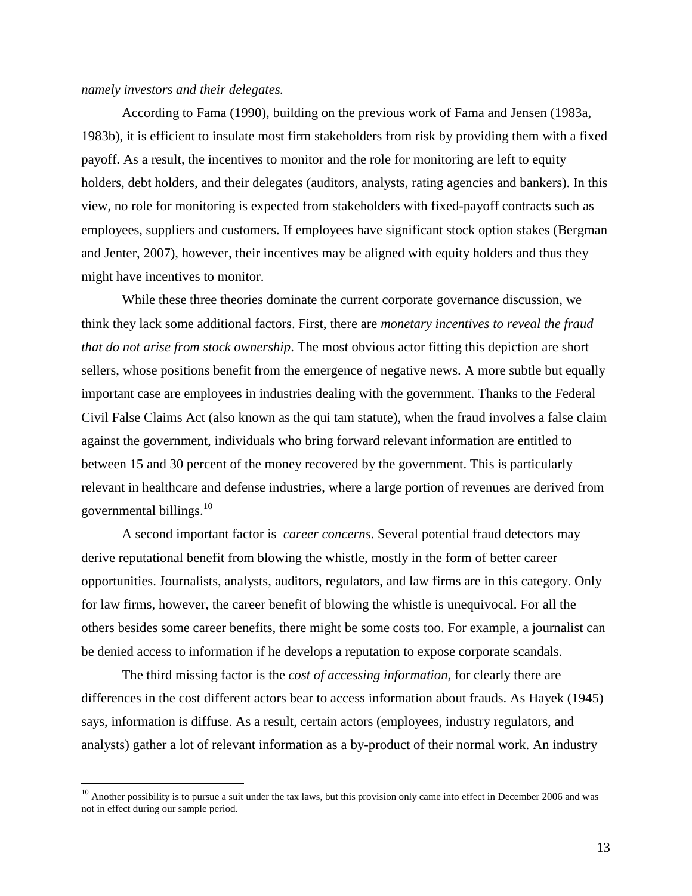*namely investors and their delegates.*

According to Fama (1990), building on the previous work of Fama and Jensen (1983a, 1983b), it is efficient to insulate most firm stakeholders from risk by providing them with a fixed payoff. As a result, the incentives to monitor and the role for monitoring are left to equity holders, debt holders, and their delegates (auditors, analysts, rating agencies and bankers). In this view, no role for monitoring is expected from stakeholders with fixed-payoff contracts such as employees, suppliers and customers. If employees have significant stock option stakes (Bergman and Jenter, 2007), however, their incentives may be aligned with equity holders and thus they might have incentives to monitor.

While these three theories dominate the current corporate governance discussion, we think they lack some additional factors. First, there are *monetary incentives to reveal the fraud that do not arise from stock ownership*. The most obvious actor fitting this depiction are short sellers, whose positions benefit from the emergence of negative news. A more subtle but equally important case are employees in industries dealing with the government. Thanks to the Federal Civil False Claims Act (also known as the qui tam statute), when the fraud involves a false claim against the government, individuals who bring forward relevant information are entitled to between 15 and 30 percent of the money recovered by the government. This is particularly relevant in healthcare and defense industries, where a large portion of revenues are derived from governmental billings.[10]

A second important factor is *career concerns*. Several potential fraud detectors may derive reputational benefit from blowing the whistle, mostly in the form of better career opportunities. Journalists, analysts, auditors, regulators, and law firms are in this category. Only for law firms, however, the career benefit of blowing the whistle is unequivocal. For all the others besides some career benefits, there might be some costs too. For example, a journalist can be denied access to information if he develops a reputation to expose corporate scandals.

The third missing factor is the *cost of accessing information*, for clearly there are differences in the cost different actors bear to access information about frauds. As Hayek (1945) says, information is diffuse. As a result, certain actors (employees, industry regulators, and analysts) gather a lot of relevant information as a by-product of their normal work. An industry

[10] Another possibility is to pursue a suit under the tax laws, but this provision only came into effect in December 2006 and was not in effect during our sample period.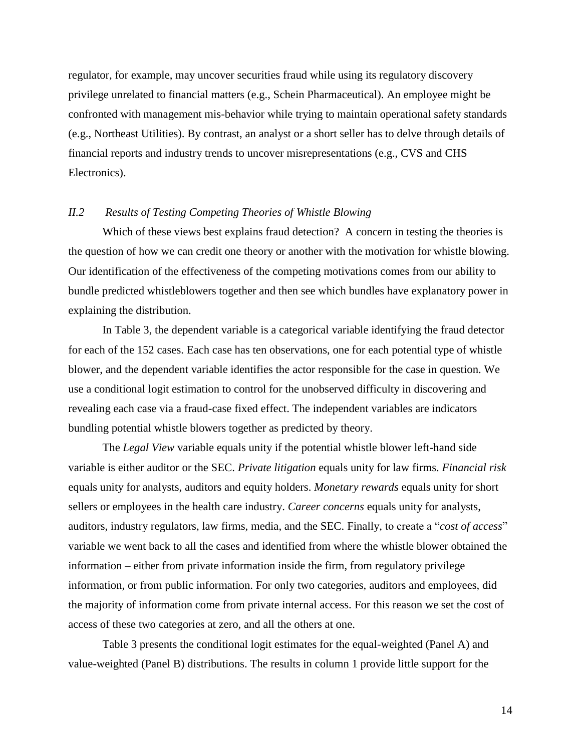regulator, for example, may uncover securities fraud while using its regulatory discovery privilege unrelated to financial matters (e.g., Schein Pharmaceutical). An employee might be confronted with management mis-behavior while trying to maintain operational safety standards (e.g., Northeast Utilities). By contrast, an analyst or a short seller has to delve through details of financial reports and industry trends to uncover misrepresentations (e.g., CVS and CHS Electronics).

### *II.2 Results of Testing Competing Theories of Whistle Blowing*

Which of these views best explains fraud detection? A concern in testing the theories is the question of how we can credit one theory or another with the motivation for whistle blowing. Our identification of the effectiveness of the competing motivations comes from our ability to bundle predicted whistleblowers together and then see which bundles have explanatory power in explaining the distribution.

In Table 3, the dependent variable is a categorical variable identifying the fraud detector for each of the 152 cases. Each case has ten observations, one for each potential type of whistle blower, and the dependent variable identifies the actor responsible for the case in question. We use a conditional logit estimation to control for the unobserved difficulty in discovering and revealing each case via a fraud-case fixed effect. The independent variables are indicators bundling potential whistle blowers together as predicted by theory.

The *Legal View* variable equals unity if the potential whistle blower left-hand side variable is either auditor or the SEC. *Private litigation* equals unity for law firms. *Financial risk* equals unity for analysts, auditors and equity holders. *Monetary rewards* equals unity for short sellers or employees in the health care industry. *Career concerns* equals unity for analysts, auditors, industry regulators, law firms, media, and the SEC. Finally, to create a "*cost of access*" variable we went back to all the cases and identified from where the whistle blower obtained the information – either from private information inside the firm, from regulatory privilege information, or from public information. For only two categories, auditors and employees, did the majority of information come from private internal access. For this reason we set the cost of access of these two categories at zero, and all the others at one.

Table 3 presents the conditional logit estimates for the equal-weighted (Panel A) and value-weighted (Panel B) distributions. The results in column 1 provide little support for the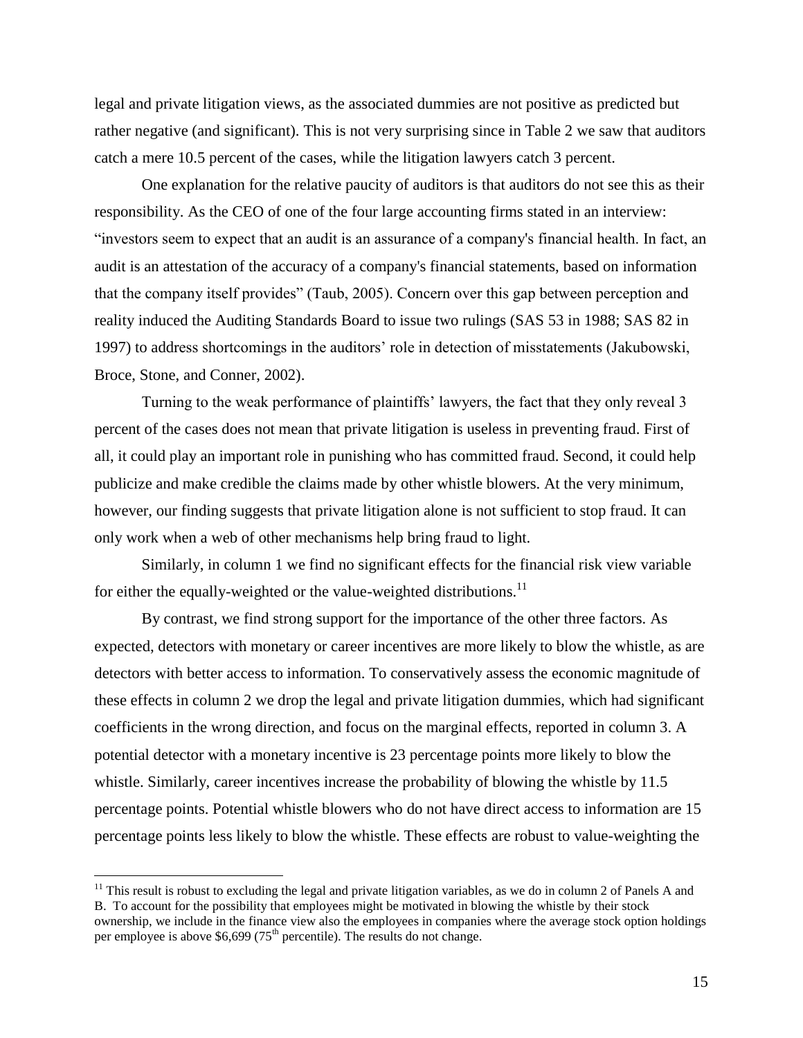legal and private litigation views, as the associated dummies are not positive as predicted but rather negative (and significant). This is not very surprising since in Table 2 we saw that auditors catch a mere 10.5 percent of the cases, while the litigation lawyers catch 3 percent.

One explanation for the relative paucity of auditors is that auditors do not see this as their responsibility. As the CEO of one of the four large accounting firms stated in an interview: "investors seem to expect that an audit is an assurance of a company's financial health. In fact, an audit is an attestation of the accuracy of a company's financial statements, based on information that the company itself provides" (Taub, 2005). Concern over this gap between perception and reality induced the Auditing Standards Board to issue two rulings (SAS 53 in 1988; SAS 82 in 1997) to address shortcomings in the auditors' role in detection of misstatements (Jakubowski, Broce, Stone, and Conner, 2002).

Turning to the weak performance of plaintiffs' lawyers, the fact that they only reveal 3 percent of the cases does not mean that private litigation is useless in preventing fraud. First of all, it could play an important role in punishing who has committed fraud. Second, it could help publicize and make credible the claims made by other whistle blowers. At the very minimum, however, our finding suggests that private litigation alone is not sufficient to stop fraud. It can only work when a web of other mechanisms help bring fraud to light.

Similarly, in column 1 we find no significant effects for the financial risk view variable for either the equally-weighted or the value-weighted distributions.[11]

By contrast, we find strong support for the importance of the other three factors. As expected, detectors with monetary or career incentives are more likely to blow the whistle, as are detectors with better access to information. To conservatively assess the economic magnitude of these effects in column 2 we drop the legal and private litigation dummies, which had significant coefficients in the wrong direction, and focus on the marginal effects, reported in column 3. A potential detector with a monetary incentive is 23 percentage points more likely to blow the whistle. Similarly, career incentives increase the probability of blowing the whistle by 11.5 percentage points. Potential whistle blowers who do not have direct access to information are 15 percentage points less likely to blow the whistle. These effects are robust to value-weighting the

[11] This result is robust to excluding the legal and private litigation variables, as we do in column 2 of Panels A and B. To account for the possibility that employees might be motivated in blowing the whistle by their stock ownership, we include in the finance view also the employees in companies where the average stock option holdings per employee is above \$6,699 (75th percentile). The results do not change.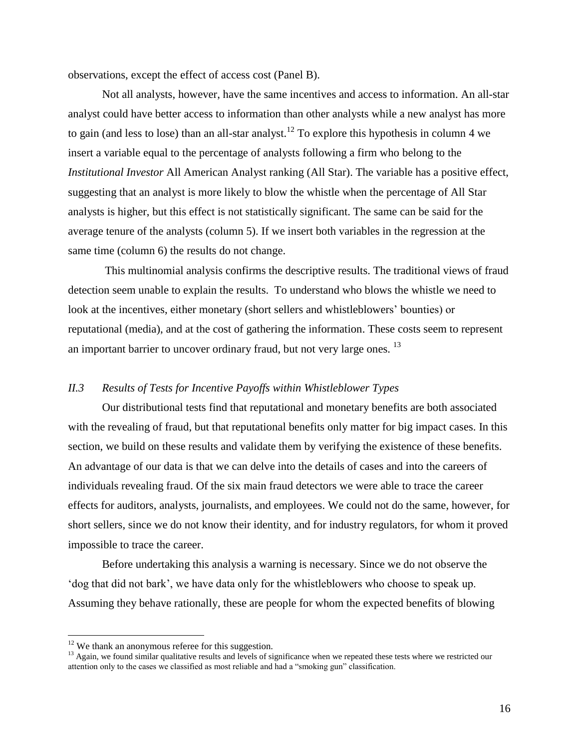observations, except the effect of access cost (Panel B).

Not all analysts, however, have the same incentives and access to information. An all-star analyst could have better access to information than other analysts while a new analyst has more to gain (and less to lose) than an all-star analyst.[12] To explore this hypothesis in column 4 we insert a variable equal to the percentage of analysts following a firm who belong to the *Institutional Investor* All American Analyst ranking (All Star). The variable has a positive effect, suggesting that an analyst is more likely to blow the whistle when the percentage of All Star analysts is higher, but this effect is not statistically significant. The same can be said for the average tenure of the analysts (column 5). If we insert both variables in the regression at the same time (column 6) the results do not change.

This multinomial analysis confirms the descriptive results. The traditional views of fraud detection seem unable to explain the results. To understand who blows the whistle we need to look at the incentives, either monetary (short sellers and whistleblowers' bounties) or reputational (media), and at the cost of gathering the information. These costs seem to represent an important barrier to uncover ordinary fraud, but not very large ones.[13]

### *II.3 Results of Tests for Incentive Payoffs within Whistleblower Types*

Our distributional tests find that reputational and monetary benefits are both associated with the revealing of fraud, but that reputational benefits only matter for big impact cases. In this section, we build on these results and validate them by verifying the existence of these benefits. An advantage of our data is that we can delve into the details of cases and into the careers of individuals revealing fraud. Of the six main fraud detectors we were able to trace the career effects for auditors, analysts, journalists, and employees. We could not do the same, however, for short sellers, since we do not know their identity, and for industry regulators, for whom it proved impossible to trace the career.

Before undertaking this analysis a warning is necessary. Since we do not observe the 'dog that did not bark', we have data only for the whistleblowers who choose to speak up. Assuming they behave rationally, these are people for whom the expected benefits of blowing

[12] We thank an anonymous referee for this suggestion.

[13] Again, we found similar qualitative results and levels of significance when we repeated these tests where we restricted our attention only to the cases we classified as most reliable and had a "smoking gun" classification.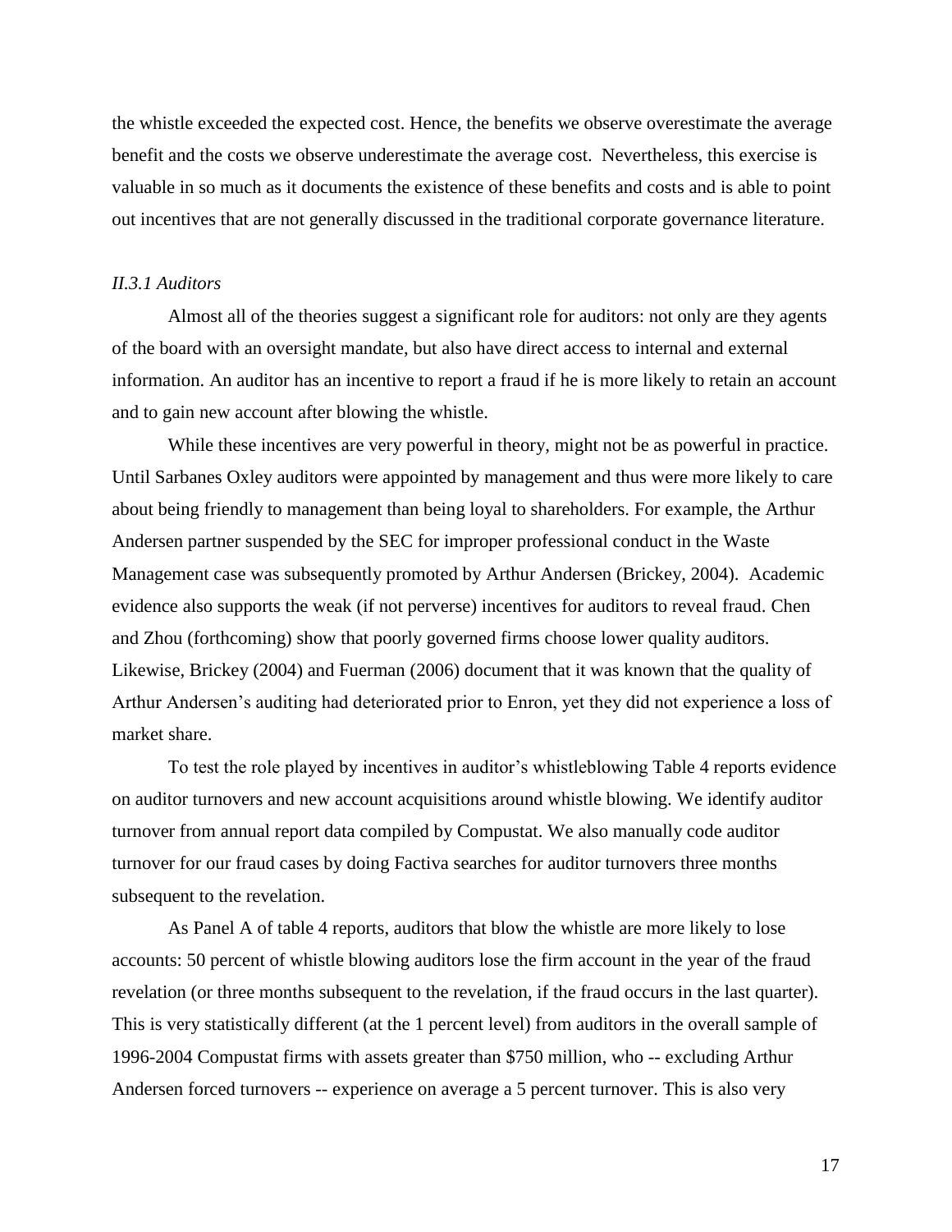the whistle exceeded the expected cost. Hence, the benefits we observe overestimate the average benefit and the costs we observe underestimate the average cost. Nevertheless, this exercise is valuable in so much as it documents the existence of these benefits and costs and is able to point out incentives that are not generally discussed in the traditional corporate governance literature.

### *II.3.1 Auditors*

Almost all of the theories suggest a significant role for auditors: not only are they agents of the board with an oversight mandate, but also have direct access to internal and external information. An auditor has an incentive to report a fraud if he is more likely to retain an account and to gain new account after blowing the whistle.

While these incentives are very powerful in theory, might not be as powerful in practice. Until Sarbanes Oxley auditors were appointed by management and thus were more likely to care about being friendly to management than being loyal to shareholders. For example, the Arthur Andersen partner suspended by the SEC for improper professional conduct in the Waste Management case was subsequently promoted by Arthur Andersen (Brickey, 2004). Academic evidence also supports the weak (if not perverse) incentives for auditors to reveal fraud. Chen and Zhou (forthcoming) show that poorly governed firms choose lower quality auditors. Likewise, Brickey (2004) and Fuerman (2006) document that it was known that the quality of Arthur Andersen's auditing had deteriorated prior to Enron, yet they did not experience a loss of market share.

To test the role played by incentives in auditor's whistleblowing Table 4 reports evidence on auditor turnovers and new account acquisitions around whistle blowing. We identify auditor turnover from annual report data compiled by Compustat. We also manually code auditor turnover for our fraud cases by doing Factiva searches for auditor turnovers three months subsequent to the revelation.

As Panel A of table 4 reports, auditors that blow the whistle are more likely to lose accounts: 50 percent of whistle blowing auditors lose the firm account in the year of the fraud revelation (or three months subsequent to the revelation, if the fraud occurs in the last quarter). This is very statistically different (at the 1 percent level) from auditors in the overall sample of 1996-2004 Compustat firms with assets greater than \$750 million, who -- excluding Arthur Andersen forced turnovers -- experience on average a 5 percent turnover. This is also very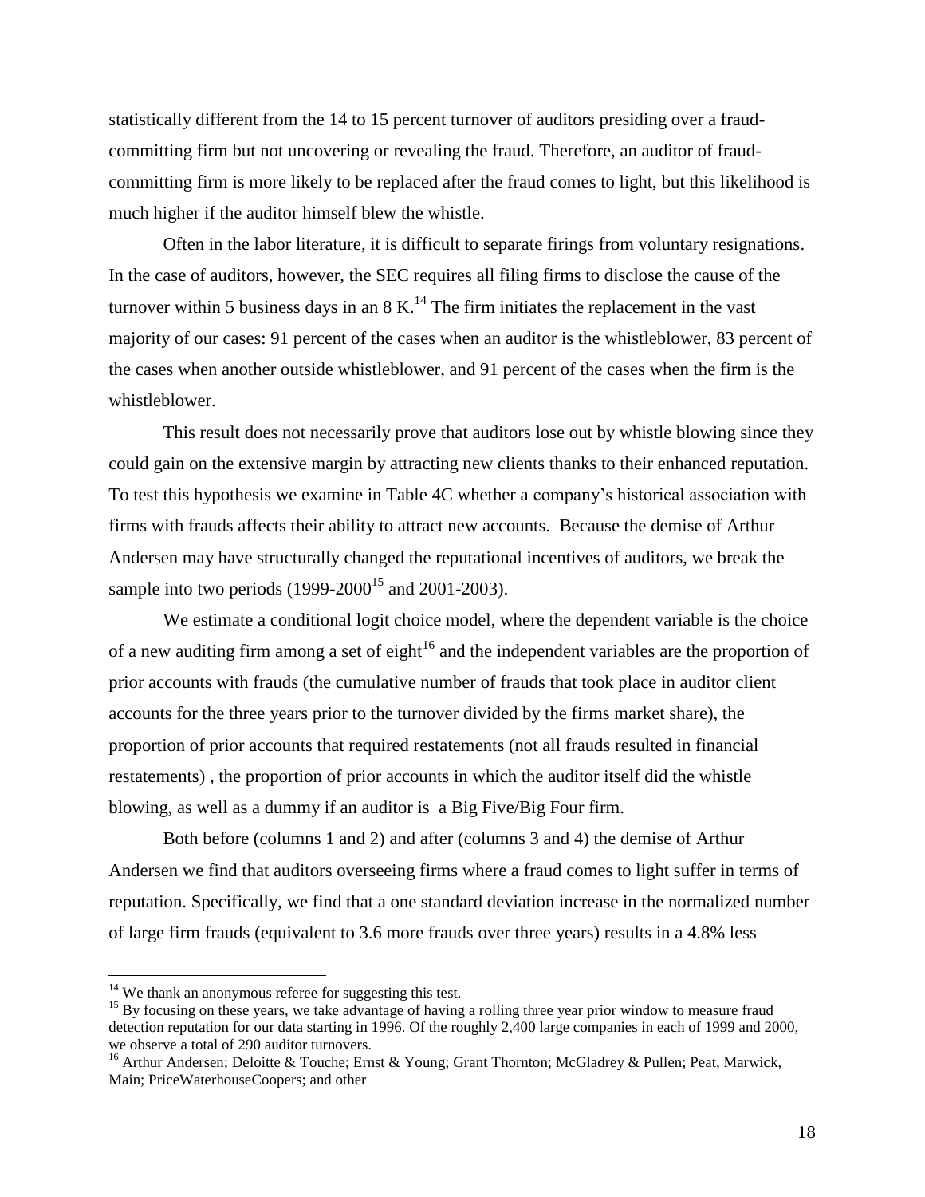statistically different from the 14 to 15 percent turnover of auditors presiding over a fraud-committing firm but not uncovering or revealing the fraud. Therefore, an auditor of fraud-committing firm is more likely to be replaced after the fraud comes to light, but this likelihood is much higher if the auditor himself blew the whistle.

Often in the labor literature, it is difficult to separate firings from voluntary resignations. In the case of auditors, however, the SEC requires all filing firms to disclose the cause of the turnover within 5 business days in an 8 K.[14] The firm initiates the replacement in the vast majority of our cases: 91 percent of the cases when an auditor is the whistleblower, 83 percent of the cases when another outside whistleblower, and 91 percent of the cases when the firm is the whistleblower.

This result does not necessarily prove that auditors lose out by whistle blowing since they could gain on the extensive margin by attracting new clients thanks to their enhanced reputation. To test this hypothesis we examine in Table 4C whether a company's historical association with firms with frauds affects their ability to attract new accounts. Because the demise of Arthur Andersen may have structurally changed the reputational incentives of auditors, we break the sample into two periods (1999-2000[15] and 2001-2003).

We estimate a conditional logit choice model, where the dependent variable is the choice of a new auditing firm among a set of eight[16] and the independent variables are the proportion of prior accounts with frauds (the cumulative number of frauds that took place in auditor client accounts for the three years prior to the turnover divided by the firms market share), the proportion of prior accounts that required restatements (not all frauds resulted in financial restatements) , the proportion of prior accounts in which the auditor itself did the whistle blowing, as well as a dummy if an auditor is a Big Five/Big Four firm.

Both before (columns 1 and 2) and after (columns 3 and 4) the demise of Arthur Andersen we find that auditors overseeing firms where a fraud comes to light suffer in terms of reputation. Specifically, we find that a one standard deviation increase in the normalized number of large firm frauds (equivalent to 3.6 more frauds over three years) results in a 4.8% less

[14] We thank an anonymous referee for suggesting this test.

[15] By focusing on these years, we take advantage of having a rolling three year prior window to measure fraud detection reputation for our data starting in 1996. Of the roughly 2,400 large companies in each of 1999 and 2000, we observe a total of 290 auditor turnovers.

[16] Arthur Andersen; Deloitte & Touche; Ernst & Young; Grant Thornton; McGladrey & Pullen; Peat, Marwick, Main; PriceWaterhouseCoopers; and other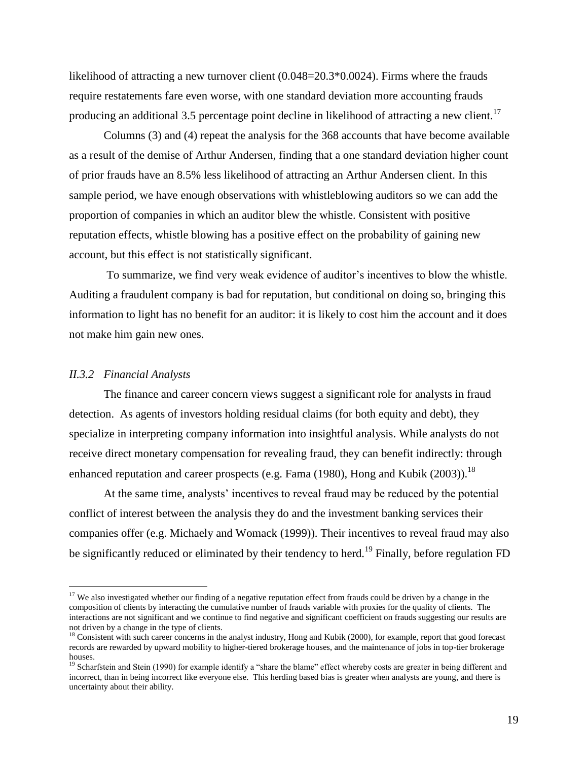likelihood of attracting a new turnover client (0.048=20.3*0.0024). Firms where the frauds require restatements fare even worse, with one standard deviation more accounting frauds producing an additional 3.5 percentage point decline in likelihood of attracting a new client.[17]

Columns (3) and (4) repeat the analysis for the 368 accounts that have become available as a result of the demise of Arthur Andersen, finding that a one standard deviation higher count of prior frauds have an 8.5% less likelihood of attracting an Arthur Andersen client. In this sample period, we have enough observations with whistleblowing auditors so we can add the proportion of companies in which an auditor blew the whistle. Consistent with positive reputation effects, whistle blowing has a positive effect on the probability of gaining new account, but this effect is not statistically significant.

To summarize, we find very weak evidence of auditor's incentives to blow the whistle. Auditing a fraudulent company is bad for reputation, but conditional on doing so, bringing this information to light has no benefit for an auditor: it is likely to cost him the account and it does not make him gain new ones.

### *II.3.2 Financial Analysts*

The finance and career concern views suggest a significant role for analysts in fraud detection. As agents of investors holding residual claims (for both equity and debt), they specialize in interpreting company information into insightful analysis. While analysts do not receive direct monetary compensation for revealing fraud, they can benefit indirectly: through enhanced reputation and career prospects (e.g. Fama (1980), Hong and Kubik (2003)).[18]

At the same time, analysts' incentives to reveal fraud may be reduced by the potential conflict of interest between the analysis they do and the investment banking services their companies offer (e.g. Michaely and Womack (1999)). Their incentives to reveal fraud may also be significantly reduced or eliminated by their tendency to herd.[19] Finally, before regulation FD

---

[17] We also investigated whether our finding of a negative reputation effect from frauds could be driven by a change in the composition of clients by interacting the cumulative number of frauds variable with proxies for the quality of clients. The interactions are not significant and we continue to find negative and significant coefficient on frauds suggesting our results are not driven by a change in the type of clients.

[18] Consistent with such career concerns in the analyst industry, Hong and Kubik (2000), for example, report that good forecast records are rewarded by upward mobility to higher-tiered brokerage houses, and the maintenance of jobs in top-tier brokerage houses.

[19] Scharfstein and Stein (1990) for example identify a "share the blame" effect whereby costs are greater in being different and incorrect, than in being incorrect like everyone else. This herding based bias is greater when analysts are young, and there is uncertainty about their ability.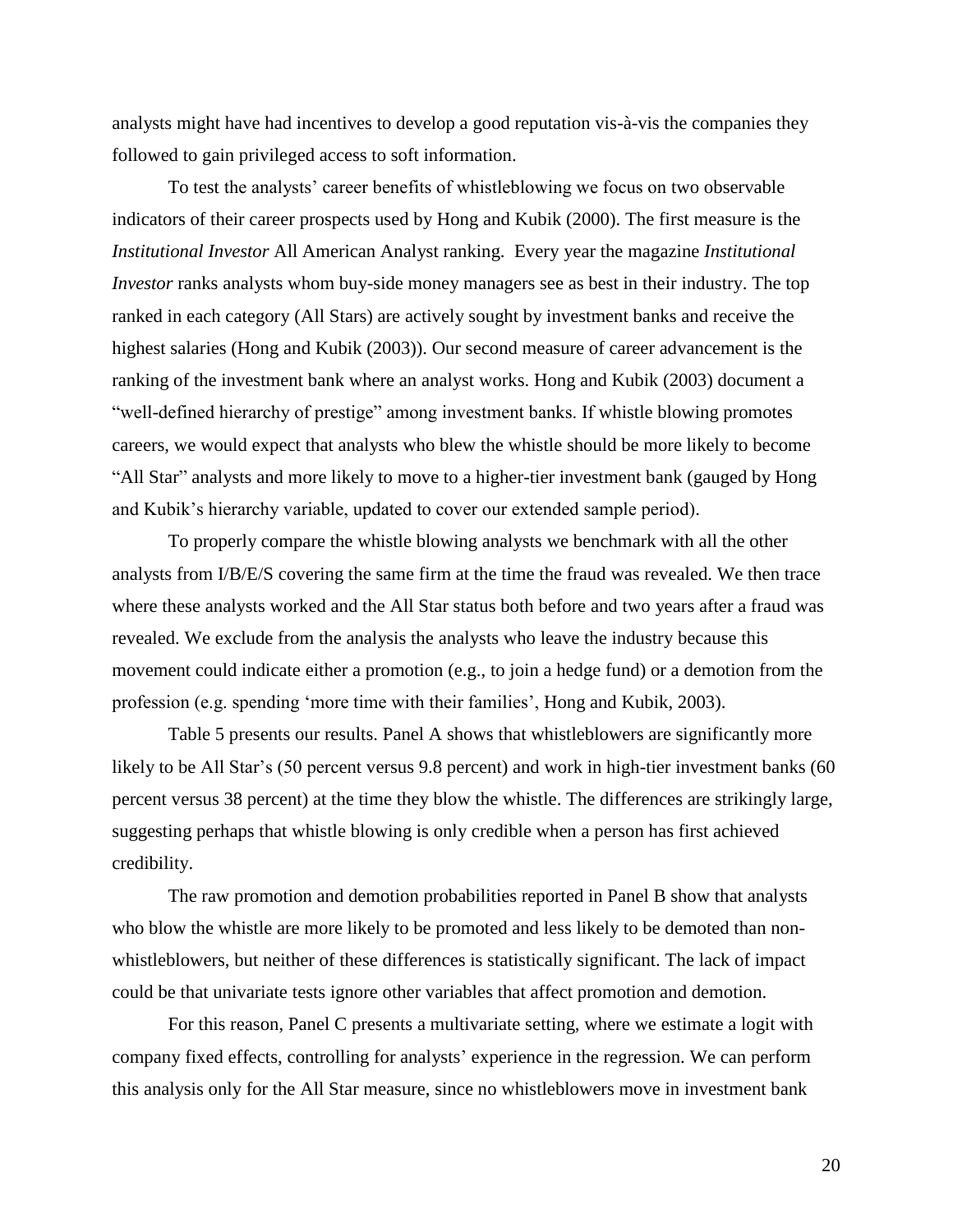analysts might have had incentives to develop a good reputation vis-à-vis the companies they followed to gain privileged access to soft information.

To test the analysts' career benefits of whistleblowing we focus on two observable indicators of their career prospects used by Hong and Kubik (2000). The first measure is the *Institutional Investor* All American Analyst ranking. Every year the magazine *Institutional Investor* ranks analysts whom buy-side money managers see as best in their industry. The top ranked in each category (All Stars) are actively sought by investment banks and receive the highest salaries (Hong and Kubik (2003)). Our second measure of career advancement is the ranking of the investment bank where an analyst works. Hong and Kubik (2003) document a "well-defined hierarchy of prestige" among investment banks. If whistle blowing promotes careers, we would expect that analysts who blew the whistle should be more likely to become "All Star" analysts and more likely to move to a higher-tier investment bank (gauged by Hong and Kubik's hierarchy variable, updated to cover our extended sample period).

To properly compare the whistle blowing analysts we benchmark with all the other analysts from I/B/E/S covering the same firm at the time the fraud was revealed. We then trace where these analysts worked and the All Star status both before and two years after a fraud was revealed. We exclude from the analysis the analysts who leave the industry because this movement could indicate either a promotion (e.g., to join a hedge fund) or a demotion from the profession (e.g. spending 'more time with their families', Hong and Kubik, 2003).

Table 5 presents our results. Panel A shows that whistleblowers are significantly more likely to be All Star's (50 percent versus 9.8 percent) and work in high-tier investment banks (60 percent versus 38 percent) at the time they blow the whistle. The differences are strikingly large, suggesting perhaps that whistle blowing is only credible when a person has first achieved credibility.

The raw promotion and demotion probabilities reported in Panel B show that analysts who blow the whistle are more likely to be promoted and less likely to be demoted than non-whistleblowers, but neither of these differences is statistically significant. The lack of impact could be that univariate tests ignore other variables that affect promotion and demotion.

For this reason, Panel C presents a multivariate setting, where we estimate a logit with company fixed effects, controlling for analysts' experience in the regression. We can perform this analysis only for the All Star measure, since no whistleblowers move in investment bank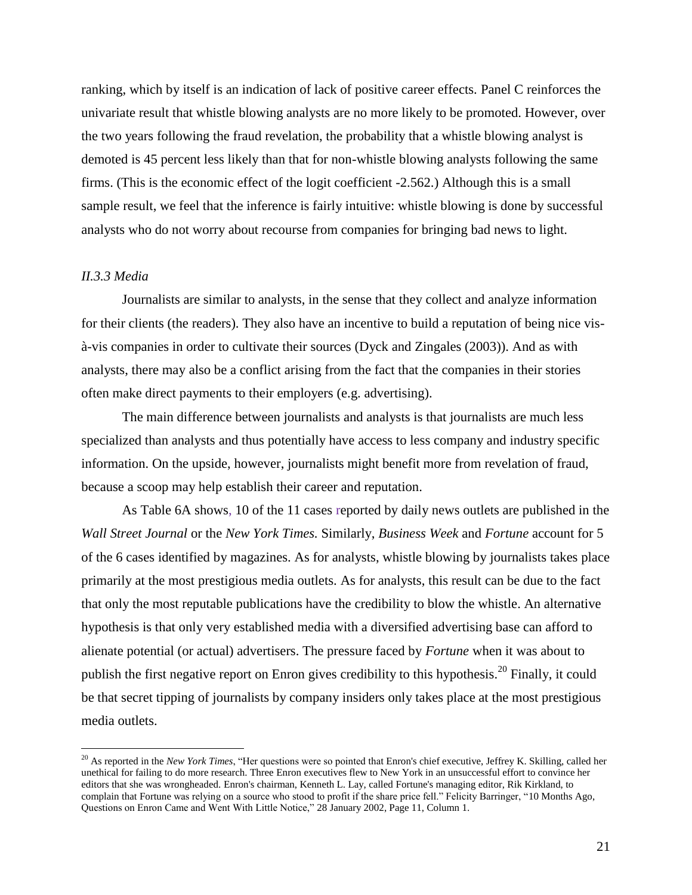ranking, which by itself is an indication of lack of positive career effects. Panel C reinforces the univariate result that whistle blowing analysts are no more likely to be promoted. However, over the two years following the fraud revelation, the probability that a whistle blowing analyst is demoted is 45 percent less likely than that for non-whistle blowing analysts following the same firms. (This is the economic effect of the logit coefficient -2.562.) Although this is a small sample result, we feel that the inference is fairly intuitive: whistle blowing is done by successful analysts who do not worry about recourse from companies for bringing bad news to light.

### *II.3.3 Media*

Journalists are similar to analysts, in the sense that they collect and analyze information for their clients (the readers). They also have an incentive to build a reputation of being nice vis-à-vis companies in order to cultivate their sources (Dyck and Zingales (2003)). And as with analysts, there may also be a conflict arising from the fact that the companies in their stories often make direct payments to their employers (e.g. advertising).

The main difference between journalists and analysts is that journalists are much less specialized than analysts and thus potentially have access to less company and industry specific information. On the upside, however, journalists might benefit more from revelation of fraud, because a scoop may help establish their career and reputation.

As Table 6A shows, 10 of the 11 cases reported by daily news outlets are published in the *Wall Street Journal* or the *New York Times.* Similarly, *Business Week* and *Fortune* account for 5 of the 6 cases identified by magazines. As for analysts, whistle blowing by journalists takes place primarily at the most prestigious media outlets. As for analysts, this result can be due to the fact that only the most reputable publications have the credibility to blow the whistle. An alternative hypothesis is that only very established media with a diversified advertising base can afford to alienate potential (or actual) advertisers. The pressure faced by *Fortune* when it was about to publish the first negative report on Enron gives credibility to this hypothesis.[20] Finally, it could be that secret tipping of journalists by company insiders only takes place at the most prestigious media outlets.

[20] As reported in the *New York Times*, "Her questions were so pointed that Enron's chief executive, Jeffrey K. Skilling, called her unethical for failing to do more research. Three Enron executives flew to New York in an unsuccessful effort to convince her editors that she was wrongheaded. Enron's chairman, Kenneth L. Lay, called Fortune's managing editor, Rik Kirkland, to complain that Fortune was relying on a source who stood to profit if the share price fell." Felicity Barringer, "10 Months Ago, Questions on Enron Came and Went With Little Notice," 28 January 2002, Page 11, Column 1.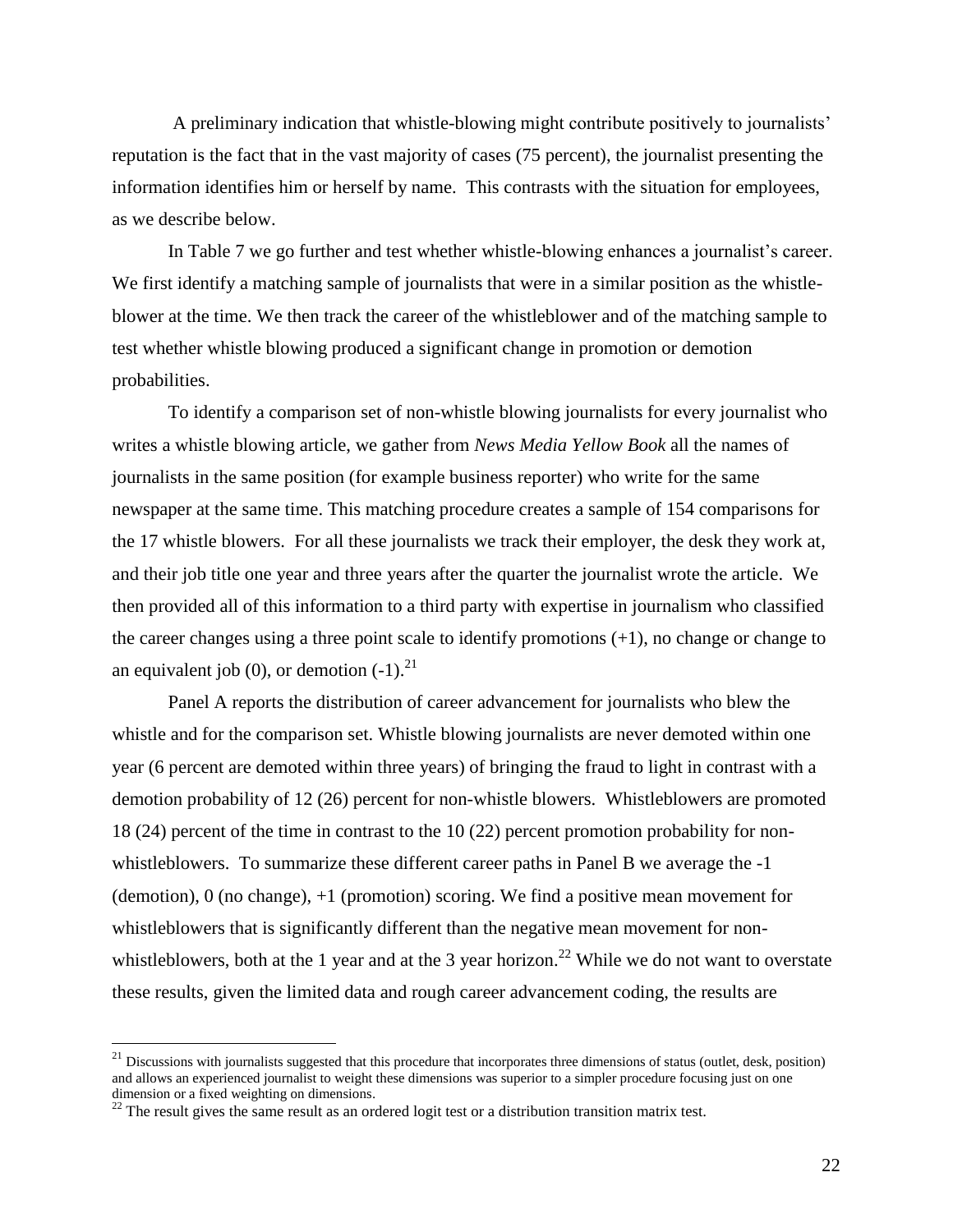A preliminary indication that whistle-blowing might contribute positively to journalists' reputation is the fact that in the vast majority of cases (75 percent), the journalist presenting the information identifies him or herself by name. This contrasts with the situation for employees, as we describe below.

In Table 7 we go further and test whether whistle-blowing enhances a journalist's career. We first identify a matching sample of journalists that were in a similar position as the whistle-blower at the time. We then track the career of the whistleblower and of the matching sample to test whether whistle blowing produced a significant change in promotion or demotion probabilities.

To identify a comparison set of non-whistle blowing journalists for every journalist who writes a whistle blowing article, we gather from *News Media Yellow Book* all the names of journalists in the same position (for example business reporter) who write for the same newspaper at the same time. This matching procedure creates a sample of 154 comparisons for the 17 whistle blowers. For all these journalists we track their employer, the desk they work at, and their job title one year and three years after the quarter the journalist wrote the article. We then provided all of this information to a third party with expertise in journalism who classified the career changes using a three point scale to identify promotions (+1), no change or change to an equivalent job (0), or demotion (-1).[21]

Panel A reports the distribution of career advancement for journalists who blew the whistle and for the comparison set. Whistle blowing journalists are never demoted within one year (6 percent are demoted within three years) of bringing the fraud to light in contrast with a demotion probability of 12 (26) percent for non-whistle blowers. Whistleblowers are promoted 18 (24) percent of the time in contrast to the 10 (22) percent promotion probability for non-whistleblowers. To summarize these different career paths in Panel B we average the -1 (demotion), 0 (no change), +1 (promotion) scoring. We find a positive mean movement for whistleblowers that is significantly different than the negative mean movement for non-whistleblowers, both at the 1 year and at the 3 year horizon.[22] While we do not want to overstate these results, given the limited data and rough career advancement coding, the results are

[21] Discussions with journalists suggested that this procedure that incorporates three dimensions of status (outlet, desk, position) and allows an experienced journalist to weight these dimensions was superior to a simpler procedure focusing just on one dimension or a fixed weighting on dimensions.

[22] The result gives the same result as an ordered logit test or a distribution transition matrix test.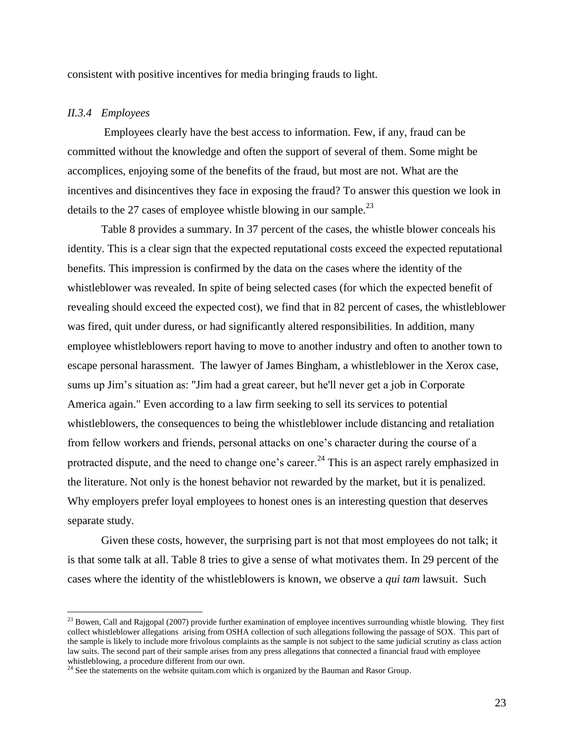consistent with positive incentives for media bringing frauds to light.

### *II.3.4 Employees*

Employees clearly have the best access to information. Few, if any, fraud can be committed without the knowledge and often the support of several of them. Some might be accomplices, enjoying some of the benefits of the fraud, but most are not. What are the incentives and disincentives they face in exposing the fraud? To answer this question we look in details to the 27 cases of employee whistle blowing in our sample.[23]

Table 8 provides a summary. In 37 percent of the cases, the whistle blower conceals his identity. This is a clear sign that the expected reputational costs exceed the expected reputational benefits. This impression is confirmed by the data on the cases where the identity of the whistleblower was revealed. In spite of being selected cases (for which the expected benefit of revealing should exceed the expected cost), we find that in 82 percent of cases, the whistleblower was fired, quit under duress, or had significantly altered responsibilities. In addition, many employee whistleblowers report having to move to another industry and often to another town to escape personal harassment. The lawyer of James Bingham, a whistleblower in the Xerox case, sums up Jim's situation as: "Jim had a great career, but he'll never get a job in Corporate America again." Even according to a law firm seeking to sell its services to potential whistleblowers, the consequences to being the whistleblower include distancing and retaliation from fellow workers and friends, personal attacks on one's character during the course of a protracted dispute, and the need to change one's career.[24] This is an aspect rarely emphasized in the literature. Not only is the honest behavior not rewarded by the market, but it is penalized. Why employers prefer loyal employees to honest ones is an interesting question that deserves separate study.

Given these costs, however, the surprising part is not that most employees do not talk; it is that some talk at all. Table 8 tries to give a sense of what motivates them. In 29 percent of the cases where the identity of the whistleblowers is known, we observe a *qui tam* lawsuit. Such

---

[23] Bowen, Call and Rajgopal (2007) provide further examination of employee incentives surrounding whistle blowing. They first collect whistleblower allegations arising from OSHA collection of such allegations following the passage of SOX. This part of the sample is likely to include more frivolous complaints as the sample is not subject to the same judicial scrutiny as class action law suits. The second part of their sample arises from any press allegations that connected a financial fraud with employee whistleblowing, a procedure different from our own.

[24] See the statements on the website quitam.com which is organized by the Bauman and Rasor Group.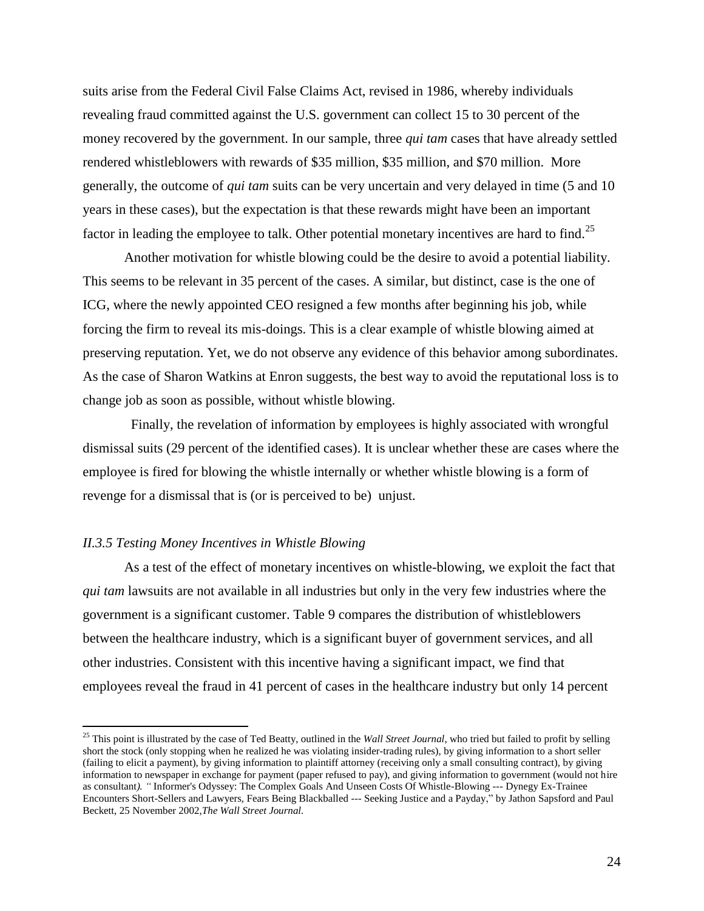suits arise from the Federal Civil False Claims Act, revised in 1986, whereby individuals revealing fraud committed against the U.S. government can collect 15 to 30 percent of the money recovered by the government. In our sample, three *qui tam* cases that have already settled rendered whistleblowers with rewards of $35 million, $35 million, and $70 million. More generally, the outcome of *qui tam* suits can be very uncertain and very delayed in time (5 and 10 years in these cases), but the expectation is that these rewards might have been an important factor in leading the employee to talk. Other potential monetary incentives are hard to find.[25]

Another motivation for whistle blowing could be the desire to avoid a potential liability. This seems to be relevant in 35 percent of the cases. A similar, but distinct, case is the one of ICG, where the newly appointed CEO resigned a few months after beginning his job, while forcing the firm to reveal its mis-doings. This is a clear example of whistle blowing aimed at preserving reputation. Yet, we do not observe any evidence of this behavior among subordinates. As the case of Sharon Watkins at Enron suggests, the best way to avoid the reputational loss is to change job as soon as possible, without whistle blowing.

Finally, the revelation of information by employees is highly associated with wrongful dismissal suits (29 percent of the identified cases). It is unclear whether these are cases where the employee is fired for blowing the whistle internally or whether whistle blowing is a form of revenge for a dismissal that is (or is perceived to be) unjust.

### *II.3.5 Testing Money Incentives in Whistle Blowing*

As a test of the effect of monetary incentives on whistle-blowing, we exploit the fact that *qui tam* lawsuits are not available in all industries but only in the very few industries where the government is a significant customer. Table 9 compares the distribution of whistleblowers between the healthcare industry, which is a significant buyer of government services, and all other industries. Consistent with this incentive having a significant impact, we find that employees reveal the fraud in 41 percent of cases in the healthcare industry but only 14 percent

---

[25] This point is illustrated by the case of Ted Beatty, outlined in the *Wall Street Journal*, who tried but failed to profit by selling short the stock (only stopping when he realized he was violating insider-trading rules), by giving information to a short seller (failing to elicit a payment), by giving information to plaintiff attorney (receiving only a small consulting contract), by giving information to newspaper in exchange for payment (paper refused to pay), and giving information to government (would not hire as consultant*). "* Informer's Odyssey: The Complex Goals And Unseen Costs Of Whistle-Blowing --- Dynegy Ex-Trainee Encounters Short-Sellers and Lawyers, Fears Being Blackballed --- Seeking Justice and a Payday," by Jathon Sapsford and Paul Beckett, 25 November 2002,*The Wall Street Journal*.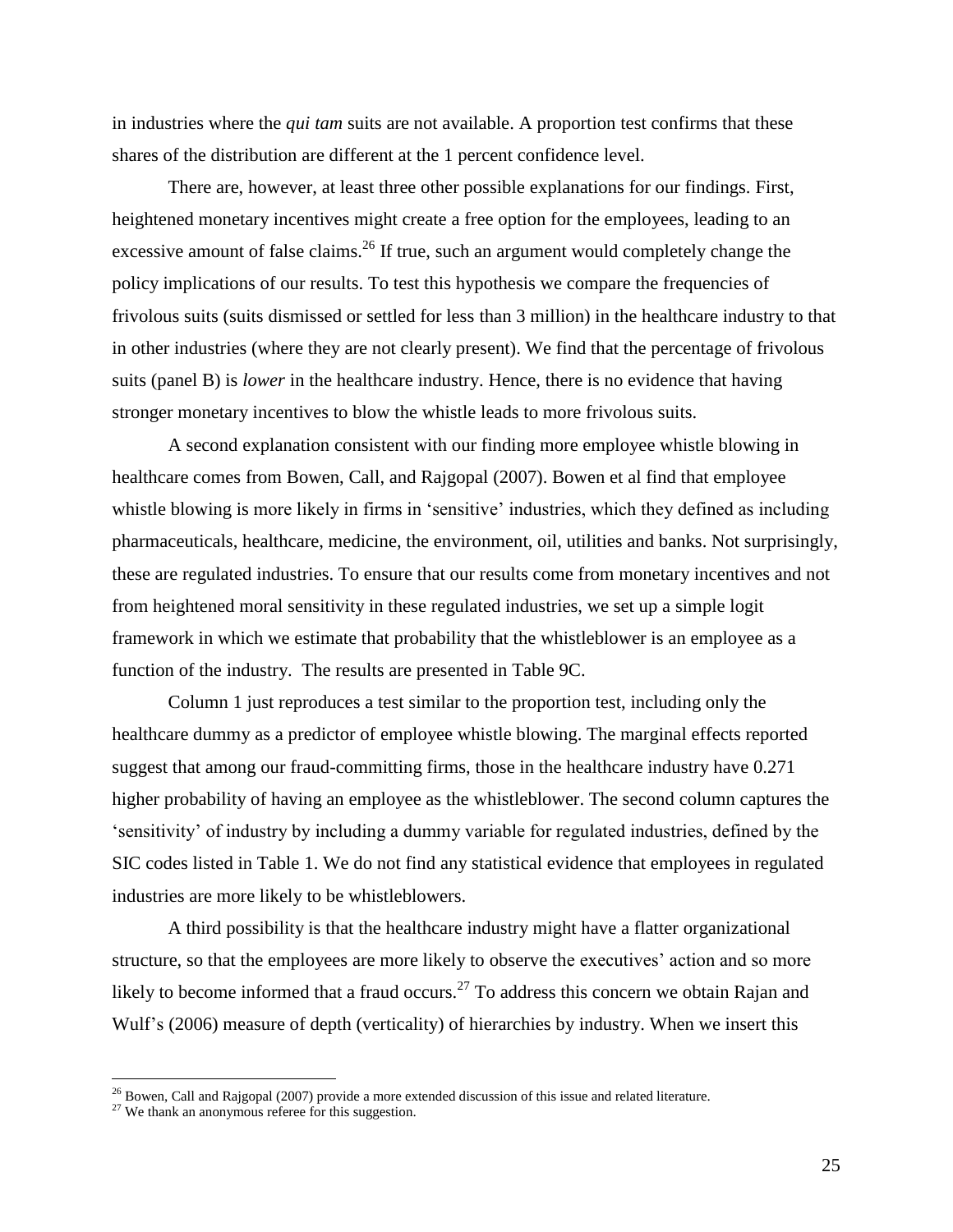in industries where the *qui tam* suits are not available. A proportion test confirms that these shares of the distribution are different at the 1 percent confidence level.

There are, however, at least three other possible explanations for our findings. First, heightened monetary incentives might create a free option for the employees, leading to an excessive amount of false claims.[26] If true, such an argument would completely change the policy implications of our results. To test this hypothesis we compare the frequencies of frivolous suits (suits dismissed or settled for less than 3 million) in the healthcare industry to that in other industries (where they are not clearly present). We find that the percentage of frivolous suits (panel B) is *lower* in the healthcare industry. Hence, there is no evidence that having stronger monetary incentives to blow the whistle leads to more frivolous suits.

A second explanation consistent with our finding more employee whistle blowing in healthcare comes from Bowen, Call, and Rajgopal (2007). Bowen et al find that employee whistle blowing is more likely in firms in 'sensitive' industries, which they defined as including pharmaceuticals, healthcare, medicine, the environment, oil, utilities and banks. Not surprisingly, these are regulated industries. To ensure that our results come from monetary incentives and not from heightened moral sensitivity in these regulated industries, we set up a simple logit framework in which we estimate that probability that the whistleblower is an employee as a function of the industry. The results are presented in Table 9C.

Column 1 just reproduces a test similar to the proportion test, including only the healthcare dummy as a predictor of employee whistle blowing. The marginal effects reported suggest that among our fraud-committing firms, those in the healthcare industry have 0.271 higher probability of having an employee as the whistleblower. The second column captures the 'sensitivity' of industry by including a dummy variable for regulated industries, defined by the SIC codes listed in Table 1. We do not find any statistical evidence that employees in regulated industries are more likely to be whistleblowers.

A third possibility is that the healthcare industry might have a flatter organizational structure, so that the employees are more likely to observe the executives' action and so more likely to become informed that a fraud occurs.[27] To address this concern we obtain Rajan and Wulf's (2006) measure of depth (verticality) of hierarchies by industry. When we insert this

---

[26] Bowen, Call and Rajgopal (2007) provide a more extended discussion of this issue and related literature.

[27] We thank an anonymous referee for this suggestion.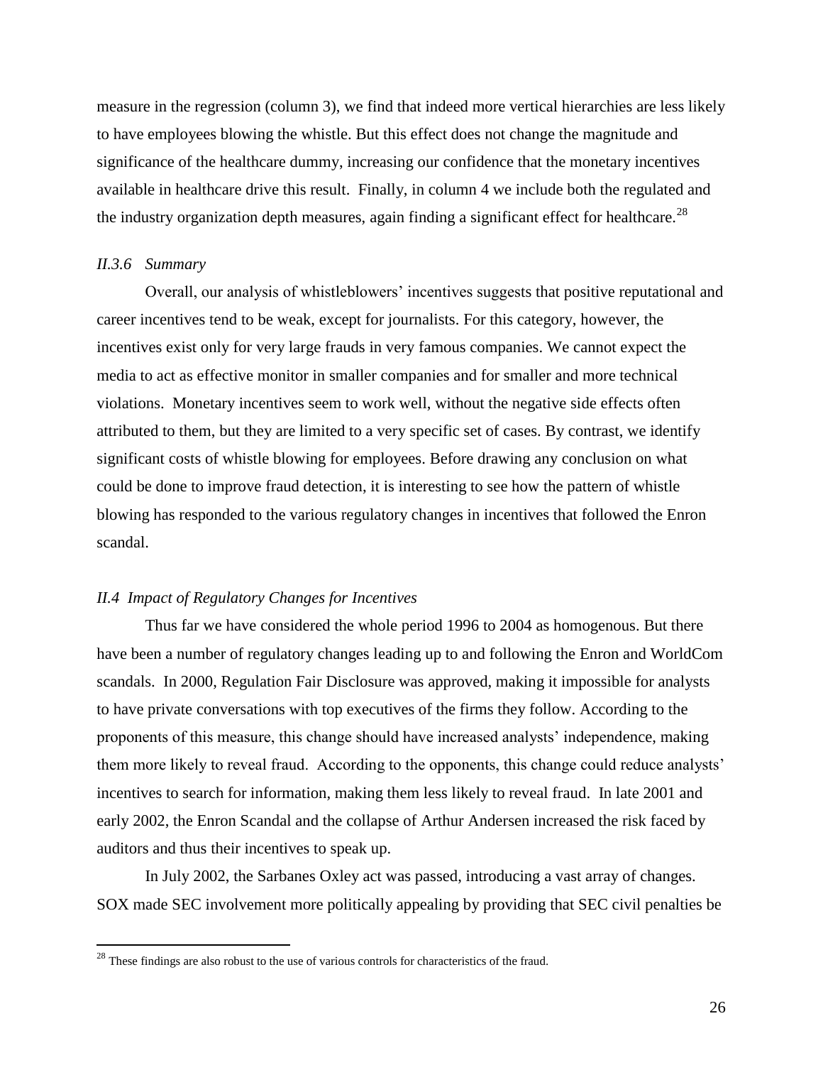measure in the regression (column 3), we find that indeed more vertical hierarchies are less likely to have employees blowing the whistle. But this effect does not change the magnitude and significance of the healthcare dummy, increasing our confidence that the monetary incentives available in healthcare drive this result. Finally, in column 4 we include both the regulated and the industry organization depth measures, again finding a significant effect for healthcare.[28]

### *II.3.6 Summary*

Overall, our analysis of whistleblowers' incentives suggests that positive reputational and career incentives tend to be weak, except for journalists. For this category, however, the incentives exist only for very large frauds in very famous companies. We cannot expect the media to act as effective monitor in smaller companies and for smaller and more technical violations. Monetary incentives seem to work well, without the negative side effects often attributed to them, but they are limited to a very specific set of cases. By contrast, we identify significant costs of whistle blowing for employees. Before drawing any conclusion on what could be done to improve fraud detection, it is interesting to see how the pattern of whistle blowing has responded to the various regulatory changes in incentives that followed the Enron scandal.

### *II.4 Impact of Regulatory Changes for Incentives*

Thus far we have considered the whole period 1996 to 2004 as homogenous. But there have been a number of regulatory changes leading up to and following the Enron and WorldCom scandals. In 2000, Regulation Fair Disclosure was approved, making it impossible for analysts to have private conversations with top executives of the firms they follow. According to the proponents of this measure, this change should have increased analysts' independence, making them more likely to reveal fraud. According to the opponents, this change could reduce analysts' incentives to search for information, making them less likely to reveal fraud. In late 2001 and early 2002, the Enron Scandal and the collapse of Arthur Andersen increased the risk faced by auditors and thus their incentives to speak up.

In July 2002, the Sarbanes Oxley act was passed, introducing a vast array of changes. SOX made SEC involvement more politically appealing by providing that SEC civil penalties be

[28] These findings are also robust to the use of various controls for characteristics of the fraud.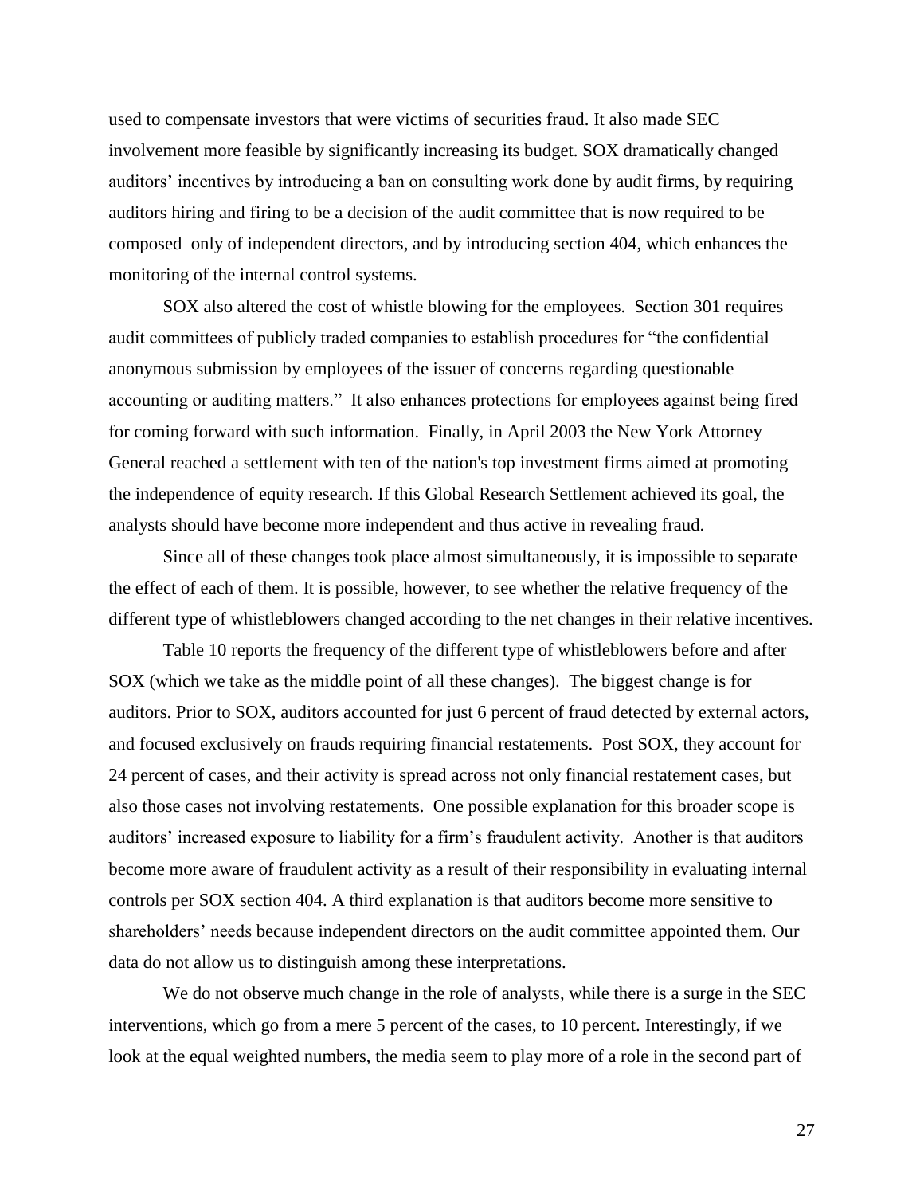used to compensate investors that were victims of securities fraud. It also made SEC involvement more feasible by significantly increasing its budget. SOX dramatically changed auditors' incentives by introducing a ban on consulting work done by audit firms, by requiring auditors hiring and firing to be a decision of the audit committee that is now required to be composed only of independent directors, and by introducing section 404, which enhances the monitoring of the internal control systems.

SOX also altered the cost of whistle blowing for the employees. Section 301 requires audit committees of publicly traded companies to establish procedures for "the confidential anonymous submission by employees of the issuer of concerns regarding questionable accounting or auditing matters." It also enhances protections for employees against being fired for coming forward with such information. Finally, in April 2003 the New York Attorney General reached a settlement with ten of the nation's top investment firms aimed at promoting the independence of equity research. If this Global Research Settlement achieved its goal, the analysts should have become more independent and thus active in revealing fraud.

Since all of these changes took place almost simultaneously, it is impossible to separate the effect of each of them. It is possible, however, to see whether the relative frequency of the different type of whistleblowers changed according to the net changes in their relative incentives.

Table 10 reports the frequency of the different type of whistleblowers before and after SOX (which we take as the middle point of all these changes). The biggest change is for auditors. Prior to SOX, auditors accounted for just 6 percent of fraud detected by external actors, and focused exclusively on frauds requiring financial restatements. Post SOX, they account for 24 percent of cases, and their activity is spread across not only financial restatement cases, but also those cases not involving restatements. One possible explanation for this broader scope is auditors' increased exposure to liability for a firm's fraudulent activity. Another is that auditors become more aware of fraudulent activity as a result of their responsibility in evaluating internal controls per SOX section 404. A third explanation is that auditors become more sensitive to shareholders' needs because independent directors on the audit committee appointed them. Our data do not allow us to distinguish among these interpretations.

We do not observe much change in the role of analysts, while there is a surge in the SEC interventions, which go from a mere 5 percent of the cases, to 10 percent. Interestingly, if we look at the equal weighted numbers, the media seem to play more of a role in the second part of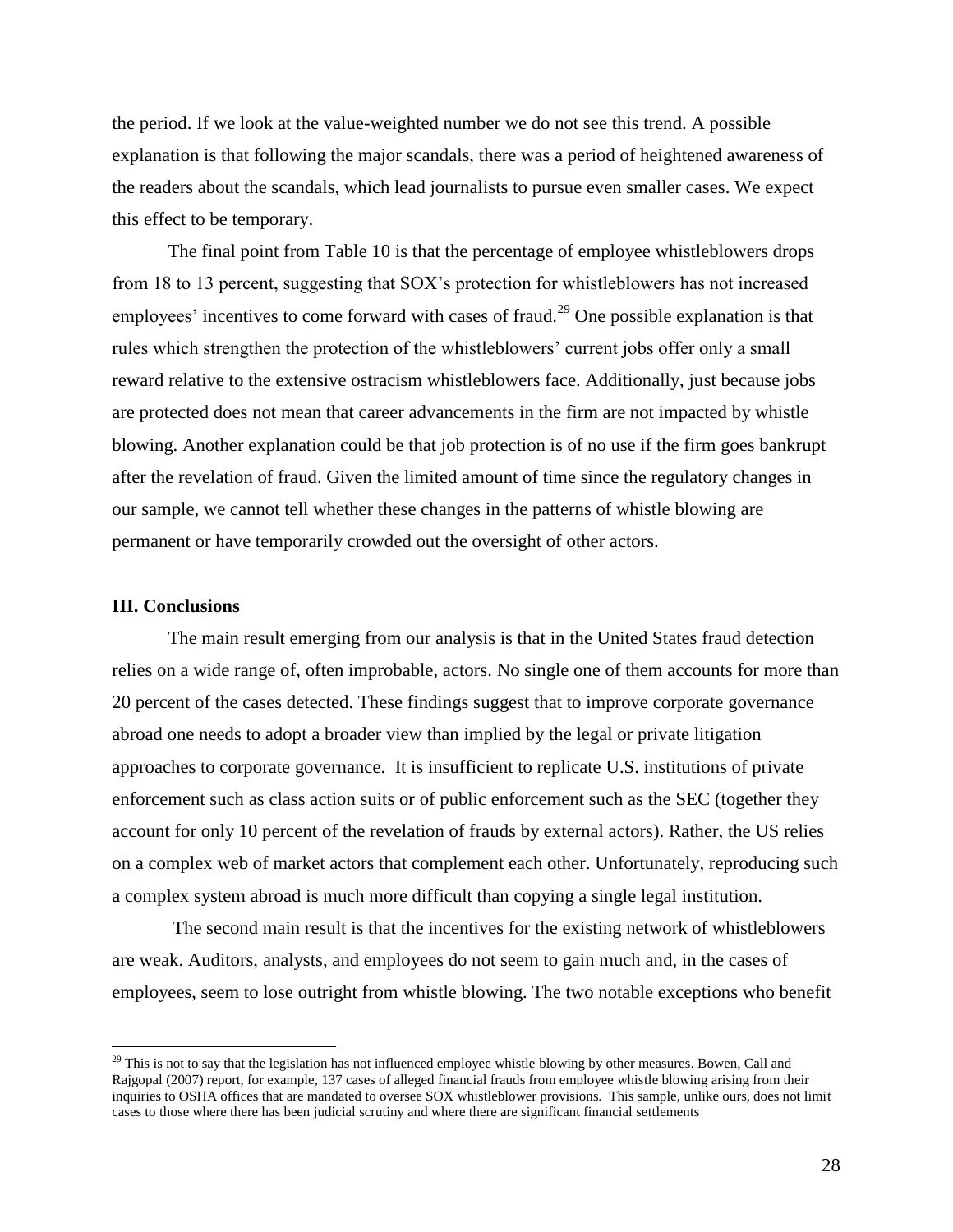the period. If we look at the value-weighted number we do not see this trend. A possible explanation is that following the major scandals, there was a period of heightened awareness of the readers about the scandals, which lead journalists to pursue even smaller cases. We expect this effect to be temporary.

The final point from Table 10 is that the percentage of employee whistleblowers drops from 18 to 13 percent, suggesting that SOX's protection for whistleblowers has not increased employees' incentives to come forward with cases of fraud.[29] One possible explanation is that rules which strengthen the protection of the whistleblowers' current jobs offer only a small reward relative to the extensive ostracism whistleblowers face. Additionally, just because jobs are protected does not mean that career advancements in the firm are not impacted by whistle blowing. Another explanation could be that job protection is of no use if the firm goes bankrupt after the revelation of fraud. Given the limited amount of time since the regulatory changes in our sample, we cannot tell whether these changes in the patterns of whistle blowing are permanent or have temporarily crowded out the oversight of other actors.

## III. Conclusions

The main result emerging from our analysis is that in the United States fraud detection relies on a wide range of, often improbable, actors. No single one of them accounts for more than 20 percent of the cases detected. These findings suggest that to improve corporate governance abroad one needs to adopt a broader view than implied by the legal or private litigation approaches to corporate governance. It is insufficient to replicate U.S. institutions of private enforcement such as class action suits or of public enforcement such as the SEC (together they account for only 10 percent of the revelation of frauds by external actors). Rather, the US relies on a complex web of market actors that complement each other. Unfortunately, reproducing such a complex system abroad is much more difficult than copying a single legal institution.

The second main result is that the incentives for the existing network of whistleblowers are weak. Auditors, analysts, and employees do not seem to gain much and, in the cases of employees, seem to lose outright from whistle blowing. The two notable exceptions who benefit

[29] This is not to say that the legislation has not influenced employee whistle blowing by other measures. Bowen, Call and Rajgopal (2007) report, for example, 137 cases of alleged financial frauds from employee whistle blowing arising from their inquiries to OSHA offices that are mandated to oversee SOX whistleblower provisions. This sample, unlike ours, does not limit cases to those where there has been judicial scrutiny and where there are significant financial settlements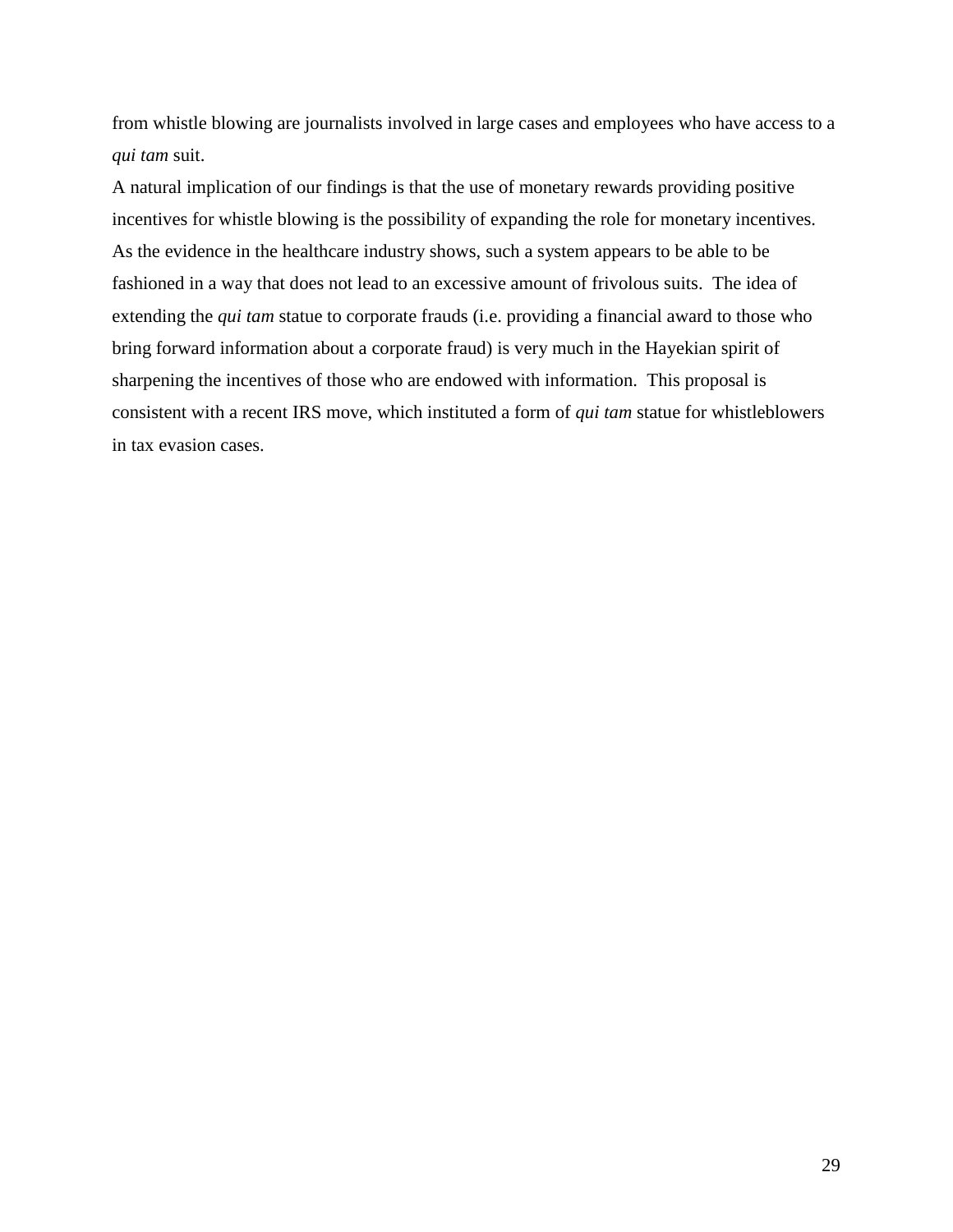from whistle blowing are journalists involved in large cases and employees who have access to a *qui tam* suit.

A natural implication of our findings is that the use of monetary rewards providing positive incentives for whistle blowing is the possibility of expanding the role for monetary incentives. As the evidence in the healthcare industry shows, such a system appears to be able to be fashioned in a way that does not lead to an excessive amount of frivolous suits. The idea of extending the *qui tam* statue to corporate frauds (i.e. providing a financial award to those who bring forward information about a corporate fraud) is very much in the Hayekian spirit of sharpening the incentives of those who are endowed with information. This proposal is consistent with a recent IRS move, which instituted a form of *qui tam* statue for whistleblowers in tax evasion cases.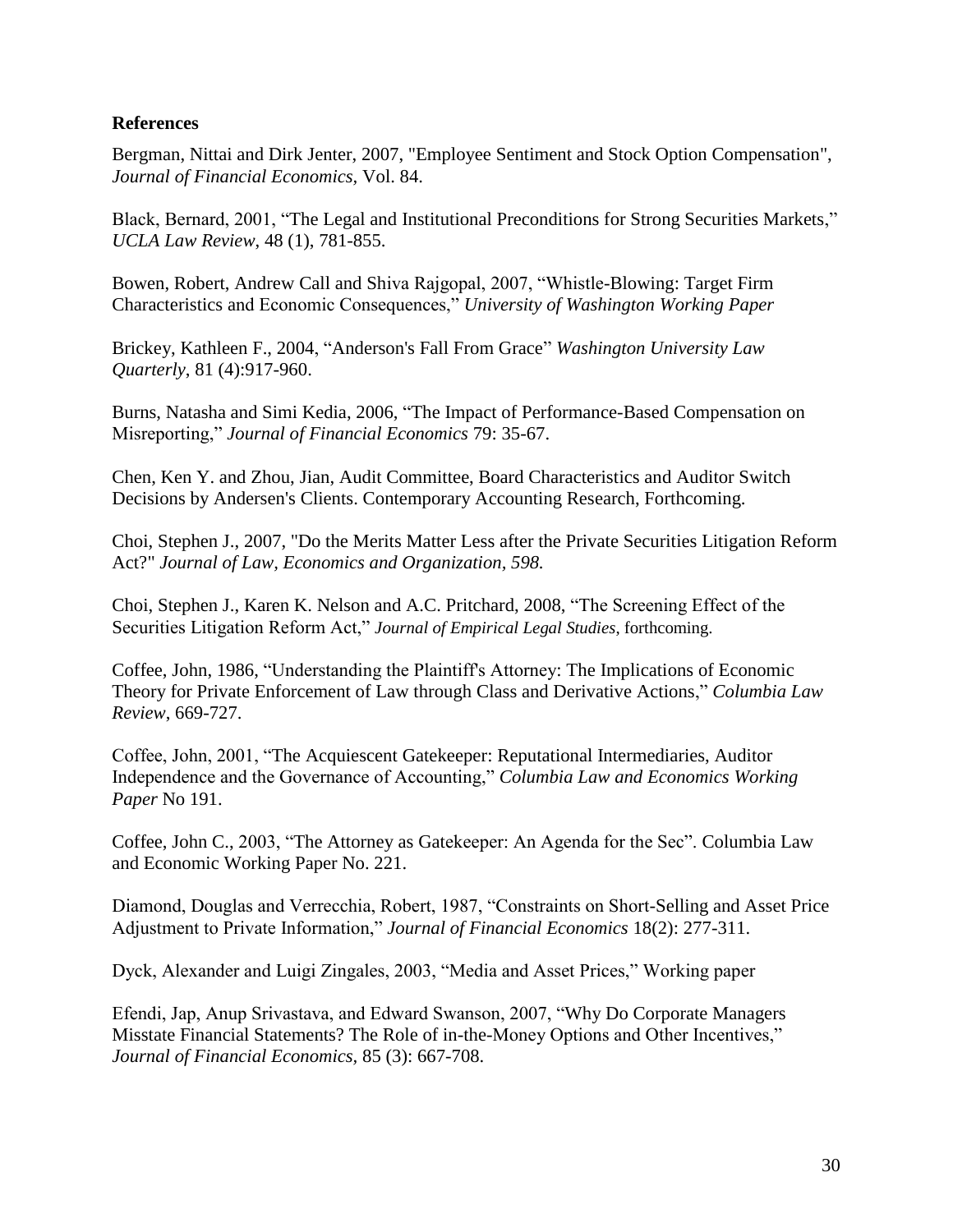**References**

Bergman, Nittai and Dirk Jenter, 2007, "Employee Sentiment and Stock Option Compensation", *Journal of Financial Economics*, Vol. 84.

Black, Bernard, 2001, "The Legal and Institutional Preconditions for Strong Securities Markets," *UCLA Law Review*, 48 (1), 781-855.

Bowen, Robert, Andrew Call and Shiva Rajgopal, 2007, "Whistle-Blowing: Target Firm Characteristics and Economic Consequences," *University of Washington Working Paper*

Brickey, Kathleen F., 2004, "Anderson's Fall From Grace" *Washington University Law Quarterly*, 81 (4):917-960.

Burns, Natasha and Simi Kedia, 2006, "The Impact of Performance-Based Compensation on Misreporting," *Journal of Financial Economics* 79: 35-67.

Chen, Ken Y. and Zhou, Jian, Audit Committee, Board Characteristics and Auditor Switch Decisions by Andersen's Clients. Contemporary Accounting Research, Forthcoming.

Choi, Stephen J., 2007, "Do the Merits Matter Less after the Private Securities Litigation Reform Act?" *Journal of Law, Economics and Organization, 598.*

Choi, Stephen J., Karen K. Nelson and A.C. Pritchard, 2008, "The Screening Effect of the Securities Litigation Reform Act," *Journal of Empirical Legal Studies*, forthcoming.

Coffee, John, 1986, "Understanding the Plaintiff's Attorney: The Implications of Economic Theory for Private Enforcement of Law through Class and Derivative Actions," *Columbia Law Review*, 669-727.

Coffee, John, 2001, "The Acquiescent Gatekeeper: Reputational Intermediaries, Auditor Independence and the Governance of Accounting," *Columbia Law and Economics Working Paper* No 191.

Coffee, John C., 2003, "The Attorney as Gatekeeper: An Agenda for the Sec". Columbia Law and Economic Working Paper No. 221.

Diamond, Douglas and Verrecchia, Robert, 1987, "Constraints on Short-Selling and Asset Price Adjustment to Private Information," *Journal of Financial Economics* 18(2): 277-311.

Dyck, Alexander and Luigi Zingales, 2003, "Media and Asset Prices," Working paper

Efendi, Jap, Anup Srivastava, and Edward Swanson, 2007, "Why Do Corporate Managers Misstate Financial Statements? The Role of in-the-Money Options and Other Incentives," *Journal of Financial Economics*, 85 (3): 667-708.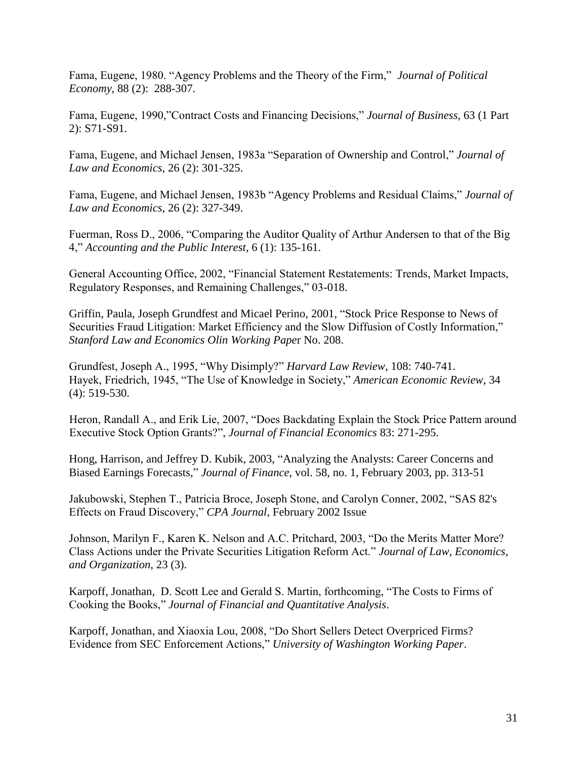Fama, Eugene, 1980. "Agency Problems and the Theory of the Firm," *Journal of Political Economy*, 88 (2): 288-307.

Fama, Eugene, 1990,"Contract Costs and Financing Decisions," *Journal of Business*, 63 (1 Part 2): S71-S91.

Fama, Eugene, and Michael Jensen, 1983a "Separation of Ownership and Control," *Journal of Law and Economics*, 26 (2): 301-325.

Fama, Eugene, and Michael Jensen, 1983b "Agency Problems and Residual Claims," *Journal of Law and Economics*, 26 (2): 327-349.

Fuerman, Ross D., 2006, "Comparing the Auditor Quality of Arthur Andersen to that of the Big 4," *Accounting and the Public Interest*, 6 (1): 135-161.

General Accounting Office, 2002, "Financial Statement Restatements: Trends, Market Impacts, Regulatory Responses, and Remaining Challenges," 03-018.

Griffin, Paula, Joseph Grundfest and Micael Perino, 2001, "Stock Price Response to News of Securities Fraud Litigation: Market Efficiency and the Slow Diffusion of Costly Information," *Stanford Law and Economics Olin Working Paper* No. 208.

Grundfest, Joseph A., 1995, "Why Disimply?" *Harvard Law Review*, 108: 740-741.
Hayek, Friedrich, 1945, "The Use of Knowledge in Society," *American Economic Review*, 34 (4): 519-530.

Heron, Randall A., and Erik Lie, 2007, "Does Backdating Explain the Stock Price Pattern around Executive Stock Option Grants?", *Journal of Financial Economics* 83: 271-295.

Hong, Harrison, and Jeffrey D. Kubik, 2003, "Analyzing the Analysts: Career Concerns and Biased Earnings Forecasts," *Journal of Finance*, vol. 58, no. 1, February 2003, pp. 313-51

Jakubowski, Stephen T., Patricia Broce, Joseph Stone, and Carolyn Conner, 2002, "SAS 82's Effects on Fraud Discovery," *CPA Journal*, February 2002 Issue

Johnson, Marilyn F., Karen K. Nelson and A.C. Pritchard, 2003, "Do the Merits Matter More? Class Actions under the Private Securities Litigation Reform Act." *Journal of Law, Economics, and Organization*, 23 (3).

Karpoff, Jonathan, D. Scott Lee and Gerald S. Martin, forthcoming, "The Costs to Firms of Cooking the Books," *Journal of Financial and Quantitative Analysis*.

Karpoff, Jonathan, and Xiaoxia Lou, 2008, "Do Short Sellers Detect Overpriced Firms? Evidence from SEC Enforcement Actions," *University of Washington Working Paper*.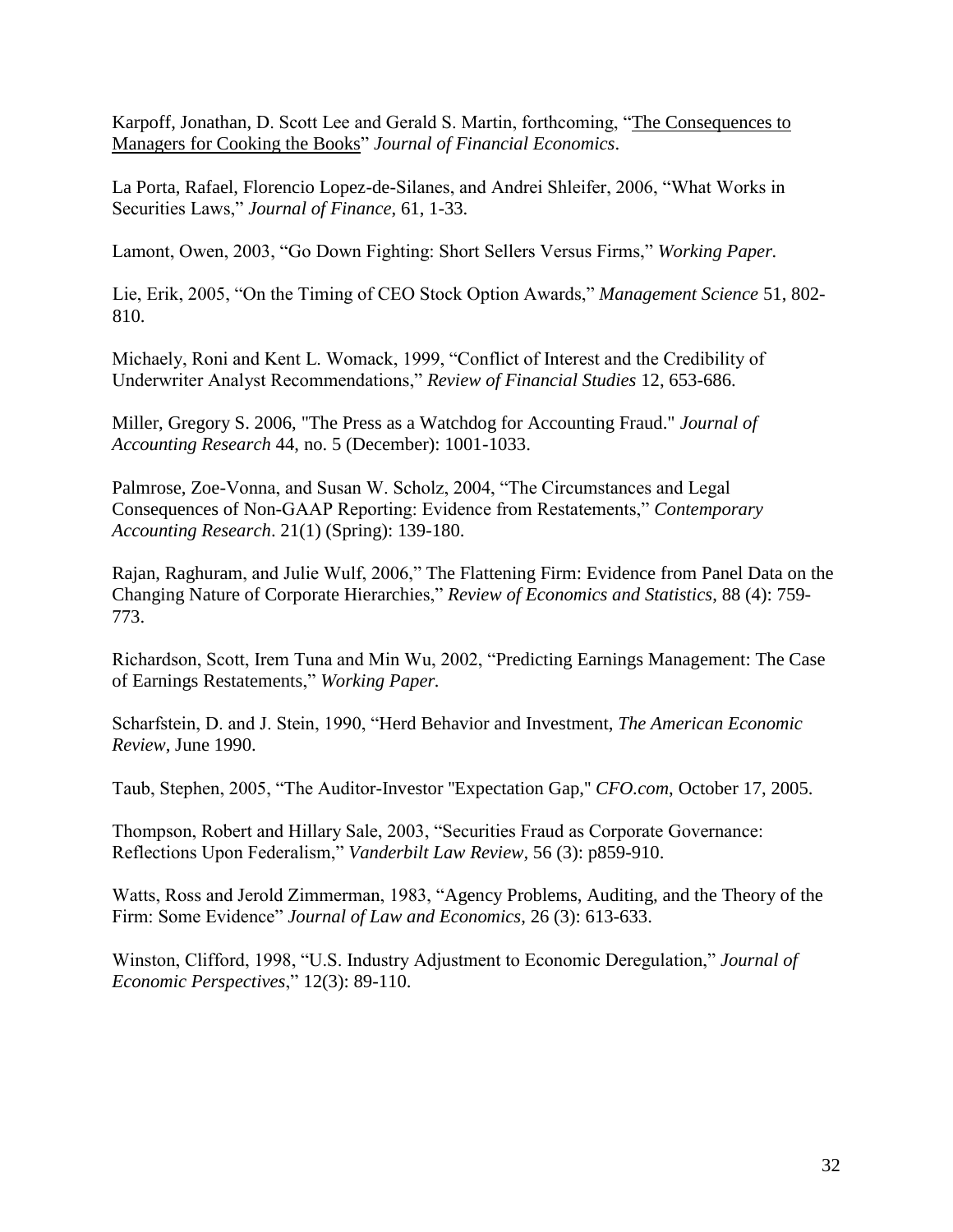Karpoff, Jonathan, D. Scott Lee and Gerald S. Martin, forthcoming, "The Consequences to Managers for Cooking the Books" *Journal of Financial Economics*.

La Porta, Rafael, Florencio Lopez-de-Silanes, and Andrei Shleifer, 2006, "What Works in Securities Laws," *Journal of Finance*, 61, 1-33.

Lamont, Owen, 2003, "Go Down Fighting: Short Sellers Versus Firms," *Working Paper.*

Lie, Erik, 2005, "On the Timing of CEO Stock Option Awards," *Management Science* 51, 802-810.

Michaely, Roni and Kent L. Womack, 1999, "Conflict of Interest and the Credibility of Underwriter Analyst Recommendations," *Review of Financial Studies* 12, 653-686.

Miller, Gregory S. 2006, "The Press as a Watchdog for Accounting Fraud." *Journal of Accounting Research* 44, no. 5 (December): 1001-1033.

Palmrose, Zoe-Vonna, and Susan W. Scholz, 2004, "The Circumstances and Legal Consequences of Non-GAAP Reporting: Evidence from Restatements," *Contemporary Accounting Research*. 21(1) (Spring): 139-180.

Rajan, Raghuram, and Julie Wulf, 2006," The Flattening Firm: Evidence from Panel Data on the Changing Nature of Corporate Hierarchies," *Review of Economics and Statistics*, 88 (4): 759-773.

Richardson, Scott, Irem Tuna and Min Wu, 2002, "Predicting Earnings Management: The Case of Earnings Restatements," *Working Paper.*

Scharfstein, D. and J. Stein, 1990, "Herd Behavior and Investment, *The American Economic Review*, June 1990.

Taub, Stephen, 2005, "The Auditor-Investor "Expectation Gap," *CFO.com*, October 17, 2005.

Thompson, Robert and Hillary Sale, 2003, "Securities Fraud as Corporate Governance: Reflections Upon Federalism," *Vanderbilt Law Review*, 56 (3): p859-910.

Watts, Ross and Jerold Zimmerman, 1983, "Agency Problems, Auditing, and the Theory of the Firm: Some Evidence" *Journal of Law and Economics*, 26 (3): 613-633.

Winston, Clifford, 1998, "U.S. Industry Adjustment to Economic Deregulation," *Journal of Economic Perspectives*," 12(3): 89-110.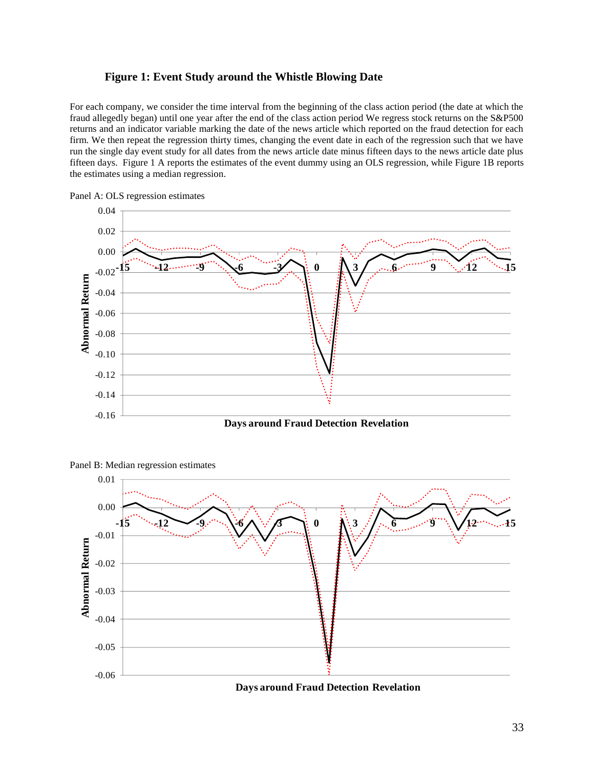### Figure 1: Event Study around the Whistle Blowing Date

For each company, we consider the time interval from the beginning of the class action period (the date at which the fraud allegedly began) until one year after the end of the class action period We regress stock returns on the S&P500 returns and an indicator variable marking the date of the news article which reported on the fraud detection for each firm. We then repeat the regression thirty times, changing the event date in each of the regression such that we have run the single day event study for all dates from the news article date minus fifteen days to the news article date plus fifteen days. Figure 1 A reports the estimates of the event dummy using an OLS regression, while Figure 1B reports the estimates using a median regression.

Panel A: OLS regression estimates

Panel B: Median regression estimates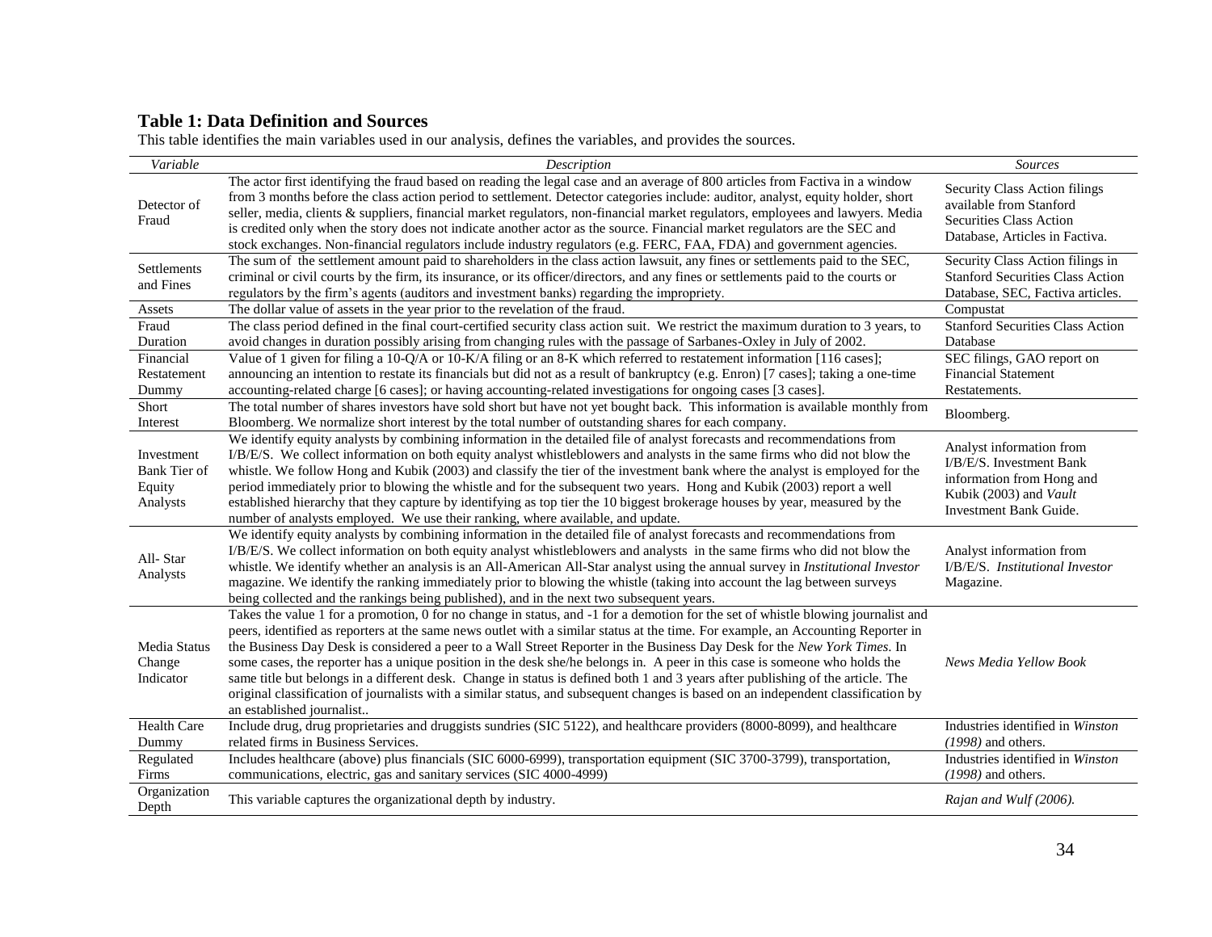**Table 1: Data Definition and Sources**

This table identifies the main variables used in our analysis, defines the variables, and provides the sources.

| *Variable* | *Description* | *Sources* |
|---|---|---|
| Detector of Fraud | The actor first identifying the fraud based on reading the legal case and an average of 800 articles from Factiva in a window from 3 months before the class action period to settlement. Detector categories include: auditor, analyst, equity holder, short seller, media, clients & suppliers, financial market regulators, non-financial market regulators, employees and lawyers. Media is credited only when the story does not indicate another actor as the source. Financial market regulators are the SEC and stock exchanges. Non-financial regulators include industry regulators (e.g. FERC, FAA, FDA) and government agencies. | Security Class Action filings available from Stanford Securities Class Action Database, Articles in Factiva. |
| Settlements and Fines | The sum of the settlement amount paid to shareholders in the class action lawsuit, any fines or settlements paid to the SEC, criminal or civil courts by the firm, its insurance, or its officer/directors, and any fines or settlements paid to the courts or regulators by the firm's agents (auditors and investment banks) regarding the impropriety. | Security Class Action filings in Stanford Securities Class Action Database, SEC, Factiva articles. |
| Assets | The dollar value of assets in the year prior to the revelation of the fraud. | Compustat |
| Fraud Duration | The class period defined in the final court-certified security class action suit. We restrict the maximum duration to 3 years, to avoid changes in duration possibly arising from changing rules with the passage of Sarbanes-Oxley in July of 2002. | Stanford Securities Class Action Database |
| Financial Restatement Dummy | Value of 1 given for filing a 10-Q/A or 10-K/A filing or an 8-K which referred to restatement information [116 cases]; announcing an intention to restate its financials but did not as a result of bankruptcy (e.g. Enron) [7 cases]; taking a one-time accounting-related charge [6 cases]; or having accounting-related investigations for ongoing cases [3 cases]. | SEC filings, GAO report on Financial Statement Restatements. |
| Short Interest | The total number of shares investors have sold short but have not yet bought back. This information is available monthly from Bloomberg. We normalize short interest by the total number of outstanding shares for each company. | Bloomberg. |
| Investment Bank Tier of Equity Analysts | We identify equity analysts by combining information in the detailed file of analyst forecasts and recommendations from I/B/E/S. We collect information on both equity analyst whistleblowers and analysts in the same firms who did not blow the whistle. We follow Hong and Kubik (2003) and classify the tier of the investment bank where the analyst is employed for the period immediately prior to blowing the whistle and for the subsequent two years. Hong and Kubik (2003) report a well established hierarchy that they capture by identifying as top tier the 10 biggest brokerage houses by year, measured by the number of analysts employed. We use their ranking, where available, and update. | Analyst information from I/B/E/S. Investment Bank information from Hong and Kubik (2003) and *Vault* Investment Bank Guide. |
| All- Star Analysts | We identify equity analysts by combining information in the detailed file of analyst forecasts and recommendations from I/B/E/S. We collect information on both equity analyst whistleblowers and analysts in the same firms who did not blow the whistle. We identify whether an analysis is an All-American All-Star analyst using the annual survey in *Institutional Investor* magazine. We identify the ranking immediately prior to blowing the whistle (taking into account the lag between surveys being collected and the rankings being published), and in the next two subsequent years. | Analyst information from I/B/E/S. *Institutional Investor* Magazine. |
| Media Status Change Indicator | Takes the value 1 for a promotion, 0 for no change in status, and -1 for a demotion for the set of whistle blowing journalist and peers, identified as reporters at the same news outlet with a similar status at the time. For example, an Accounting Reporter in the Business Day Desk is considered a peer to a Wall Street Reporter in the Business Day Desk for the *New York Times*. In some cases, the reporter has a unique position in the desk she/he belongs in. A peer in this case is someone who holds the same title but belongs in a different desk. Change in status is defined both 1 and 3 years after publishing of the article. The original classification of journalists with a similar status, and subsequent changes is based on an independent classification by an established journalist.. | *News Media Yellow Book* |
| Health Care Dummy | Include drug, drug proprietaries and druggists sundries (SIC 5122), and healthcare providers (8000-8099), and healthcare related firms in Business Services. | Industries identified in *Winston (1998)* and others. |
| Regulated Firms | Includes healthcare (above) plus financials (SIC 6000-6999), transportation equipment (SIC 3700-3799), transportation, communications, electric, gas and sanitary services (SIC 4000-4999) | Industries identified in *Winston (1998)* and others. |
| Organization Depth | This variable captures the organizational depth by industry. | *Rajan and Wulf (2006).* |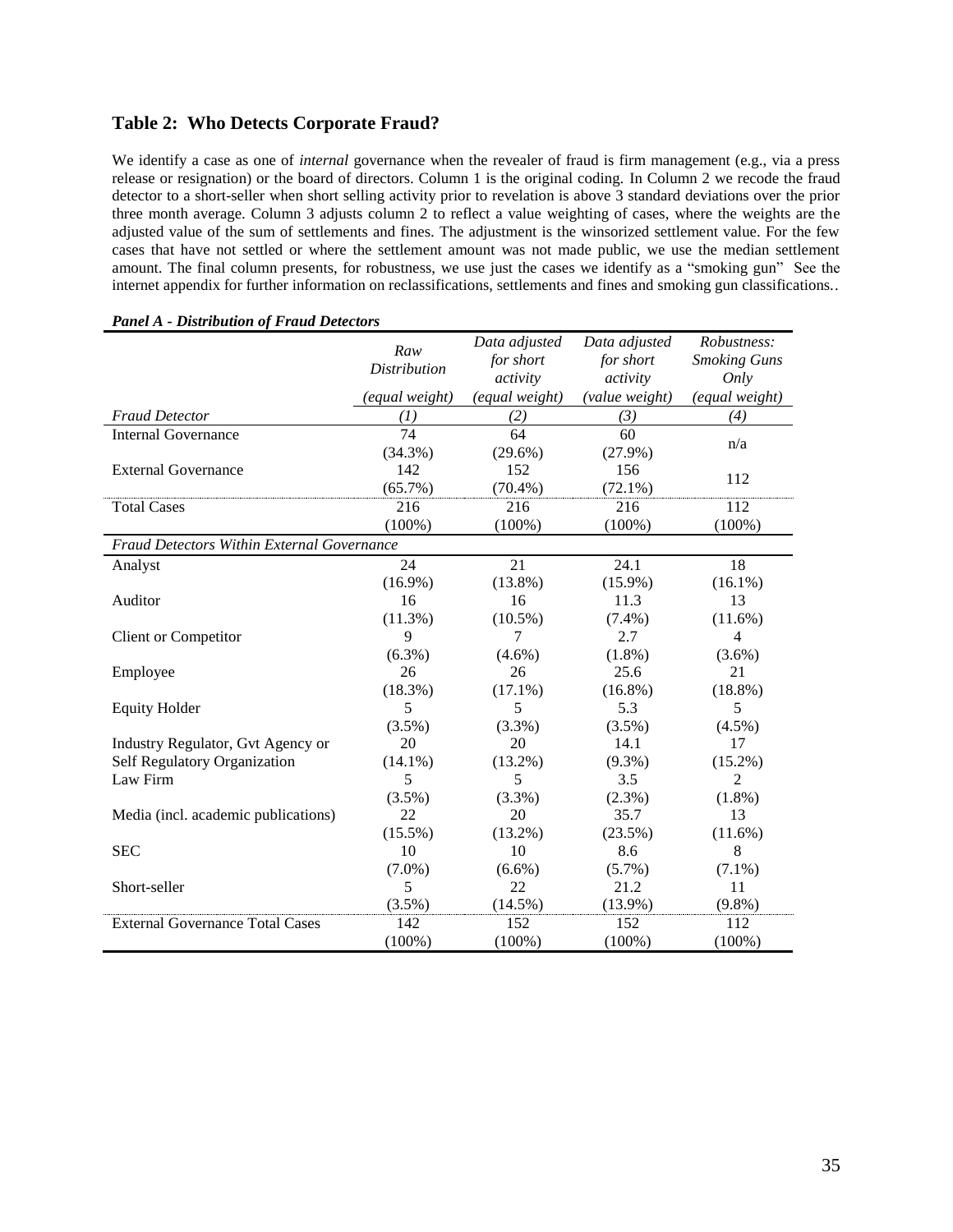## Table 2: Who Detects Corporate Fraud?

We identify a case as one of *internal* governance when the revealer of fraud is firm management (e.g., via a press release or resignation) or the board of directors. Column 1 is the original coding. In Column 2 we recode the fraud detector to a short-seller when short selling activity prior to revelation is above 3 standard deviations over the prior three month average. Column 3 adjusts column 2 to reflect a value weighting of cases, where the weights are the adjusted value of the sum of settlements and fines. The adjustment is the winsorized settlement value. For the few cases that have not settled or where the settlement amount was not made public, we use the median settlement amount. The final column presents, for robustness, we use just the cases we identify as a "smoking gun" See the internet appendix for further information on reclassifications, settlements and fines and smoking gun classifications..

***Panel A - Distribution of Fraud Detectors***

| | *Raw Distribution* | *Data adjusted for short activity* | *Data adjusted for short activity* | *Robustness: Smoking Guns Only* |
|---|---|---|---|---|
| | *(equal weight)* | *(equal weight)* | *(value weight)* | *(equal weight)* |
| *Fraud Detector* | *(1)* | *(2)* | *(3)* | *(4)* |
| Internal Governance | 74 | 64 | 60 | n/a |
| | (34.3%) | (29.6%) | (27.9%) | |
| External Governance | 142 | 152 | 156 | 112 |
| | (65.7%) | (70.4%) | (72.1%) | |
| Total Cases | 216 | 216 | 216 | 112 |
| | (100%) | (100%) | (100%) | (100%) |
| *Fraud Detectors Within External Governance* | | | | |
| Analyst | 24 | 21 | 24.1 | 18 |
| | (16.9%) | (13.8%) | (15.9%) | (16.1%) |
| Auditor | 16 | 16 | 11.3 | 13 |
| | (11.3%) | (10.5%) | (7.4%) | (11.6%) |
| Client or Competitor | 9 | 7 | 2.7 | 4 |
| | (6.3%) | (4.6%) | (1.8%) | (3.6%) |
| Employee | 26 | 26 | 25.6 | 21 |
| | (18.3%) | (17.1%) | (16.8%) | (18.8%) |
| Equity Holder | 5 | 5 | 5.3 | 5 |
| | (3.5%) | (3.3%) | (3.5%) | (4.5%) |
| Industry Regulator, Gvt Agency or Self Regulatory Organization | 20 | 20 | 14.1 | 17 |
| | (14.1%) | (13.2%) | (9.3%) | (15.2%) |
| Law Firm | 5 | 5 | 3.5 | 2 |
| | (3.5%) | (3.3%) | (2.3%) | (1.8%) |
| Media (incl. academic publications) | 22 | 20 | 35.7 | 13 |
| | (15.5%) | (13.2%) | (23.5%) | (11.6%) |
| SEC | 10 | 10 | 8.6 | 8 |
| | (7.0%) | (6.6%) | (5.7%) | (7.1%) |
| Short-seller | 5 | 22 | 21.2 | 11 |
| | (3.5%) | (14.5%) | (13.9%) | (9.8%) |
| External Governance Total Cases | 142 | 152 | 152 | 112 |
| | (100%) | (100%) | (100%) | (100%) |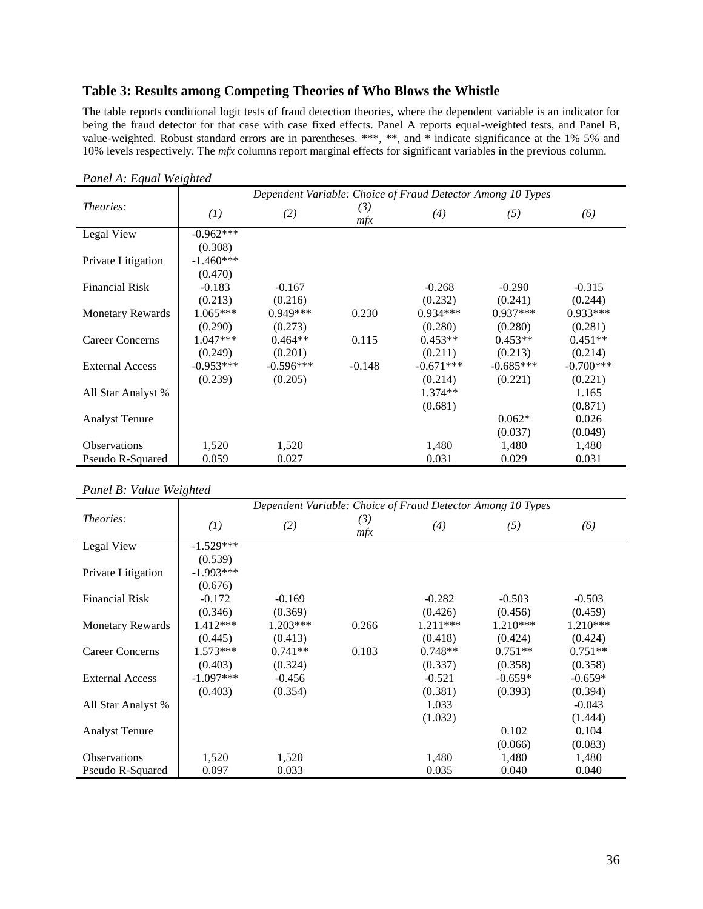### Table 3: Results among Competing Theories of Who Blows the Whistle

The table reports conditional logit tests of fraud detection theories, where the dependent variable is an indicator for being the fraud detector for that case with case fixed effects. Panel A reports equal-weighted tests, and Panel B, value-weighted. Robust standard errors are in parentheses. ***, **, and * indicate significance at the 1% 5% and 10% levels respectively. The *mfx* columns report marginal effects for significant variables in the previous column.

*Panel A: Equal Weighted*

| *Theories:* | *Dependent Variable: Choice of Fraud Detector Among 10 Types* | | | | | |
|---|---|---|---|---|---|---|
| | *(1)* | *(2)* | *(3) mfx* | *(4)* | *(5)* | *(6)* |
| Legal View | -0.962*** | | | | | |
| | (0.308) | | | | | |
| Private Litigation | -1.460*** | | | | | |
| | (0.470) | | | | | |
| Financial Risk | -0.183 | -0.167 | | -0.268 | -0.290 | -0.315 |
| | (0.213) | (0.216) | | (0.232) | (0.241) | (0.244) |
| Monetary Rewards | 1.065*** | 0.949*** | 0.230 | 0.934*** | 0.937*** | 0.933*** |
| | (0.290) | (0.273) | | (0.280) | (0.280) | (0.281) |
| Career Concerns | 1.047*** | 0.464** | 0.115 | 0.453** | 0.453** | 0.451** |
| | (0.249) | (0.201) | | (0.211) | (0.213) | (0.214) |
| External Access | -0.953*** | -0.596*** | -0.148 | -0.671*** | -0.685*** | -0.700*** |
| | (0.239) | (0.205) | | (0.214) | (0.221) | (0.221) |
| All Star Analyst % | | | | 1.374** | | 1.165 |
| | | | | (0.681) | | (0.871) |
| Analyst Tenure | | | | | 0.062* | 0.026 |
| | | | | | (0.037) | (0.049) |
| Observations | 1,520 | 1,520 | | 1,480 | 1,480 | 1,480 |
| Pseudo R-Squared | 0.059 | 0.027 | | 0.031 | 0.029 | 0.031 |

*Panel B: Value Weighted*

| *Theories:* | *Dependent Variable: Choice of Fraud Detector Among 10 Types* | | | | | |
|---|---|---|---|---|---|---|
| | *(1)* | *(2)* | *(3) mfx* | *(4)* | *(5)* | *(6)* |
| Legal View | -1.529*** | | | | | |
| | (0.539) | | | | | |
| Private Litigation | -1.993*** | | | | | |
| | (0.676) | | | | | |
| Financial Risk | -0.172 | -0.169 | | -0.282 | -0.503 | -0.503 |
| | (0.346) | (0.369) | | (0.426) | (0.456) | (0.459) |
| Monetary Rewards | 1.412*** | 1.203*** | 0.266 | 1.211*** | 1.210*** | 1.210*** |
| | (0.445) | (0.413) | | (0.418) | (0.424) | (0.424) |
| Career Concerns | 1.573*** | 0.741** | 0.183 | 0.748** | 0.751** | 0.751** |
| | (0.403) | (0.324) | | (0.337) | (0.358) | (0.358) |
| External Access | -1.097*** | -0.456 | | -0.521 | -0.659* | -0.659* |
| | (0.403) | (0.354) | | (0.381) | (0.393) | (0.394) |
| All Star Analyst % | | | | 1.033 | | -0.043 |
| | | | | (1.032) | | (1.444) |
| Analyst Tenure | | | | | 0.102 | 0.104 |
| | | | | | (0.066) | (0.083) |
| Observations | 1,520 | 1,520 | | 1,480 | 1,480 | 1,480 |
| Pseudo R-Squared | 0.097 | 0.033 | | 0.035 | 0.040 | 0.040 |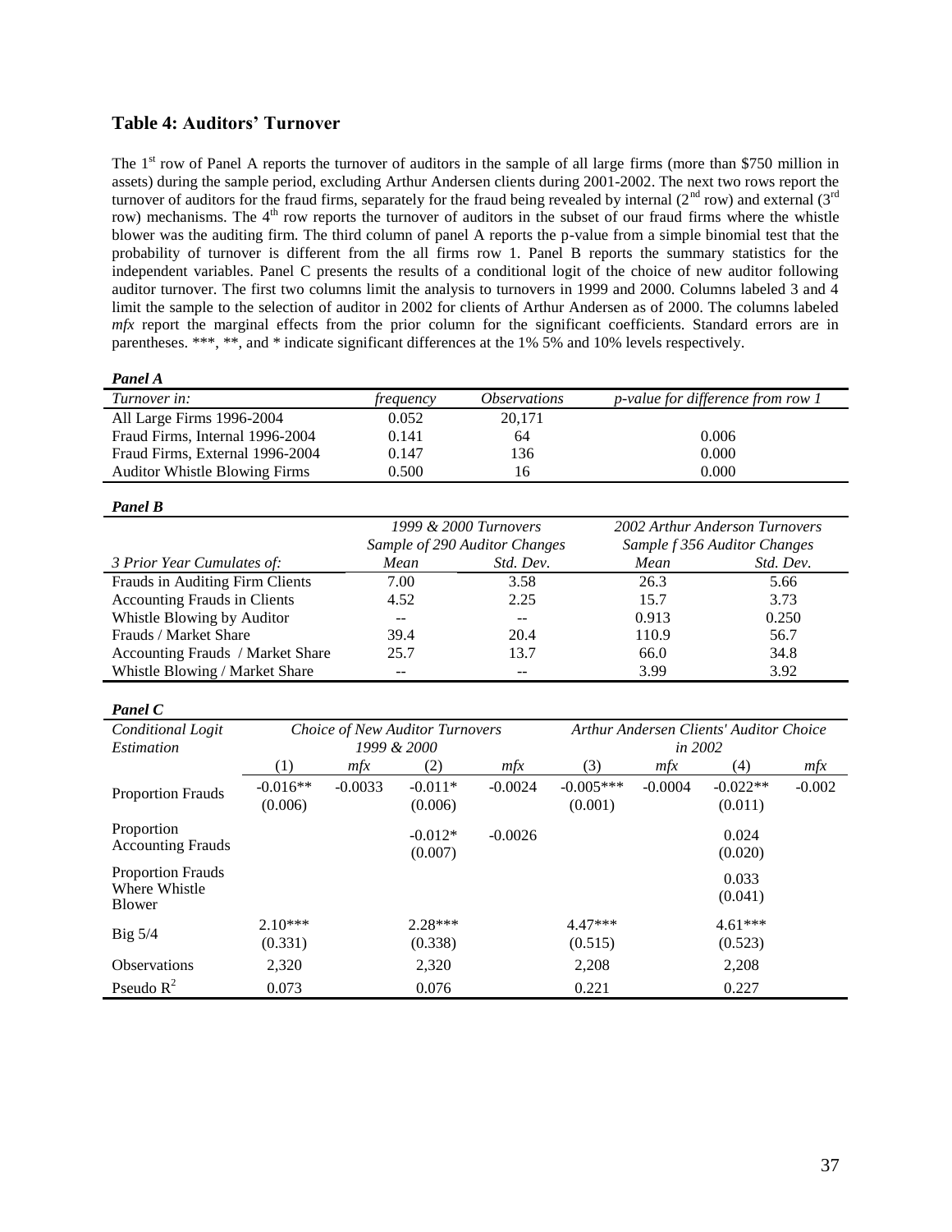## Table 4: Auditors' Turnover

The 1st row of Panel A reports the turnover of auditors in the sample of all large firms (more than \$750 million in assets) during the sample period, excluding Arthur Andersen clients during 2001-2002. The next two rows report the turnover of auditors for the fraud firms, separately for the fraud being revealed by internal (2nd row) and external (3rd row) mechanisms. The 4th row reports the turnover of auditors in the subset of our fraud firms where the whistle blower was the auditing firm. The third column of panel A reports the p-value from a simple binomial test that the probability of turnover is different from the all firms row 1. Panel B reports the summary statistics for the independent variables. Panel C presents the results of a conditional logit of the choice of new auditor following auditor turnover. The first two columns limit the analysis to turnovers in 1999 and 2000. Columns labeled 3 and 4 limit the sample to the selection of auditor in 2002 for clients of Arthur Andersen as of 2000. The columns labeled *mfx* report the marginal effects from the prior column for the significant coefficients. Standard errors are in parentheses. \*\*\*, \*\*, and \* indicate significant differences at the 1% 5% and 10% levels respectively.

***Panel A***

| *Turnover in:* | *frequency* | *Observations* | *p-value for difference from row 1* |
|---|---|---|---|
| All Large Firms 1996-2004 | 0.052 | 20,171 | |
| Fraud Firms, Internal 1996-2004 | 0.141 | 64 | 0.006 |
| Fraud Firms, External 1996-2004 | 0.147 | 136 | 0.000 |
| Auditor Whistle Blowing Firms | 0.500 | 16 | 0.000 |

***Panel B***

| | *1999 & 2000 Turnovers* | | *2002 Arthur Anderson Turnovers* | |
|---|---|---|---|---|
| | *Sample of 290 Auditor Changes* | | *Sample f 356 Auditor Changes* | |
| *3 Prior Year Cumulates of:* | *Mean* | *Std. Dev.* | *Mean* | *Std. Dev.* |
| Frauds in Auditing Firm Clients | 7.00 | 3.58 | 26.3 | 5.66 |
| Accounting Frauds in Clients | 4.52 | 2.25 | 15.7 | 3.73 |
| Whistle Blowing by Auditor | -- | -- | 0.913 | 0.250 |
| Frauds / Market Share | 39.4 | 20.4 | 110.9 | 56.7 |
| Accounting Frauds / Market Share | 25.7 | 13.7 | 66.0 | 34.8 |
| Whistle Blowing / Market Share | -- | -- | 3.99 | 3.92 |

***Panel C***

| *Conditional Logit Estimation* | *Choice of New Auditor Turnovers 1999 & 2000* | | | | *Arthur Andersen Clients' Auditor Choice in 2002* | | | |
|---|---|---|---|---|---|---|---|---|
| | (1) | *mfx* | (2) | *mfx* | (3) | *mfx* | (4) | *mfx* |
| Proportion Frauds | -0.016\*\* (0.006) | -0.0033 | -0.011\* (0.006) | -0.0024 | -0.005\*\*\* (0.001) | -0.0004 | -0.022\*\* (0.011) | -0.002 |
| Proportion Accounting Frauds | | | -0.012\* (0.007) | -0.0026 | | | 0.024 (0.020) | |
| Proportion Frauds Where Whistle Blower | | | | | | | 0.033 (0.041) | |
| Big 5/4 | 2.10\*\*\* (0.331) | | 2.28\*\*\* (0.338) | | 4.47\*\*\* (0.515) | | 4.61\*\*\* (0.523) | |
| Observations | 2,320 | | 2,320 | | 2,208 | | 2,208 | |
| Pseudo $R^2$ | 0.073 | | 0.076 | | 0.221 | | 0.227 | |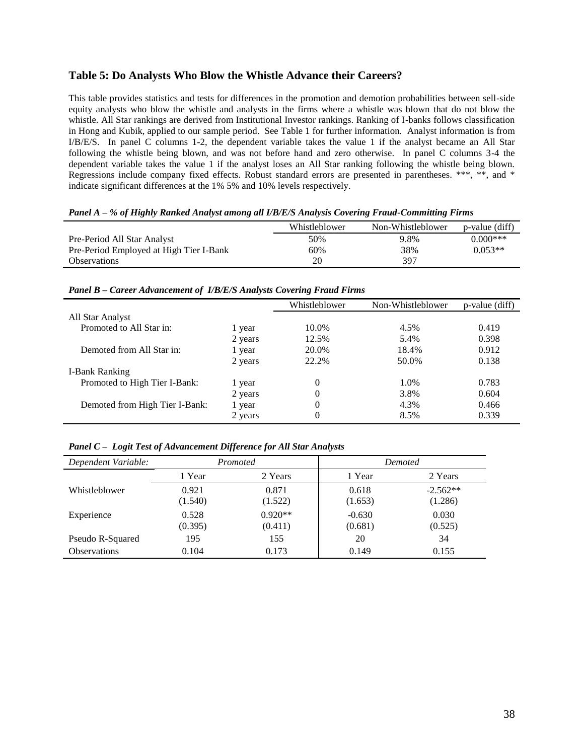## Table 5: Do Analysts Who Blow the Whistle Advance their Careers?

This table provides statistics and tests for differences in the promotion and demotion probabilities between sell-side equity analysts who blow the whistle and analysts in the firms where a whistle was blown that do not blow the whistle. All Star rankings are derived from Institutional Investor rankings. Ranking of I-banks follows classification in Hong and Kubik, applied to our sample period. See Table 1 for further information. Analyst information is from I/B/E/S. In panel C columns 1-2, the dependent variable takes the value 1 if the analyst became an All Star following the whistle being blown, and was not before hand and zero otherwise. In panel C columns 3-4 the dependent variable takes the value 1 if the analyst loses an All Star ranking following the whistle being blown. Regressions include company fixed effects. Robust standard errors are presented in parentheses. ***, **, and * indicate significant differences at the 1% 5% and 10% levels respectively.

***Panel A – % of Highly Ranked Analyst among all I/B/E/S Analysis Covering Fraud-Committing Firms***

| | Whistleblower | Non-Whistleblower | p-value (diff) |
|---|---|---|---|
| Pre-Period All Star Analyst | 50% | 9.8% | 0.000*** |
| Pre-Period Employed at High Tier I-Bank | 60% | 38% | 0.053** |
| Observations | 20 | 397 | |

***Panel B – Career Advancement of I/B/E/S Analysts Covering Fraud Firms***

| | | Whistleblower | Non-Whistleblower | p-value (diff) |
|---|---|---|---|---|
| All Star Analyst | | | | |
| Promoted to All Star in: | 1 year | 10.0% | 4.5% | 0.419 |
| | 2 years | 12.5% | 5.4% | 0.398 |
| Demoted from All Star in: | 1 year | 20.0% | 18.4% | 0.912 |
| | 2 years | 22.2% | 50.0% | 0.138 |
| I-Bank Ranking | | | | |
| Promoted to High Tier I-Bank: | 1 year | 0 | 1.0% | 0.783 |
| | 2 years | 0 | 3.8% | 0.604 |
| Demoted from High Tier I-Bank: | 1 year | 0 | 4.3% | 0.466 |
| | 2 years | 0 | 8.5% | 0.339 |

***Panel C – Logit Test of Advancement Difference for All Star Analysts***

| *Dependent Variable:* | *Promoted* | | *Demoted* | |
|---|---|---|---|---|
| | 1 Year | 2 Years | 1 Year | 2 Years |
| Whistleblower | 0.921 | 0.871 | 0.618 | -2.562** |
| | (1.540) | (1.522) | (1.653) | (1.286) |
| Experience | 0.528 | 0.920** | -0.630 | 0.030 |
| | (0.395) | (0.411) | (0.681) | (0.525) |
| Pseudo R-Squared | 195 | 155 | 20 | 34 |
| Observations | 0.104 | 0.173 | 0.149 | 0.155 |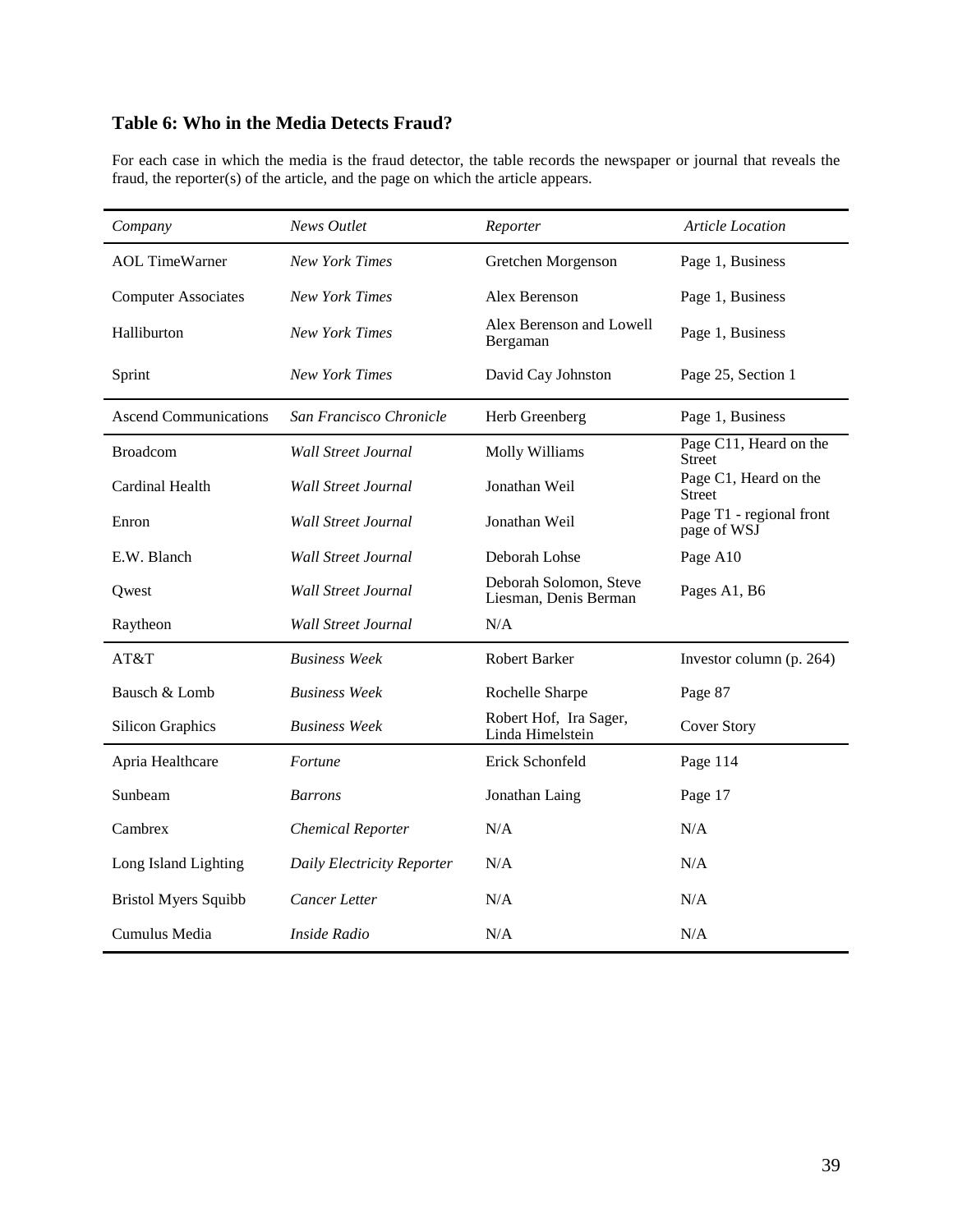### Table 6: Who in the Media Detects Fraud?

For each case in which the media is the fraud detector, the table records the newspaper or journal that reveals the fraud, the reporter(s) of the article, and the page on which the article appears.

| *Company* | *News Outlet* | *Reporter* | *Article Location* |
|---|---|---|---|
| AOL TimeWarner | *New York Times* | Gretchen Morgenson | Page 1, Business |
| Computer Associates | *New York Times* | Alex Berenson | Page 1, Business |
| Halliburton | *New York Times* | Alex Berenson and Lowell Bergaman | Page 1, Business |
| Sprint | *New York Times* | David Cay Johnston | Page 25, Section 1 |
| Ascend Communications | *San Francisco Chronicle* | Herb Greenberg | Page 1, Business |
| Broadcom | *Wall Street Journal* | Molly Williams | Page C11, Heard on the Street |
| Cardinal Health | *Wall Street Journal* | Jonathan Weil | Page C1, Heard on the Street |
| Enron | *Wall Street Journal* | Jonathan Weil | Page T1 - regional front page of WSJ |
| E.W. Blanch | *Wall Street Journal* | Deborah Lohse | Page A10 |
| Qwest | *Wall Street Journal* | Deborah Solomon, Steve Liesman, Denis Berman | Pages A1, B6 |
| Raytheon | *Wall Street Journal* | N/A | |
| AT&T | *Business Week* | Robert Barker | Investor column (p. 264) |
| Bausch & Lomb | *Business Week* | Rochelle Sharpe | Page 87 |
| Silicon Graphics | *Business Week* | Robert Hof, Ira Sager, Linda Himelstein | Cover Story |
| Apria Healthcare | *Fortune* | Erick Schonfeld | Page 114 |
| Sunbeam | *Barrons* | Jonathan Laing | Page 17 |
| Cambrex | *Chemical Reporter* | N/A | N/A |
| Long Island Lighting | *Daily Electricity Reporter* | N/A | N/A |
| Bristol Myers Squibb | *Cancer Letter* | N/A | N/A |
| Cumulus Media | *Inside Radio* | N/A | N/A |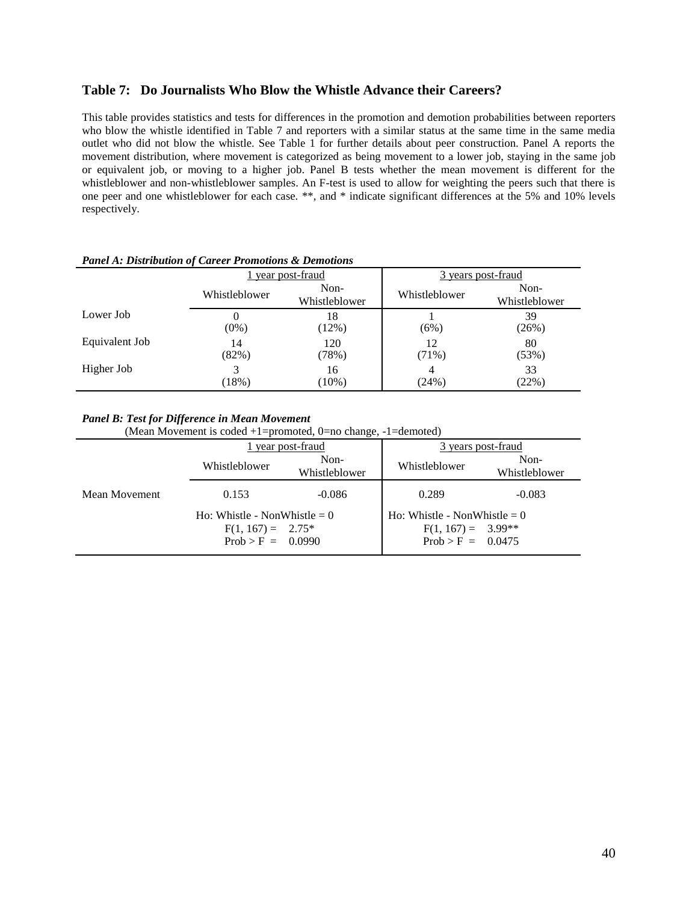## Table 7: Do Journalists Who Blow the Whistle Advance their Careers?

This table provides statistics and tests for differences in the promotion and demotion probabilities between reporters who blow the whistle identified in Table 7 and reporters with a similar status at the same time in the same media outlet who did not blow the whistle. See Table 1 for further details about peer construction. Panel A reports the movement distribution, where movement is categorized as being movement to a lower job, staying in the same job or equivalent job, or moving to a higher job. Panel B tests whether the mean movement is different for the whistleblower and non-whistleblower samples. An F-test is used to allow for weighting the peers such that there is one peer and one whistleblower for each case. **, and * indicate significant differences at the 5% and 10% levels respectively.

***Panel A: Distribution of Career Promotions & Demotions***

| | 1 year post-fraud | | 3 years post-fraud | |
|---|---|---|---|---|
| | Whistleblower | Non-Whistleblower | Whistleblower | Non-Whistleblower |
| Lower Job | 0<br>(0%) | 18<br>(12%) | 1<br>(6%) | 39<br>(26%) |
| Equivalent Job | 14<br>(82%) | 120<br>(78%) | 12<br>(71%) | 80<br>(53%) |
| Higher Job | 3<br>(18%) | 16<br>(10%) | 4<br>(24%) | 33<br>(22%) |

***Panel B: Test for Difference in Mean Movement***

(Mean Movement is coded +1=promoted, 0=no change, -1=demoted)

| | 1 year post-fraud | | 3 years post-fraud | |
|---|---|---|---|---|
| | Whistleblower | Non-Whistleblower | Whistleblower | Non-Whistleblower |
| Mean Movement | 0.153 | -0.086 | 0.289 | -0.083 |
| | Ho: Whistle - NonWhistle = 0<br>F(1, 167) = 2.75*<br>Prob > F = 0.0990 | | Ho: Whistle - NonWhistle = 0<br>F(1, 167) = 3.99**<br>Prob > F = 0.0475 | |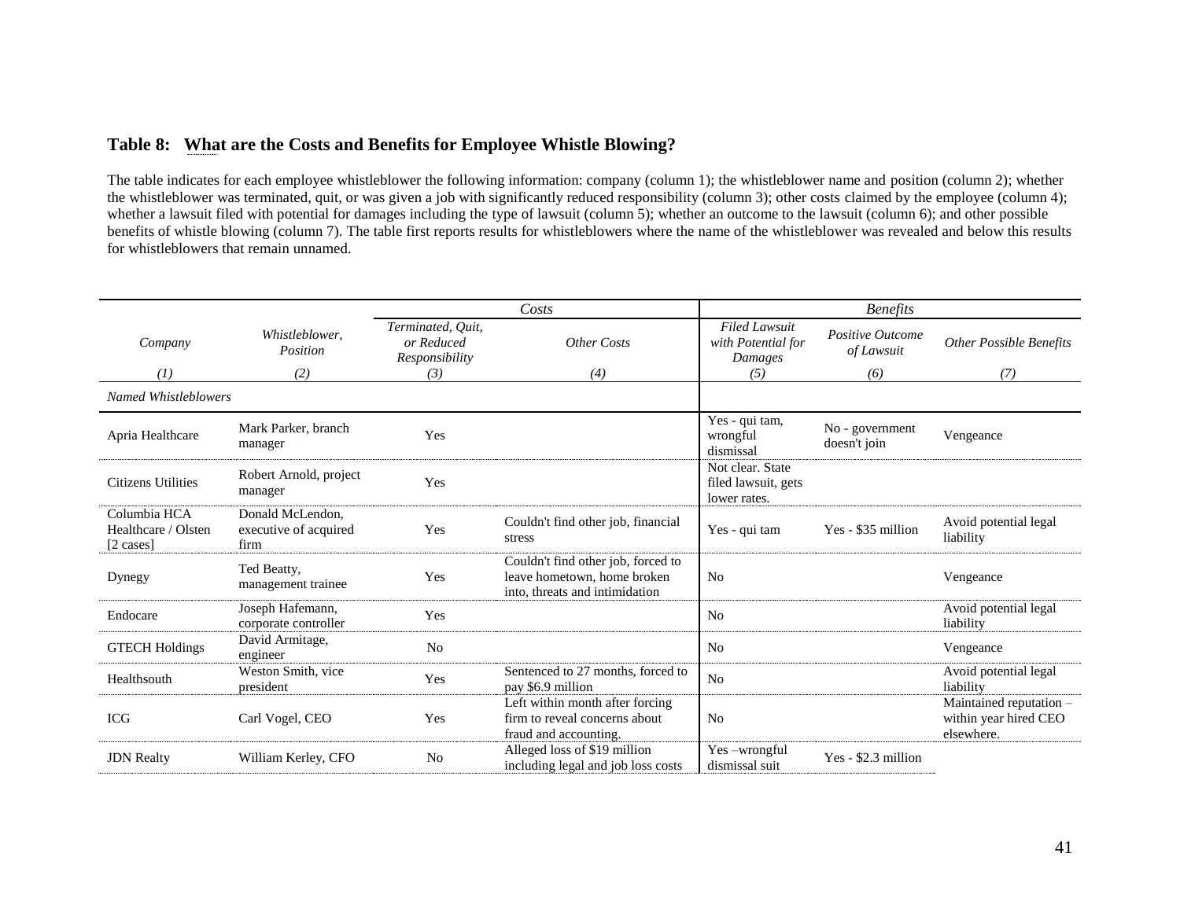## Table 8: What are the Costs and Benefits for Employee Whistle Blowing?

The table indicates for each employee whistleblower the following information: company (column 1); the whistleblower name and position (column 2); whether the whistleblower was terminated, quit, or was given a job with significantly reduced responsibility (column 3); other costs claimed by the employee (column 4); whether a lawsuit filed with potential for damages including the type of lawsuit (column 5); whether an outcome to the lawsuit (column 6); and other possible benefits of whistle blowing (column 7). The table first reports results for whistleblowers where the name of the whistleblower was revealed and below this results for whistleblowers that remain unnamed.

| | | *Costs* | | *Benefits* | | |
|---|---|---|---|---|---|---|
| *Company* | *Whistleblower, Position* | *Terminated, Quit, or Reduced Responsibility* | *Other Costs* | *Filed Lawsuit with Potential for Damages* | *Positive Outcome of Lawsuit* | *Other Possible Benefits* |
| *(1)* | *(2)* | *(3)* | *(4)* | *(5)* | *(6)* | *(7)* |
| *Named Whistleblowers* | | | | | | |
| Apria Healthcare | Mark Parker, branch manager | Yes | | Yes - qui tam, wrongful dismissal | No - government doesn't join | Vengeance |
| Citizens Utilities | Robert Arnold, project manager | Yes | | Not clear. State filed lawsuit, gets lower rates. | | |
| Columbia HCA Healthcare / Olsten [2 cases] | Donald McLendon, executive of acquired firm | Yes | Couldn't find other job, financial stress | Yes - qui tam | Yes - $35 million | Avoid potential legal liability |
| Dynegy | Ted Beatty, management trainee | Yes | Couldn't find other job, forced to leave hometown, home broken into, threats and intimidation | No | | Vengeance |
| Endocare | Joseph Hafemann, corporate controller | Yes | | No | | Avoid potential legal liability |
| GTECH Holdings | David Armitage, engineer | No | | No | | Vengeance |
| Healthsouth | Weston Smith, vice president | Yes | Sentenced to 27 months, forced to pay $6.9 million | No | | Avoid potential legal liability |
| ICG | Carl Vogel, CEO | Yes | Left within month after forcing firm to reveal concerns about fraud and accounting. | No | | Maintained reputation – within year hired CEO elsewhere. |
| JDN Realty | William Kerley, CFO | No | Alleged loss of $19 million including legal and job loss costs | Yes –wrongful dismissal suit | Yes - $2.3 million | |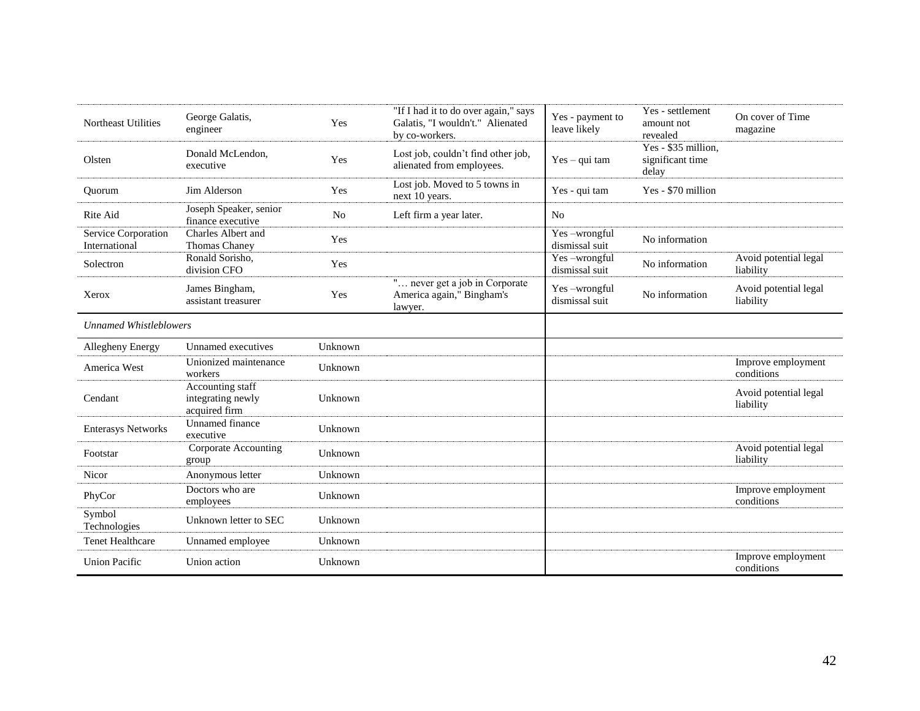| | | | | | | |
|---|---|---|---|---|---|---|
| Northeast Utilities | George Galatis, engineer | Yes | "If I had it to do over again," says Galatis, "I wouldn't." Alienated by co-workers. | Yes - payment to leave likely | Yes - settlement amount not revealed | On cover of Time magazine |
| Olsten | Donald McLendon, executive | Yes | Lost job, couldn't find other job, alienated from employees. | Yes – qui tam | Yes - $35 million, significant time delay | |
| Quorum | Jim Alderson | Yes | Lost job. Moved to 5 towns in next 10 years. | Yes - qui tam | Yes - $70 million | |
| Rite Aid | Joseph Speaker, senior finance executive | No | Left firm a year later. | No | | |
| Service Corporation International | Charles Albert and Thomas Chaney | Yes | | Yes –wrongful dismissal suit | No information | |
| Solectron | Ronald Sorisho, division CFO | Yes | | Yes –wrongful dismissal suit | No information | Avoid potential legal liability |
| Xerox | James Bingham, assistant treasurer | Yes | "… never get a job in Corporate America again," Bingham's lawyer. | Yes –wrongful dismissal suit | No information | Avoid potential legal liability |
| *Unnamed Whistleblowers* | | | | | | |
| Allegheny Energy | Unnamed executives | Unknown | | | | |
| America West | Unionized maintenance workers | Unknown | | | | Improve employment conditions |
| Cendant | Accounting staff integrating newly acquired firm | Unknown | | | | Avoid potential legal liability |
| Enterasys Networks | Unnamed finance executive | Unknown | | | | |
| Footstar | Corporate Accounting group | Unknown | | | | Avoid potential legal liability |
| Nicor | Anonymous letter | Unknown | | | | |
| PhyCor | Doctors who are employees | Unknown | | | | Improve employment conditions |
| Symbol Technologies | Unknown letter to SEC | Unknown | | | | |
| Tenet Healthcare | Unnamed employee | Unknown | | | | |
| Union Pacific | Union action | Unknown | | | | Improve employment conditions |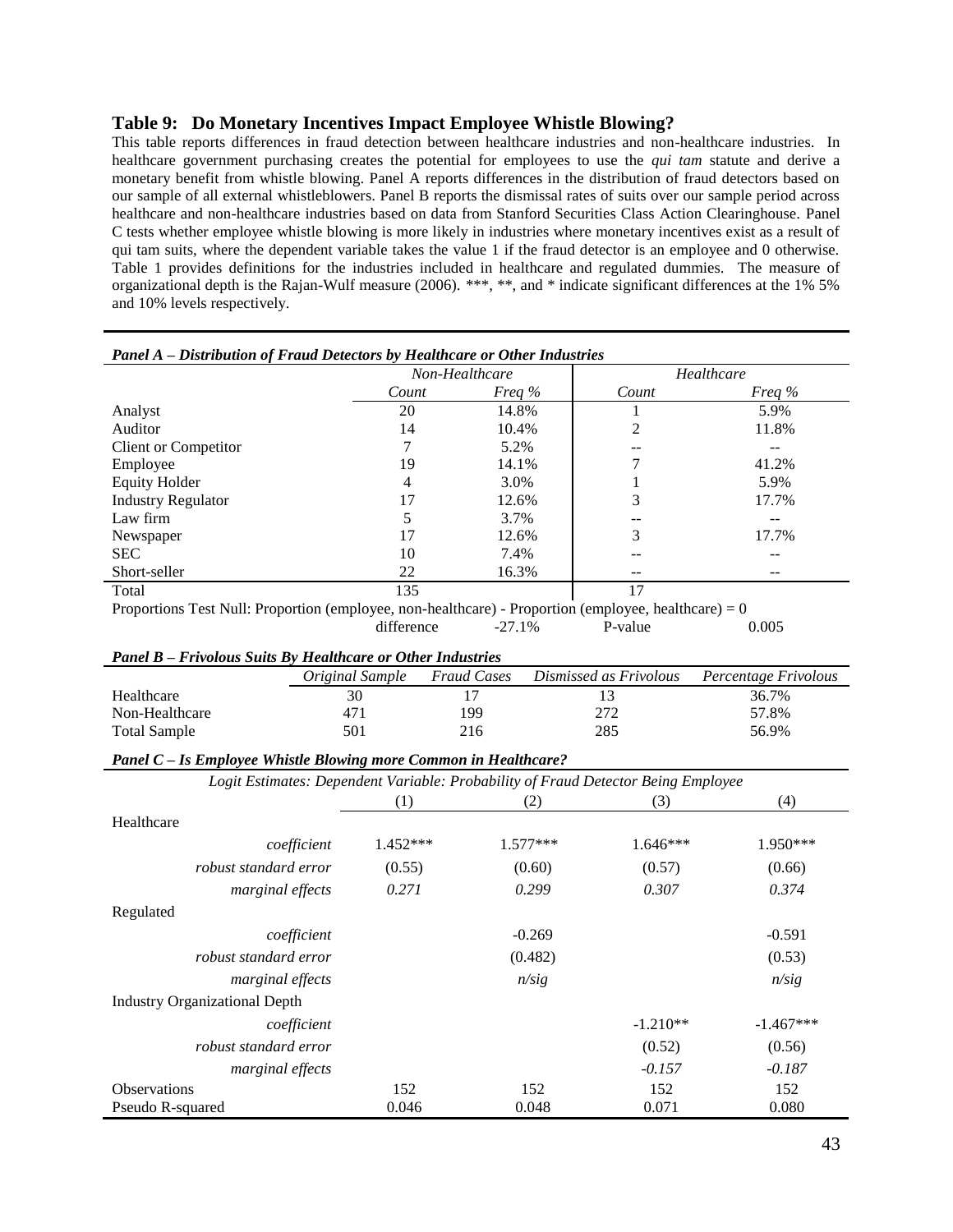### Table 9: Do Monetary Incentives Impact Employee Whistle Blowing?

This table reports differences in fraud detection between healthcare industries and non-healthcare industries. In healthcare government purchasing creates the potential for employees to use the *qui tam* statute and derive a monetary benefit from whistle blowing. Panel A reports differences in the distribution of fraud detectors based on our sample of all external whistleblowers. Panel B reports the dismissal rates of suits over our sample period across healthcare and non-healthcare industries based on data from Stanford Securities Class Action Clearinghouse. Panel C tests whether employee whistle blowing is more likely in industries where monetary incentives exist as a result of qui tam suits, where the dependent variable takes the value 1 if the fraud detector is an employee and 0 otherwise. Table 1 provides definitions for the industries included in healthcare and regulated dummies. The measure of organizational depth is the Rajan-Wulf measure (2006). ***, **, and * indicate significant differences at the 1% 5% and 10% levels respectively.

***Panel A – Distribution of Fraud Detectors by Healthcare or Other Industries***

| | *Non-Healthcare* | | *Healthcare* | |
|---|---|---|---|---|
| | *Count* | *Freq %* | *Count* | *Freq %* |
| Analyst | 20 | 14.8% | 1 | 5.9% |
| Auditor | 14 | 10.4% | 2 | 11.8% |
| Client or Competitor | 7 | 5.2% | -- | -- |
| Employee | 19 | 14.1% | 7 | 41.2% |
| Equity Holder | 4 | 3.0% | 1 | 5.9% |
| Industry Regulator | 17 | 12.6% | 3 | 17.7% |
| Law firm | 5 | 3.7% | -- | -- |
| Newspaper | 17 | 12.6% | 3 | 17.7% |
| SEC | 10 | 7.4% | -- | -- |
| Short-seller | 22 | 16.3% | -- | -- |
| Total | 135 | | 17 | |

Proportions Test Null: Proportion (employee, non-healthcare) - Proportion (employee, healthcare) = 0

| | difference | -27.1% | P-value | 0.005 |
|---|---|---|---|---|

***Panel B – Frivolous Suits By Healthcare or Other Industries***

| | *Original Sample* | *Fraud Cases* | *Dismissed as Frivolous* | *Percentage Frivolous* |
|---|---|---|---|---|
| Healthcare | 30 | 17 | 13 | 36.7% |
| Non-Healthcare | 471 | 199 | 272 | 57.8% |
| Total Sample | 501 | 216 | 285 | 56.9% |

***Panel C – Is Employee Whistle Blowing more Common in Healthcare?***

*Logit Estimates: Dependent Variable: Probability of Fraud Detector Being Employee*

| | (1) | (2) | (3) | (4) |
|---|---|---|---|---|
| Healthcare | | | | |
| *coefficient* | 1.452*** | 1.577*** | 1.646*** | 1.950*** |
| *robust standard error* | (0.55) | (0.60) | (0.57) | (0.66) |
| *marginal effects* | *0.271* | *0.299* | *0.307* | *0.374* |
| Regulated | | | | |
| *coefficient* | | -0.269 | | -0.591 |
| *robust standard error* | | (0.482) | | (0.53) |
| *marginal effects* | | *n/sig* | | *n/sig* |
| Industry Organizational Depth | | | | |
| *coefficient* | | | -1.210** | -1.467*** |
| *robust standard error* | | | (0.52) | (0.56) |
| *marginal effects* | | | *-0.157* | *-0.187* |
| Observations | 152 | 152 | 152 | 152 |
| Pseudo R-squared | 0.046 | 0.048 | 0.071 | 0.080 |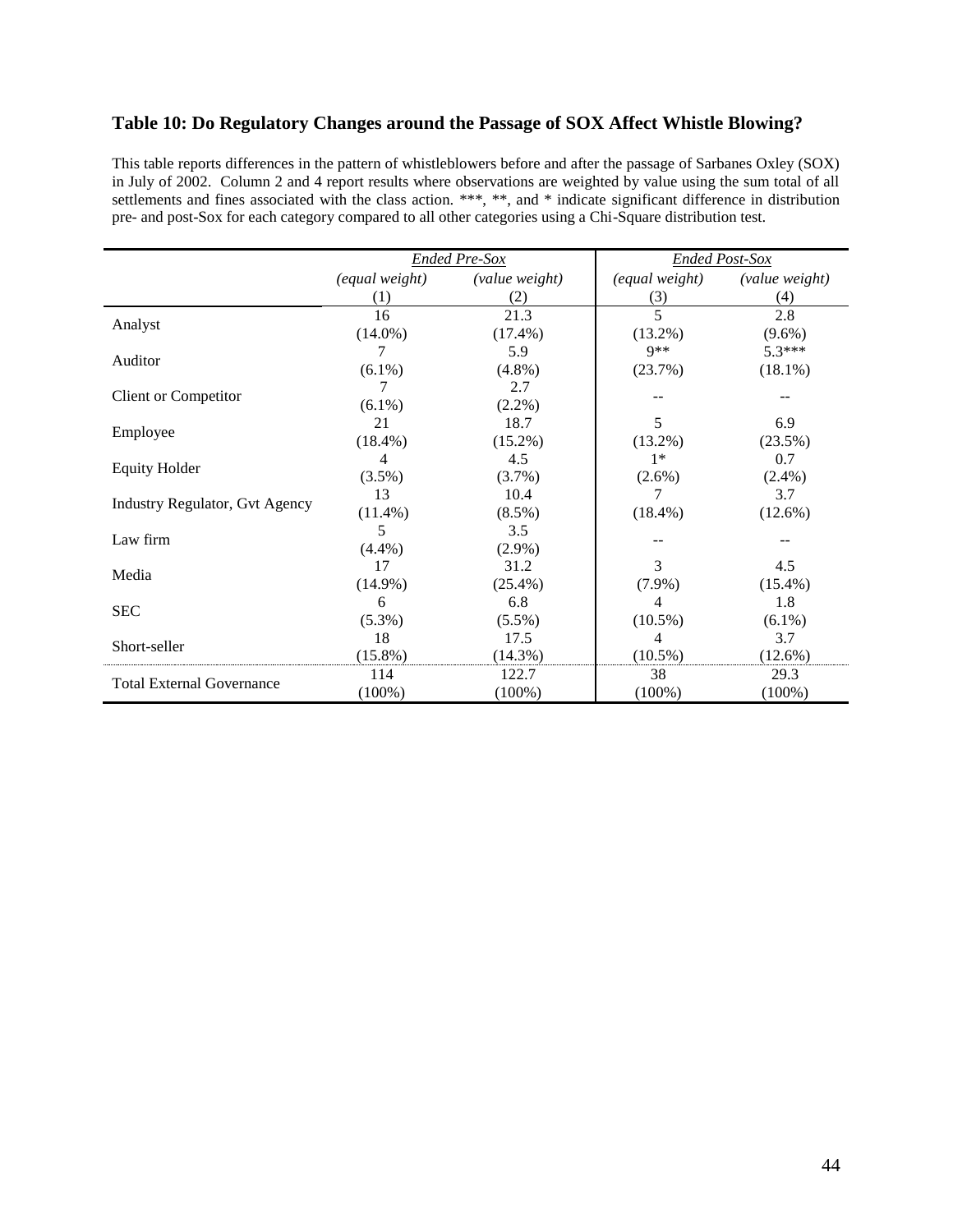### Table 10: Do Regulatory Changes around the Passage of SOX Affect Whistle Blowing?

This table reports differences in the pattern of whistleblowers before and after the passage of Sarbanes Oxley (SOX) in July of 2002. Column 2 and 4 report results where observations are weighted by value using the sum total of all settlements and fines associated with the class action. ***, **, and * indicate significant difference in distribution pre- and post-Sox for each category compared to all other categories using a Chi-Square distribution test.

| | *Ended Pre-Sox* | | *Ended Post-Sox* | |
|---|---|---|---|---|
| | *(equal weight)* (1) | *(value weight)* (2) | *(equal weight)* (3) | *(value weight)* (4) |
| Analyst | 16 (14.0%) | 21.3 (17.4%) | 5 (13.2%) | 2.8 (9.6%) |
| Auditor | 7 (6.1%) | 5.9 (4.8%) | 9** (23.7%) | 5.3*** (18.1%) |
| Client or Competitor | 7 (6.1%) | 2.7 (2.2%) | -- | -- |
| Employee | 21 (18.4%) | 18.7 (15.2%) | 5 (13.2%) | 6.9 (23.5%) |
| Equity Holder | 4 (3.5%) | 4.5 (3.7%) | 1* (2.6%) | 0.7 (2.4%) |
| Industry Regulator, Gvt Agency | 13 (11.4%) | 10.4 (8.5%) | 7 (18.4%) | 3.7 (12.6%) |
| Law firm | 5 (4.4%) | 3.5 (2.9%) | -- | -- |
| Media | 17 (14.9%) | 31.2 (25.4%) | 3 (7.9%) | 4.5 (15.4%) |
| SEC | 6 (5.3%) | 6.8 (5.5%) | 4 (10.5%) | 1.8 (6.1%) |
| Short-seller | 18 (15.8%) | 17.5 (14.3%) | 4 (10.5%) | 3.7 (12.6%) |
| Total External Governance | 114 (100%) | 122.7 (100%) | 38 (100%) | 29.3 (100%) |